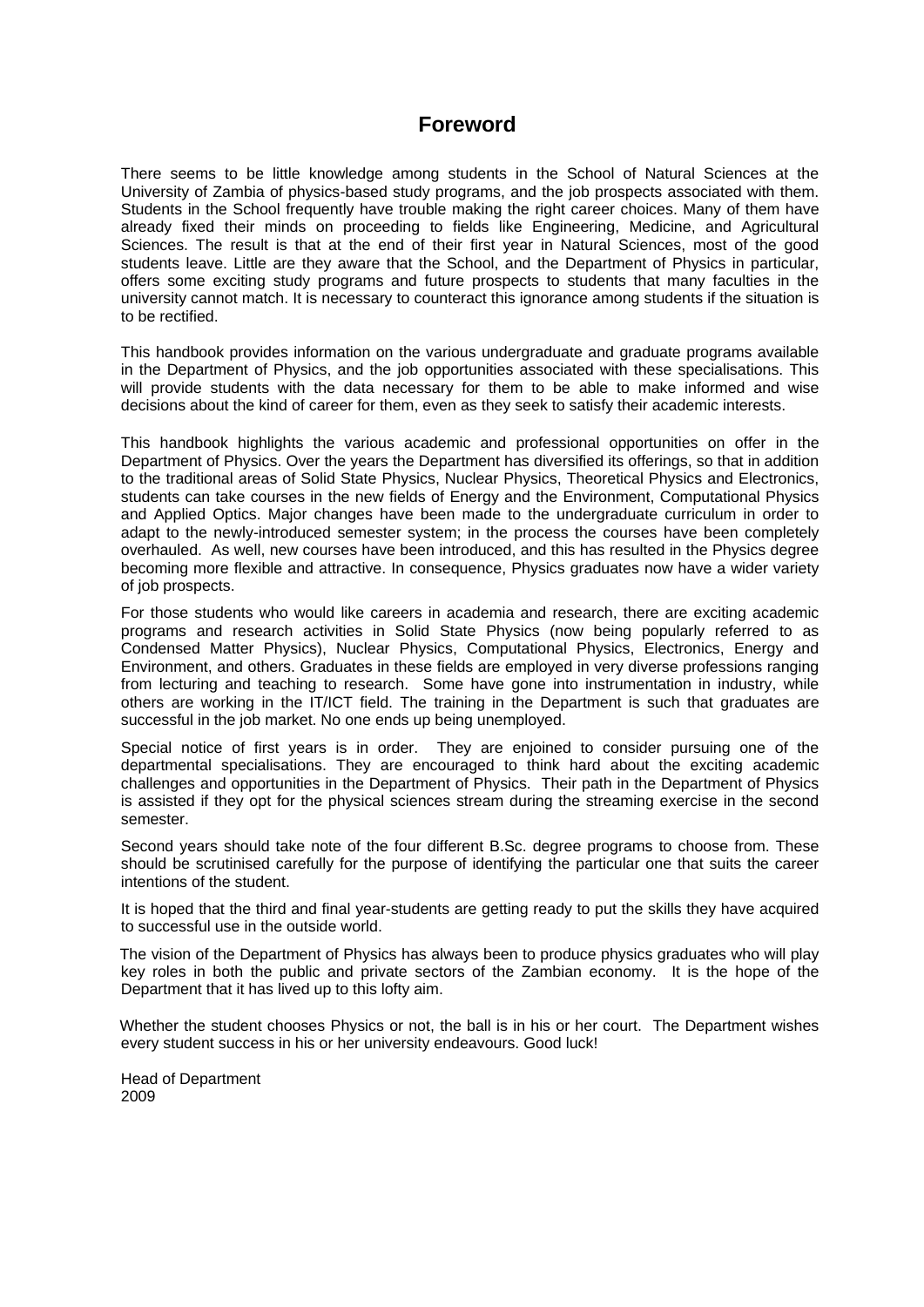# Foreword

There seems to be little knowledge among students in the School of Natural Sciences at the University of Zambia of physics-based study programs, and the job prospects associated with them. Students in the School frequently have trouble making the right career choices. Many of them have already fixed their minds on proceeding to fields like Engineering, Medicine, and Agricultural Sciences. The result is that at the end of their first year in Natural Sciences, most of the good students leave. Little are they aware that the School, and the Department of Physics in particular, offers some exciting study programs and future prospects to students that many faculties in the university cannot match. It is necessary to counteract this ignorance among students if the situation is to be rectified.

This handbook provides information on the various undergraduate and graduate programs available in the Department of Physics, and the job opportunities associated with these specialisations. This will provide students with the data necessary for them to be able to make informed and wise decisions about the kind of career for them, even as they seek to satisfy their academic interests.

This handbook highlights the various academic and professional opportunities on offer in the Department of Physics. Over the years the Department has diversified its offerings, so that in addition to the traditional areas of Solid State Physics, Nuclear Physics, Theoretical Physics and Electronics, students can take courses in the new fields of Energy and the Environment, Computational Physics and Applied Optics. Major changes have been made to the undergraduate curriculum in order to adapt to the newly-introduced semester system; in the process the courses have been completely overhauled. As well, new courses have been introduced, and this has resulted in the Physics degree becoming more flexible and attractive. In consequence, Physics graduates now have a wider variety of job prospects.

For those students who would like careers in academia and research, there are exciting academic programs and research activities in Solid State Physics (now being popularly referred to as Condensed Matter Physics), Nuclear Physics, Computational Physics, Electronics, Energy and Environment, and others. Graduates in these fields are employed in very diverse professions ranging from lecturing and teaching to research. Some have gone into instrumentation in industry, while others are working in the IT/ICT field. The training in the Department is such that graduates are successful in the job market. No one ends up being unemployed.

Special notice of first years is in order. They are enjoined to consider pursuing one of the departmental specialisations. They are encouraged to think hard about the exciting academic challenges and opportunities in the Department of Physics. Their path in the Department of Physics is assisted if they opt for the physical sciences stream during the streaming exercise in the second semester.

Second years should take note of the four different B.Sc. degree programs to choose from. These should be scrutinised carefully for the purpose of identifying the particular one that suits the career intentions of the student.

It is hoped that the third and final year-students are getting ready to put the skills they have acquired to successful use in the outside world.

The vision of the Department of Physics has always been to produce physics graduates who will play key roles in both the public and private sectors of the Zambian economy. It is the hope of the Department that it has lived up to this lofty aim.

Whether the student chooses Physics or not, the ball is in his or her court. The Department wishes every student success in his or her university endeavours. Good luck!

Head of Department
2009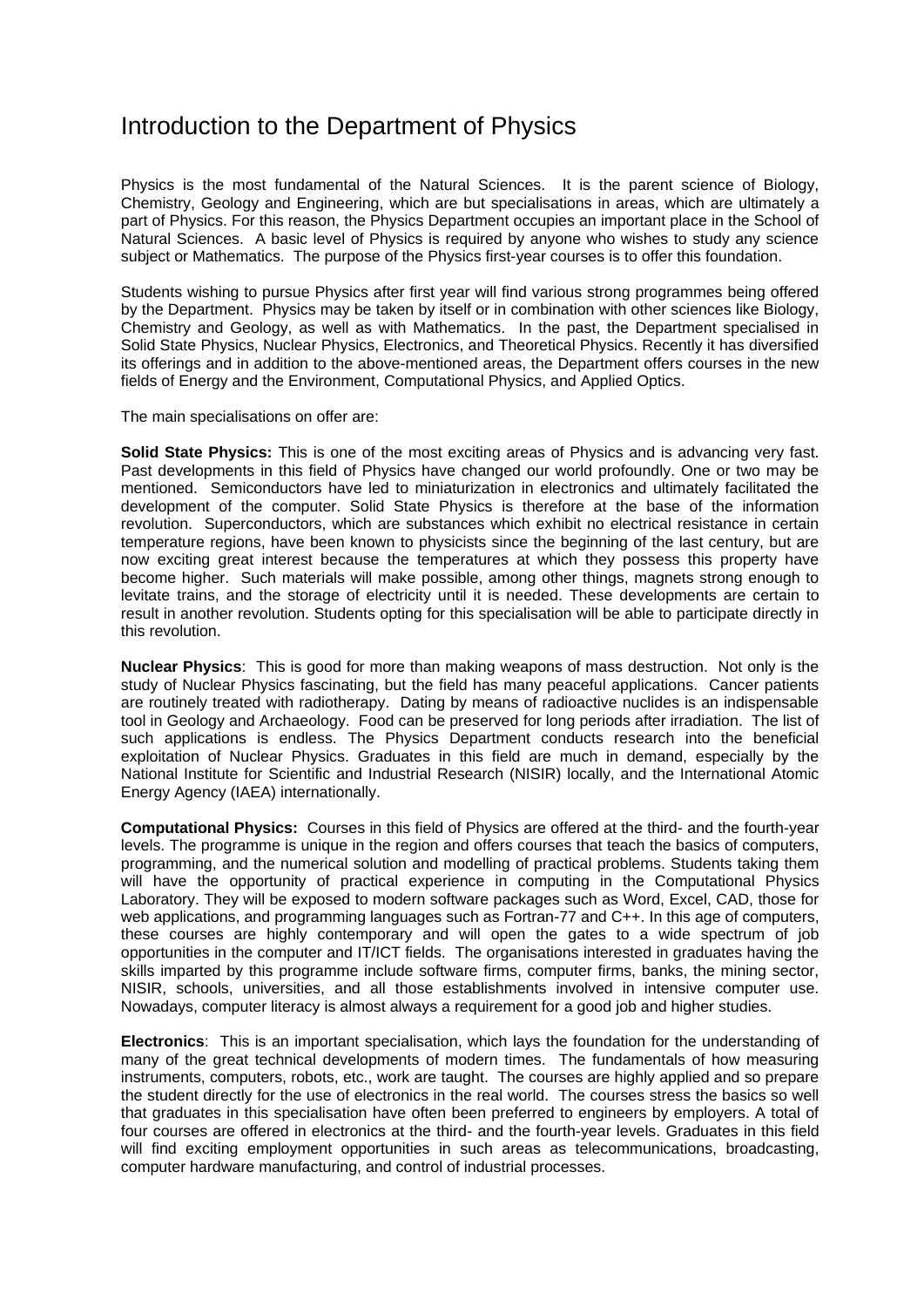# Introduction to the Department of Physics

Physics is the most fundamental of the Natural Sciences. It is the parent science of Biology, Chemistry, Geology and Engineering, which are but specialisations in areas, which are ultimately a part of Physics. For this reason, the Physics Department occupies an important place in the School of Natural Sciences. A basic level of Physics is required by anyone who wishes to study any science subject or Mathematics. The purpose of the Physics first-year courses is to offer this foundation.

Students wishing to pursue Physics after first year will find various strong programmes being offered by the Department. Physics may be taken by itself or in combination with other sciences like Biology, Chemistry and Geology, as well as with Mathematics. In the past, the Department specialised in Solid State Physics, Nuclear Physics, Electronics, and Theoretical Physics. Recently it has diversified its offerings and in addition to the above-mentioned areas, the Department offers courses in the new fields of Energy and the Environment, Computational Physics, and Applied Optics.

The main specialisations on offer are:

**Solid State Physics:** This is one of the most exciting areas of Physics and is advancing very fast. Past developments in this field of Physics have changed our world profoundly. One or two may be mentioned. Semiconductors have led to miniaturization in electronics and ultimately facilitated the development of the computer. Solid State Physics is therefore at the base of the information revolution. Superconductors, which are substances which exhibit no electrical resistance in certain temperature regions, have been known to physicists since the beginning of the last century, but are now exciting great interest because the temperatures at which they possess this property have become higher. Such materials will make possible, among other things, magnets strong enough to levitate trains, and the storage of electricity until it is needed. These developments are certain to result in another revolution. Students opting for this specialisation will be able to participate directly in this revolution.

**Nuclear Physics**: This is good for more than making weapons of mass destruction. Not only is the study of Nuclear Physics fascinating, but the field has many peaceful applications. Cancer patients are routinely treated with radiotherapy. Dating by means of radioactive nuclides is an indispensable tool in Geology and Archaeology. Food can be preserved for long periods after irradiation. The list of such applications is endless. The Physics Department conducts research into the beneficial exploitation of Nuclear Physics. Graduates in this field are much in demand, especially by the National Institute for Scientific and Industrial Research (NISIR) locally, and the International Atomic Energy Agency (IAEA) internationally.

**Computational Physics:** Courses in this field of Physics are offered at the third- and the fourth-year levels. The programme is unique in the region and offers courses that teach the basics of computers, programming, and the numerical solution and modelling of practical problems. Students taking them will have the opportunity of practical experience in computing in the Computational Physics Laboratory. They will be exposed to modern software packages such as Word, Excel, CAD, those for web applications, and programming languages such as Fortran-77 and C++. In this age of computers, these courses are highly contemporary and will open the gates to a wide spectrum of job opportunities in the computer and IT/ICT fields. The organisations interested in graduates having the skills imparted by this programme include software firms, computer firms, banks, the mining sector, NISIR, schools, universities, and all those establishments involved in intensive computer use. Nowadays, computer literacy is almost always a requirement for a good job and higher studies.

**Electronics**: This is an important specialisation, which lays the foundation for the understanding of many of the great technical developments of modern times. The fundamentals of how measuring instruments, computers, robots, etc., work are taught. The courses are highly applied and so prepare the student directly for the use of electronics in the real world. The courses stress the basics so well that graduates in this specialisation have often been preferred to engineers by employers. A total of four courses are offered in electronics at the third- and the fourth-year levels. Graduates in this field will find exciting employment opportunities in such areas as telecommunications, broadcasting, computer hardware manufacturing, and control of industrial processes.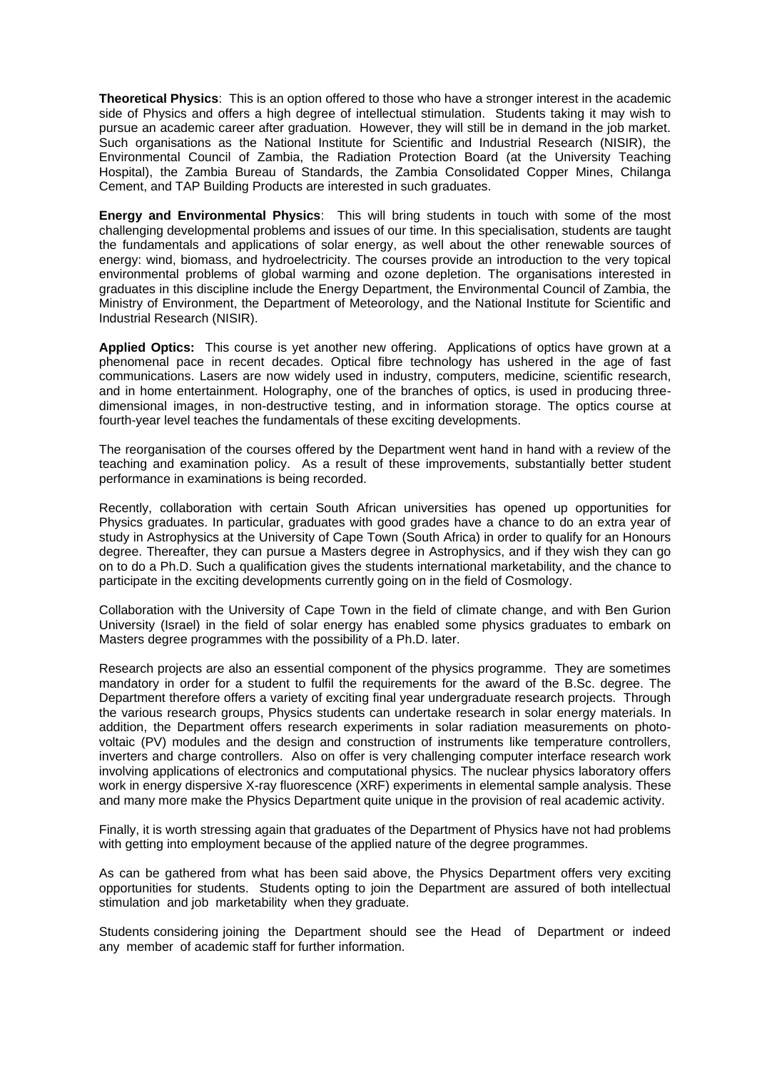**Theoretical Physics**: This is an option offered to those who have a stronger interest in the academic side of Physics and offers a high degree of intellectual stimulation. Students taking it may wish to pursue an academic career after graduation. However, they will still be in demand in the job market. Such organisations as the National Institute for Scientific and Industrial Research (NISIR), the Environmental Council of Zambia, the Radiation Protection Board (at the University Teaching Hospital), the Zambia Bureau of Standards, the Zambia Consolidated Copper Mines, Chilanga Cement, and TAP Building Products are interested in such graduates.

**Energy and Environmental Physics**: This will bring students in touch with some of the most challenging developmental problems and issues of our time. In this specialisation, students are taught the fundamentals and applications of solar energy, as well about the other renewable sources of energy: wind, biomass, and hydroelectricity. The courses provide an introduction to the very topical environmental problems of global warming and ozone depletion. The organisations interested in graduates in this discipline include the Energy Department, the Environmental Council of Zambia, the Ministry of Environment, the Department of Meteorology, and the National Institute for Scientific and Industrial Research (NISIR).

**Applied Optics:** This course is yet another new offering. Applications of optics have grown at a phenomenal pace in recent decades. Optical fibre technology has ushered in the age of fast communications. Lasers are now widely used in industry, computers, medicine, scientific research, and in home entertainment. Holography, one of the branches of optics, is used in producing three-dimensional images, in non-destructive testing, and in information storage. The optics course at fourth-year level teaches the fundamentals of these exciting developments.

The reorganisation of the courses offered by the Department went hand in hand with a review of the teaching and examination policy. As a result of these improvements, substantially better student performance in examinations is being recorded.

Recently, collaboration with certain South African universities has opened up opportunities for Physics graduates. In particular, graduates with good grades have a chance to do an extra year of study in Astrophysics at the University of Cape Town (South Africa) in order to qualify for an Honours degree. Thereafter, they can pursue a Masters degree in Astrophysics, and if they wish they can go on to do a Ph.D. Such a qualification gives the students international marketability, and the chance to participate in the exciting developments currently going on in the field of Cosmology.

Collaboration with the University of Cape Town in the field of climate change, and with Ben Gurion University (Israel) in the field of solar energy has enabled some physics graduates to embark on Masters degree programmes with the possibility of a Ph.D. later.

Research projects are also an essential component of the physics programme. They are sometimes mandatory in order for a student to fulfil the requirements for the award of the B.Sc. degree. The Department therefore offers a variety of exciting final year undergraduate research projects. Through the various research groups, Physics students can undertake research in solar energy materials. In addition, the Department offers research experiments in solar radiation measurements on photo-voltaic (PV) modules and the design and construction of instruments like temperature controllers, inverters and charge controllers. Also on offer is very challenging computer interface research work involving applications of electronics and computational physics. The nuclear physics laboratory offers work in energy dispersive X-ray fluorescence (XRF) experiments in elemental sample analysis. These and many more make the Physics Department quite unique in the provision of real academic activity.

Finally, it is worth stressing again that graduates of the Department of Physics have not had problems with getting into employment because of the applied nature of the degree programmes.

As can be gathered from what has been said above, the Physics Department offers very exciting opportunities for students. Students opting to join the Department are assured of both intellectual stimulation and job marketability when they graduate.

Students considering joining the Department should see the Head of Department or indeed any member of academic staff for further information.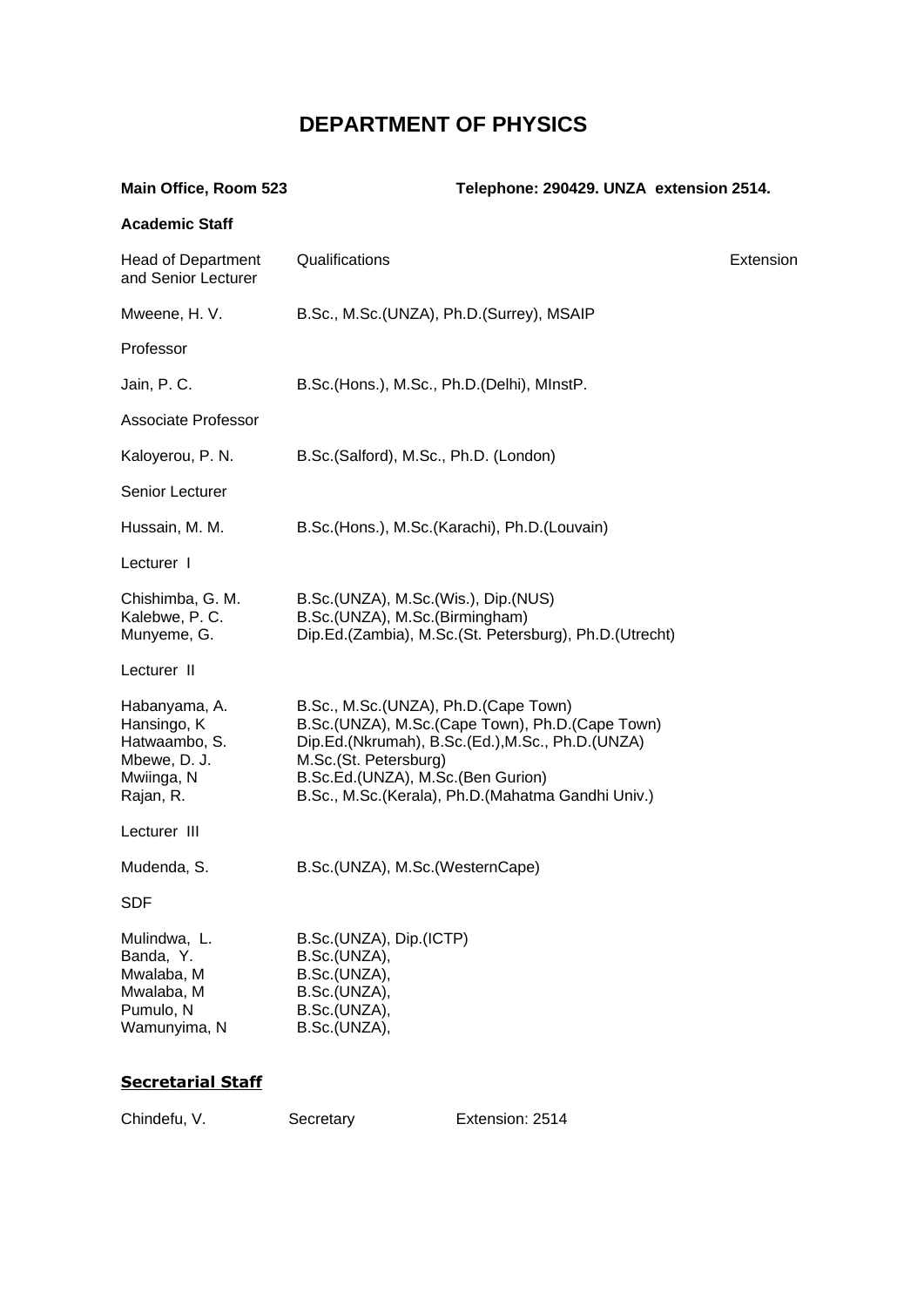# DEPARTMENT OF PHYSICS

**Main Office, Room 523** **Telephone: 290429. UNZA extension 2514.**

**Academic Staff**

| Head of Department and Senior Lecturer | Qualifications | Extension |
|---|---|---|
| Mweene, H. V. | B.Sc., M.Sc.(UNZA), Ph.D.(Surrey), MSAIP | |
| Professor | | |
| Jain, P. C. | B.Sc.(Hons.), M.Sc., Ph.D.(Delhi), MInstP. | |
| Associate Professor | | |
| Kaloyerou, P. N. | B.Sc.(Salford), M.Sc., Ph.D. (London) | |
| Senior Lecturer | | |
| Hussain, M. M. | B.Sc.(Hons.), M.Sc.(Karachi), Ph.D.(Louvain) | |
| Lecturer I | | |
| Chishimba, G. M. | B.Sc.(UNZA), M.Sc.(Wis.), Dip.(NUS) | |
| Kalebwe, P. C. | B.Sc.(UNZA), M.Sc.(Birmingham) | |
| Munyeme, G. | Dip.Ed.(Zambia), M.Sc.(St. Petersburg), Ph.D.(Utrecht) | |
| Lecturer II | | |
| Habanyama, A. | B.Sc., M.Sc.(UNZA), Ph.D.(Cape Town) | |
| Hansingo, K | B.Sc.(UNZA), M.Sc.(Cape Town), Ph.D.(Cape Town) | |
| Hatwaambo, S. | Dip.Ed.(Nkrumah), B.Sc.(Ed.),M.Sc., Ph.D.(UNZA) | |
| Mbewe, D. J. | M.Sc.(St. Petersburg) | |
| Mwiinga, N | B.Sc.Ed.(UNZA), M.Sc.(Ben Gurion) | |
| Rajan, R. | B.Sc., M.Sc.(Kerala), Ph.D.(Mahatma Gandhi Univ.) | |
| Lecturer III | | |
| Mudenda, S. | B.Sc.(UNZA), M.Sc.(WesternCape) | |
| SDF | | |
| Mulindwa, L. | B.Sc.(UNZA), Dip.(ICTP) | |
| Banda, Y. | B.Sc.(UNZA), | |
| Mwalaba, M | B.Sc.(UNZA), | |
| Mwalaba, M | B.Sc.(UNZA), | |
| Pumulo, N | B.Sc.(UNZA), | |
| Wamunyima, N | B.Sc.(UNZA), | |

**Secretarial Staff**

| | | |
|---|---|---|
| Chindefu, V. | Secretary | Extension: 2514 |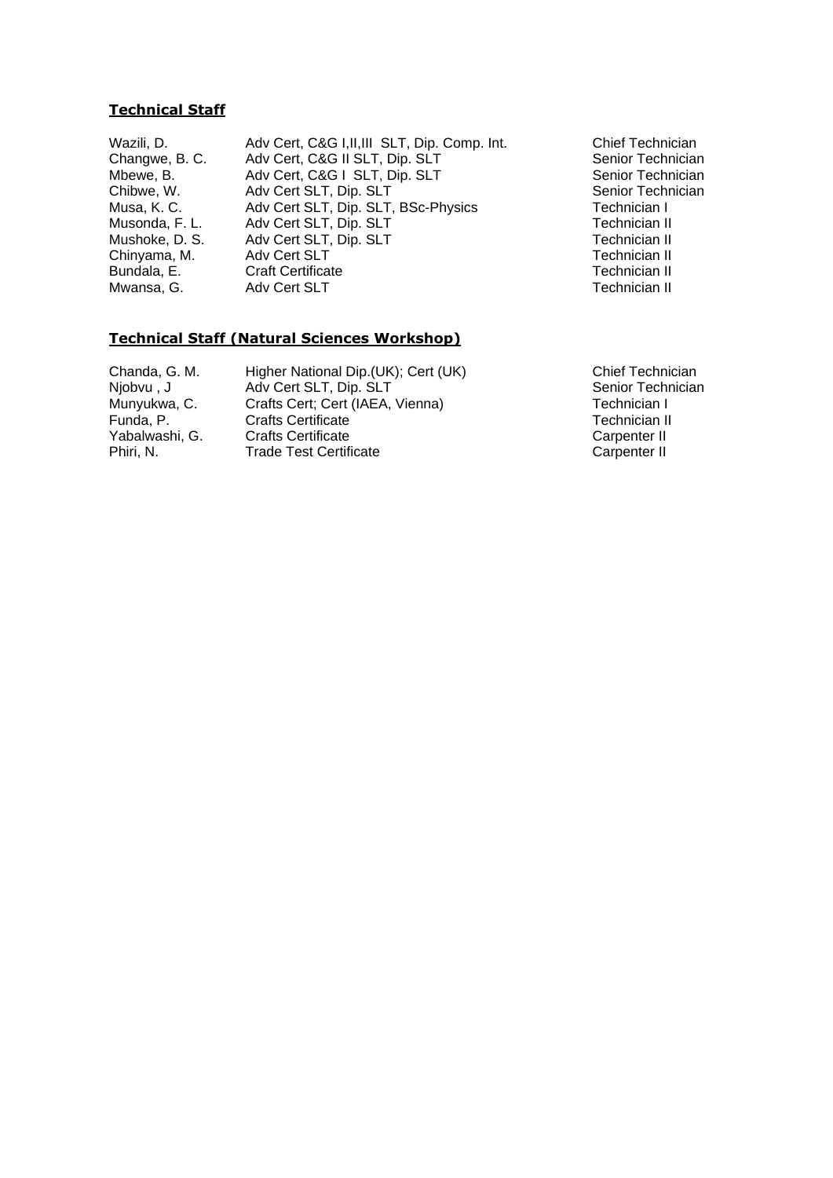**Technical Staff**

| | | |
|---|---|---|
| Wazili, D. | Adv Cert, C&G I,II,III SLT, Dip. Comp. Int. | Chief Technician |
| Changwe, B. C. | Adv Cert, C&G II SLT, Dip. SLT | Senior Technician |
| Mbewe, B. | Adv Cert, C&G I SLT, Dip. SLT | Senior Technician |
| Chibwe, W. | Adv Cert SLT, Dip. SLT | Senior Technician |
| Musa, K. C. | Adv Cert SLT, Dip. SLT, BSc-Physics | Technician I |
| Musonda, F. L. | Adv Cert SLT, Dip. SLT | Technician II |
| Mushoke, D. S. | Adv Cert SLT, Dip. SLT | Technician II |
| Chinyama, M. | Adv Cert SLT | Technician II |
| Bundala, E. | Craft Certificate | Technician II |
| Mwansa, G. | Adv Cert SLT | Technician II |

**Technical Staff (Natural Sciences Workshop)**

| | | |
|---|---|---|
| Chanda, G. M. | Higher National Dip.(UK); Cert (UK) | Chief Technician |
| Njobvu , J | Adv Cert SLT, Dip. SLT | Senior Technician |
| Munyukwa, C. | Crafts Cert; Cert (IAEA, Vienna) | Technician I |
| Funda, P. | Crafts Certificate | Technician II |
| Yabalwashi, G. | Crafts Certificate | Carpenter II |
| Phiri, N. | Trade Test Certificate | Carpenter II |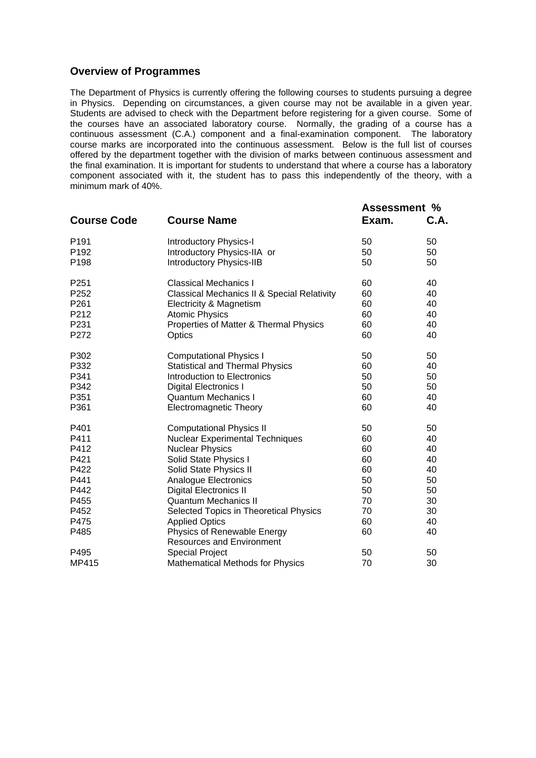## Overview of Programmes

The Department of Physics is currently offering the following courses to students pursuing a degree in Physics. Depending on circumstances, a given course may not be available in a given year. Students are advised to check with the Department before registering for a given course. Some of the courses have an associated laboratory course. Normally, the grading of a course has a continuous assessment (C.A.) component and a final-examination component. The laboratory course marks are incorporated into the continuous assessment. Below is the full list of courses offered by the department together with the division of marks between continuous assessment and the final examination. It is important for students to understand that where a course has a laboratory component associated with it, the student has to pass this independently of the theory, with a minimum mark of 40%.

| Course Code | Course Name | Assessment % | |
|---|---|---|---|
| | | **Exam.** | **C.A.** |
| P191 | Introductory Physics-I | 50 | 50 |
| P192 | Introductory Physics-IIA or | 50 | 50 |
| P198 | Introductory Physics-IIB | 50 | 50 |
| P251 | Classical Mechanics I | 60 | 40 |
| P252 | Classical Mechanics II & Special Relativity | 60 | 40 |
| P261 | Electricity & Magnetism | 60 | 40 |
| P212 | Atomic Physics | 60 | 40 |
| P231 | Properties of Matter & Thermal Physics | 60 | 40 |
| P272 | Optics | 60 | 40 |
| P302 | Computational Physics I | 50 | 50 |
| P332 | Statistical and Thermal Physics | 60 | 40 |
| P341 | Introduction to Electronics | 50 | 50 |
| P342 | Digital Electronics I | 50 | 50 |
| P351 | Quantum Mechanics I | 60 | 40 |
| P361 | Electromagnetic Theory | 60 | 40 |
| P401 | Computational Physics II | 50 | 50 |
| P411 | Nuclear Experimental Techniques | 60 | 40 |
| P412 | Nuclear Physics | 60 | 40 |
| P421 | Solid State Physics I | 60 | 40 |
| P422 | Solid State Physics II | 60 | 40 |
| P441 | Analogue Electronics | 50 | 50 |
| P442 | Digital Electronics II | 50 | 50 |
| P455 | Quantum Mechanics II | 70 | 30 |
| P452 | Selected Topics in Theoretical Physics | 70 | 30 |
| P475 | Applied Optics | 60 | 40 |
| P485 | Physics of Renewable Energy Resources and Environment | 60 | 40 |
| P495 | Special Project | 50 | 50 |
| MP415 | Mathematical Methods for Physics | 70 | 30 |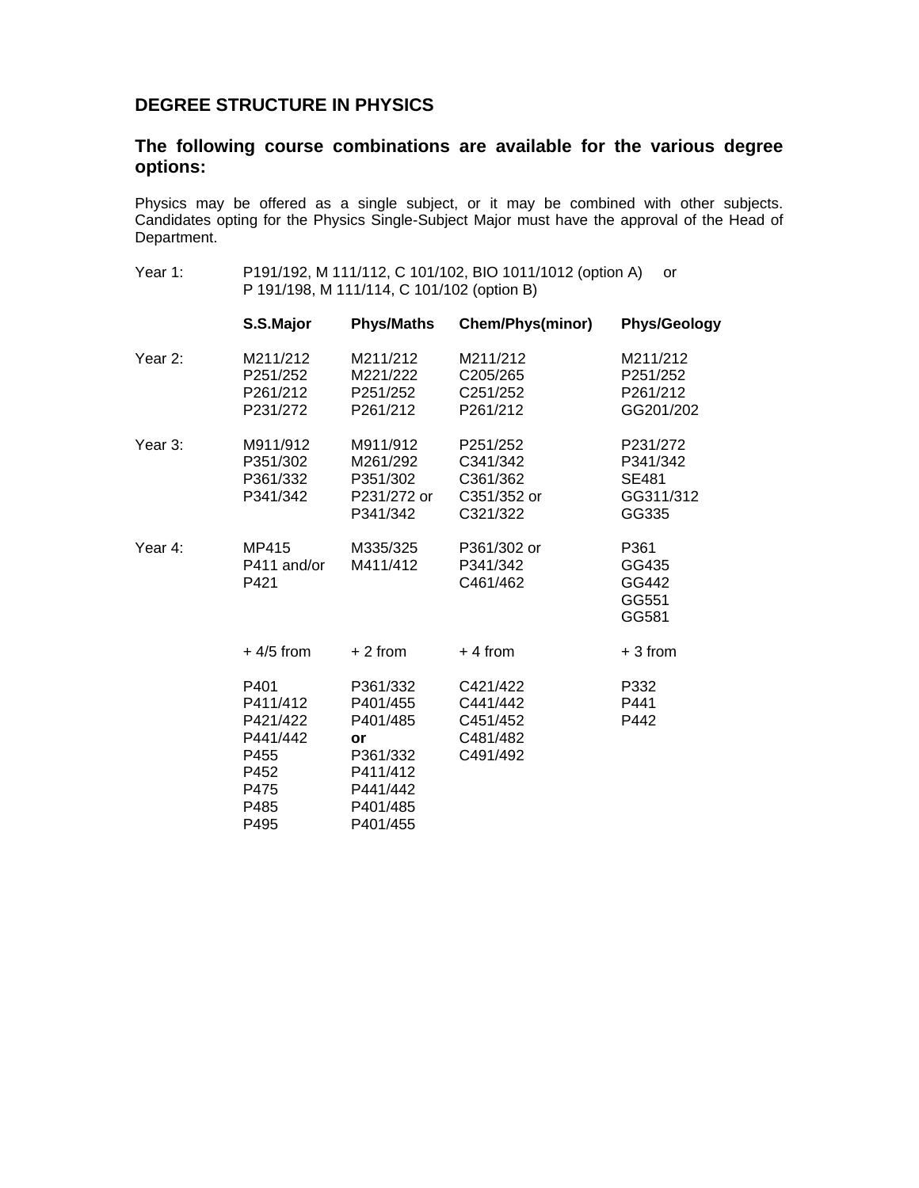## DEGREE STRUCTURE IN PHYSICS

### The following course combinations are available for the various degree options:

Physics may be offered as a single subject, or it may be combined with other subjects. Candidates opting for the Physics Single-Subject Major must have the approval of the Head of Department.

Year 1: P191/192, M 111/112, C 101/102, BIO 1011/1012 (option A) or
P 191/198, M 111/114, C 101/102 (option B)

| | S.S.Major | Phys/Maths | Chem/Phys(minor) | Phys/Geology |
|---|---|---|---|---|
| Year 2: | M211/212<br>P251/252<br>P261/212<br>P231/272 | M211/212<br>M221/222<br>P251/252<br>P261/212 | M211/212<br>C205/265<br>C251/252<br>P261/212 | M211/212<br>P251/252<br>P261/212<br>GG201/202 |
| Year 3: | M911/912<br>P351/302<br>P361/332<br>P341/342 | M911/912<br>M261/292<br>P351/302<br>P231/272 or<br>P341/342 | P251/252<br>C341/342<br>C361/362<br>C351/352 or<br>C321/322 | P231/272<br>P341/342<br>SE481<br>GG311/312<br>GG335 |
| Year 4: | MP415<br>P411 and/or<br>P421 | M335/325<br>M411/412 | P361/302 or<br>P341/342<br>C461/462 | P361<br>GG435<br>GG442<br>GG551<br>GG581 |
| | + 4/5 from | + 2 from | + 4 from | + 3 from |
| | P401<br>P411/412<br>P421/422<br>P441/442<br>P455<br>P452<br>P475<br>P485<br>P495 | P361/332<br>P401/455<br>P401/485<br>**or**<br>P361/332<br>P411/412<br>P441/442<br>P401/485<br>P401/455 | C421/422<br>C441/442<br>C451/452<br>C481/482<br>C491/492 | P332<br>P441<br>P442 |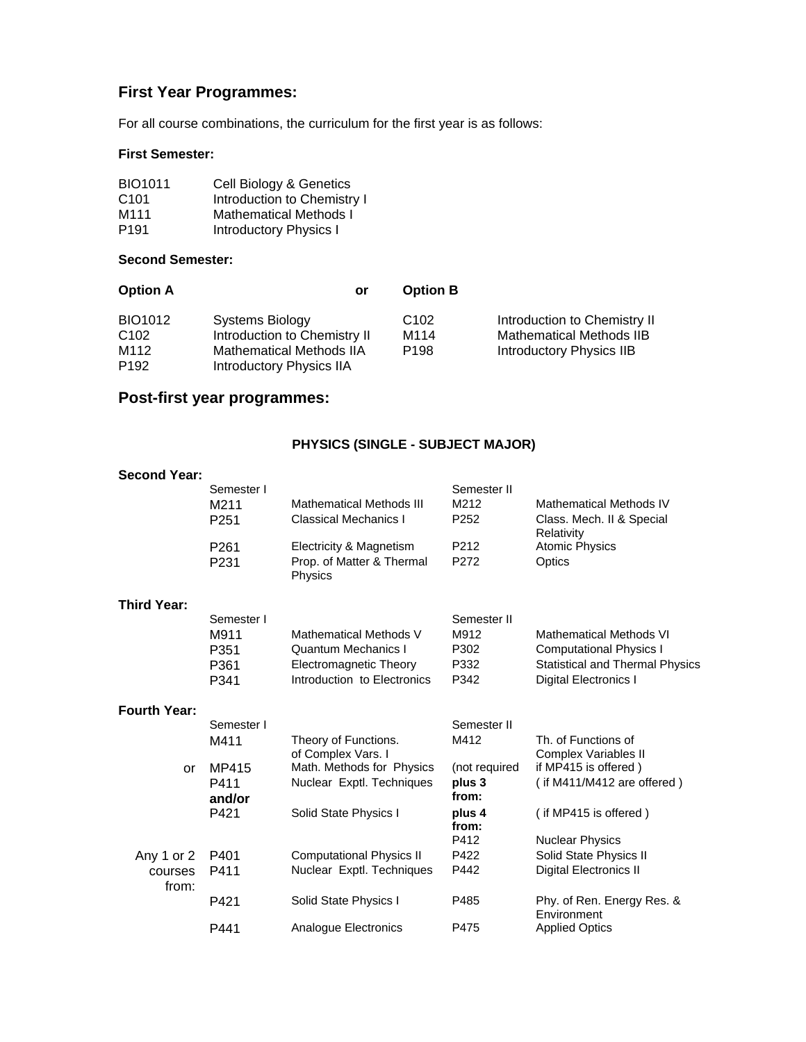## First Year Programmes:

For all course combinations, the curriculum for the first year is as follows:

**First Semester:**

| | |
|---|---|
| BIO1011 | Cell Biology & Genetics |
| C101 | Introduction to Chemistry I |
| M111 | Mathematical Methods I |
| P191 | Introductory Physics I |

**Second Semester:**

| **Option A** | **or** | **Option B** | |
|---|---|---|---|
| BIO1012 | Systems Biology | C102 | Introduction to Chemistry II |
| C102 | Introduction to Chemistry II | M114 | Mathematical Methods IIB |
| M112 | Mathematical Methods IIA | P198 | Introductory Physics IIB |
| P192 | Introductory Physics IIA | | |

## Post-first year programmes:

### PHYSICS (SINGLE - SUBJECT MAJOR)

**Second Year:**

| Semester I | | Semester II | |
|---|---|---|---|
| M211 | Mathematical Methods III | M212 | Mathematical Methods IV |
| P251 | Classical Mechanics I | P252 | Class. Mech. II & Special Relativity |
| P261 | Electricity & Magnetism | P212 | Atomic Physics |
| P231 | Prop. of Matter & Thermal Physics | P272 | Optics |

**Third Year:**

| Semester I | | Semester II | |
|---|---|---|---|
| M911 | Mathematical Methods V | M912 | Mathematical Methods VI |
| P351 | Quantum Mechanics I | P302 | Computational Physics I |
| P361 | Electromagnetic Theory | P332 | Statistical and Thermal Physics |
| P341 | Introduction to Electronics | P342 | Digital Electronics I |

**Fourth Year:**

| | Semester I | | Semester II | |
|---|---|---|---|---|
| | M411 | Theory of Functions. of Complex Vars. I | M412 | Th. of Functions of Complex Variables II |
| or | MP415 | Math. Methods for Physics | (not required | if MP415 is offered ) |
| | P411 **and/or** | Nuclear Exptl. Techniques | **plus 3 from:** | ( if M411/M412 are offered ) |
| | P421 | Solid State Physics I | **plus 4 from:** | ( if MP415 is offered ) |
| | | | P412 | Nuclear Physics |
| Any 1 or 2 courses from: | P401 | Computational Physics II | P422 | Solid State Physics II |
| | P411 | Nuclear Exptl. Techniques | P442 | Digital Electronics II |
| | P421 | Solid State Physics I | P485 | Phy. of Ren. Energy Res. & Environment |
| | P441 | Analogue Electronics | P475 | Applied Optics |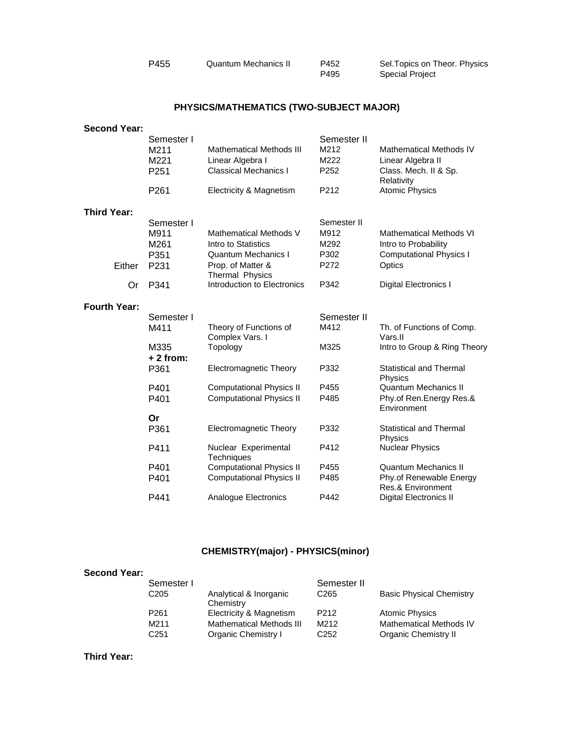| | | | |
|---|---|---|---|
| P455 | Quantum Mechanics II | P452 | Sel.Topics on Theor. Physics |
| | | P495 | Special Project |

## PHYSICS/MATHEMATICS (TWO-SUBJECT MAJOR)

**Second Year:**

| | Semester I | | Semester II | |
|---|---|---|---|---|
| | M211 | Mathematical Methods III | M212 | Mathematical Methods IV |
| | M221 | Linear Algebra I | M222 | Linear Algebra II |
| | P251 | Classical Mechanics I | P252 | Class. Mech. II & Sp. Relativity |
| | P261 | Electricity & Magnetism | P212 | Atomic Physics |

**Third Year:**

| | Semester I | | Semester II | |
|---|---|---|---|---|
| | M911 | Mathematical Methods V | M912 | Mathematical Methods VI |
| | M261 | Intro to Statistics | M292 | Intro to Probability |
| | P351 | Quantum Mechanics I | P302 | Computational Physics I |
| Either | P231 | Prop. of Matter & Thermal Physics | P272 | Optics |
| Or | P341 | Introduction to Electronics | P342 | Digital Electronics I |

**Fourth Year:**

| | Semester I | | Semester II | |
|---|---|---|---|---|
| | M411 | Theory of Functions of Complex Vars. I | M412 | Th. of Functions of Comp. Vars.II |
| | M335 | Topology | M325 | Intro to Group & Ring Theory |
| | **+ 2 from:** | | | |
| | P361 | Electromagnetic Theory | P332 | Statistical and Thermal Physics |
| | P401 | Computational Physics II | P455 | Quantum Mechanics II |
| | P401 | Computational Physics II | P485 | Phy.of Ren.Energy Res.& Environment |
| | **Or** | | | |
| | P361 | Electromagnetic Theory | P332 | Statistical and Thermal Physics |
| | P411 | Nuclear Experimental Techniques | P412 | Nuclear Physics |
| | P401 | Computational Physics II | P455 | Quantum Mechanics II |
| | P401 | Computational Physics II | P485 | Phy.of Renewable Energy Res.& Environment |
| | P441 | Analogue Electronics | P442 | Digital Electronics II |

## CHEMISTRY(major) - PHYSICS(minor)

**Second Year:**

| | Semester I | | Semester II | |
|---|---|---|---|---|
| | C205 | Analytical & Inorganic Chemistry | C265 | Basic Physical Chemistry |
| | P261 | Electricity & Magnetism | P212 | Atomic Physics |
| | M211 | Mathematical Methods III | M212 | Mathematical Methods IV |
| | C251 | Organic Chemistry I | C252 | Organic Chemistry II |

**Third Year:**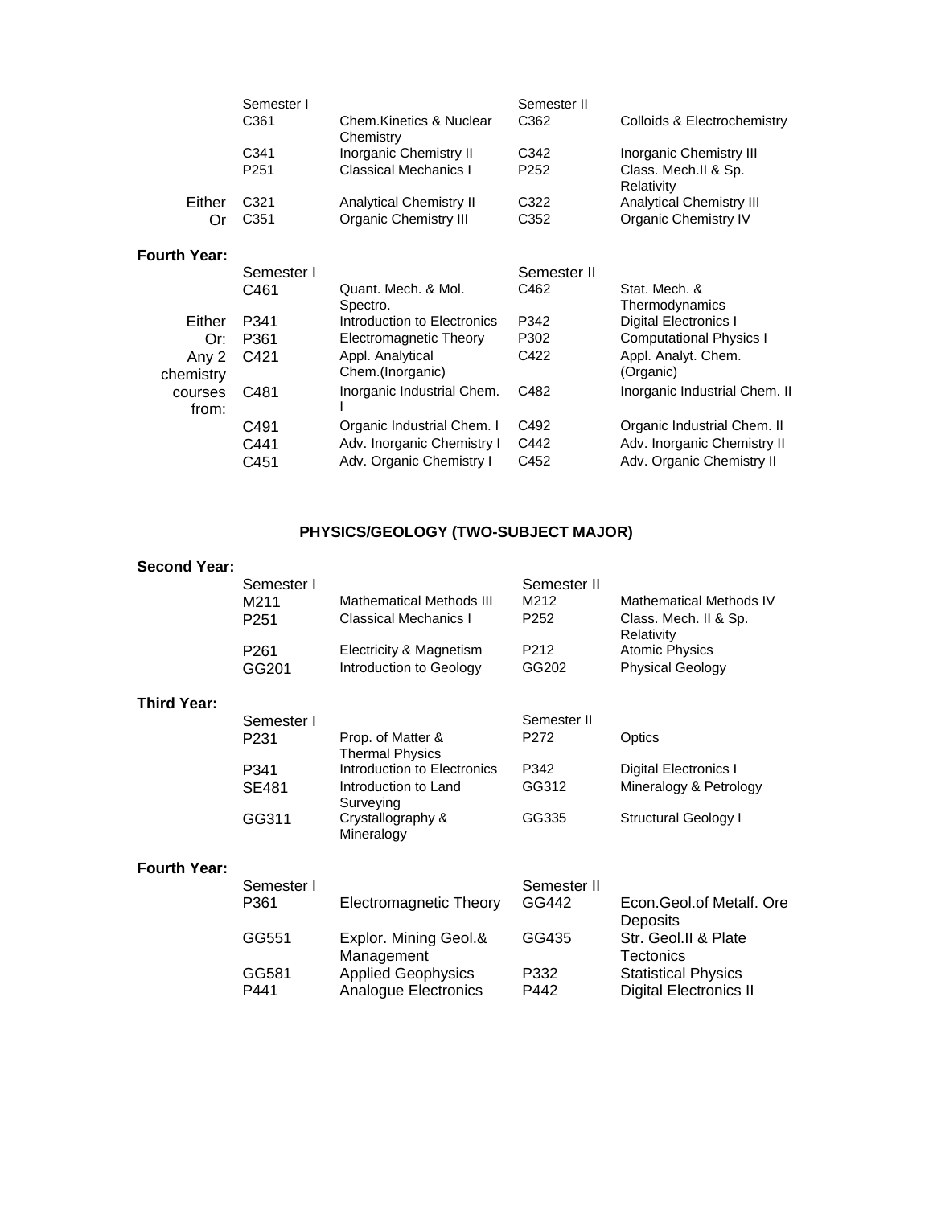| | Semester I | | Semester II | |
|---|---|---|---|---|
| | C361 | Chem.Kinetics & Nuclear Chemistry | C362 | Colloids & Electrochemistry |
| | C341 | Inorganic Chemistry II | C342 | Inorganic Chemistry III |
| | P251 | Classical Mechanics I | P252 | Class. Mech.II & Sp. Relativity |
| Either | C321 | Analytical Chemistry II | C322 | Analytical Chemistry III |
| Or | C351 | Organic Chemistry III | C352 | Organic Chemistry IV |

**Fourth Year:**

| | Semester I | | Semester II | |
|---|---|---|---|---|
| | C461 | Quant. Mech. & Mol. Spectro. | C462 | Stat. Mech. & Thermodynamics |
| Either | P341 | Introduction to Electronics | P342 | Digital Electronics I |
| Or: | P361 | Electromagnetic Theory | P302 | Computational Physics I |
| Any 2 chemistry | C421 | Appl. Analytical Chem.(Inorganic) | C422 | Appl. Analyt. Chem. (Organic) |
| courses from: | C481 | Inorganic Industrial Chem. I | C482 | Inorganic Industrial Chem. II |
| | C491 | Organic Industrial Chem. I | C492 | Organic Industrial Chem. II |
| | C441 | Adv. Inorganic Chemistry I | C442 | Adv. Inorganic Chemistry II |
| | C451 | Adv. Organic Chemistry I | C452 | Adv. Organic Chemistry II |

## PHYSICS/GEOLOGY (TWO-SUBJECT MAJOR)

**Second Year:**

| Semester I | | Semester II | |
|---|---|---|---|
| M211 | Mathematical Methods III | M212 | Mathematical Methods IV |
| P251 | Classical Mechanics I | P252 | Class. Mech. II & Sp. Relativity |
| P261 | Electricity & Magnetism | P212 | Atomic Physics |
| GG201 | Introduction to Geology | GG202 | Physical Geology |

**Third Year:**

| Semester I | | Semester II | |
|---|---|---|---|
| P231 | Prop. of Matter & Thermal Physics | P272 | Optics |
| P341 | Introduction to Electronics | P342 | Digital Electronics I |
| SE481 | Introduction to Land Surveying | GG312 | Mineralogy & Petrology |
| GG311 | Crystallography & Mineralogy | GG335 | Structural Geology I |

**Fourth Year:**

| Semester I | | Semester II | |
|---|---|---|---|
| P361 | Electromagnetic Theory | GG442 | Econ.Geol.of Metalf. Ore Deposits |
| GG551 | Explor. Mining Geol.& Management | GG435 | Str. Geol.II & Plate Tectonics |
| GG581 | Applied Geophysics | P332 | Statistical Physics |
| P441 | Analogue Electronics | P442 | Digital Electronics II |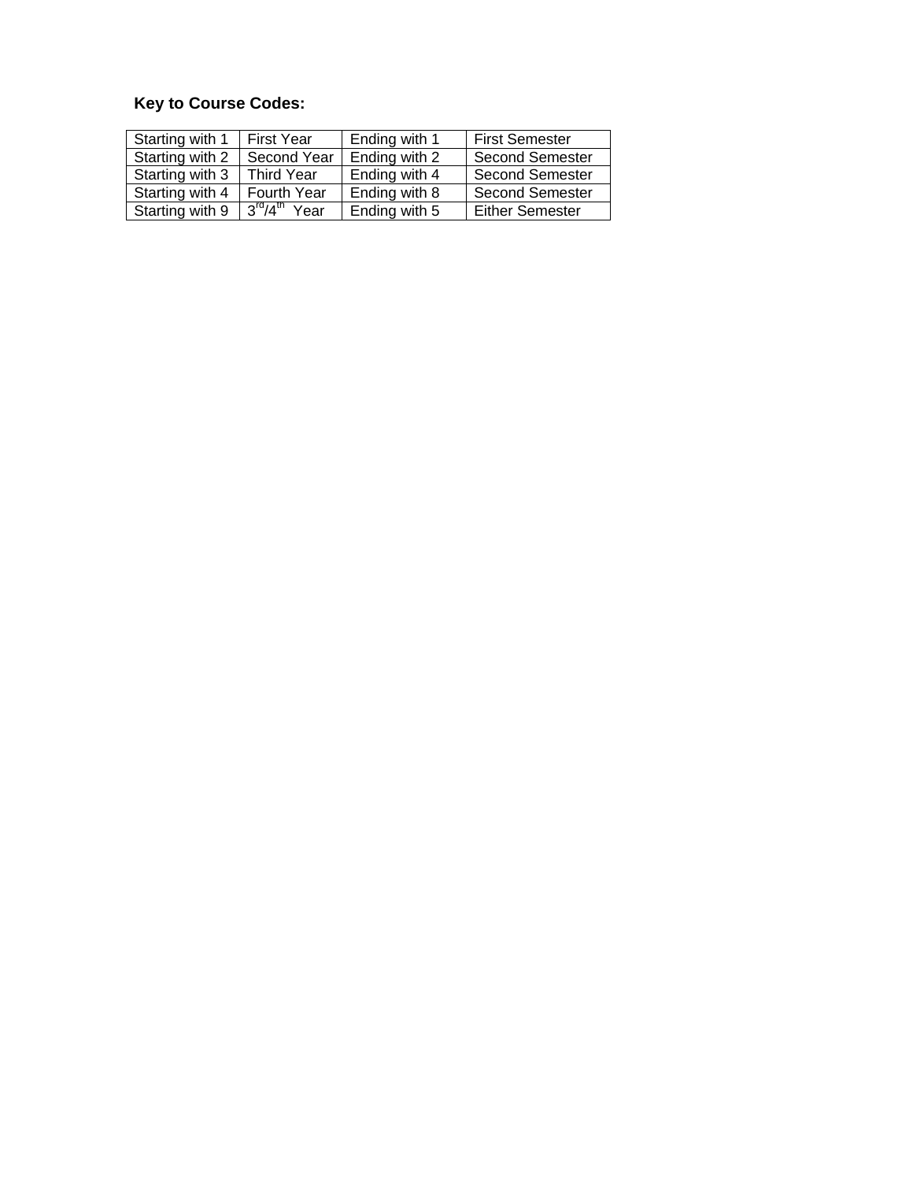**Key to Course Codes:**

| | | | |
|---|---|---|---|
| Starting with 1 | First Year | Ending with 1 | First Semester |
| Starting with 2 | Second Year | Ending with 2 | Second Semester |
| Starting with 3 | Third Year | Ending with 4 | Second Semester |
| Starting with 4 | Fourth Year | Ending with 8 | Second Semester |
| Starting with 9 | 3rd/4th Year | Ending with 5 | Either Semester |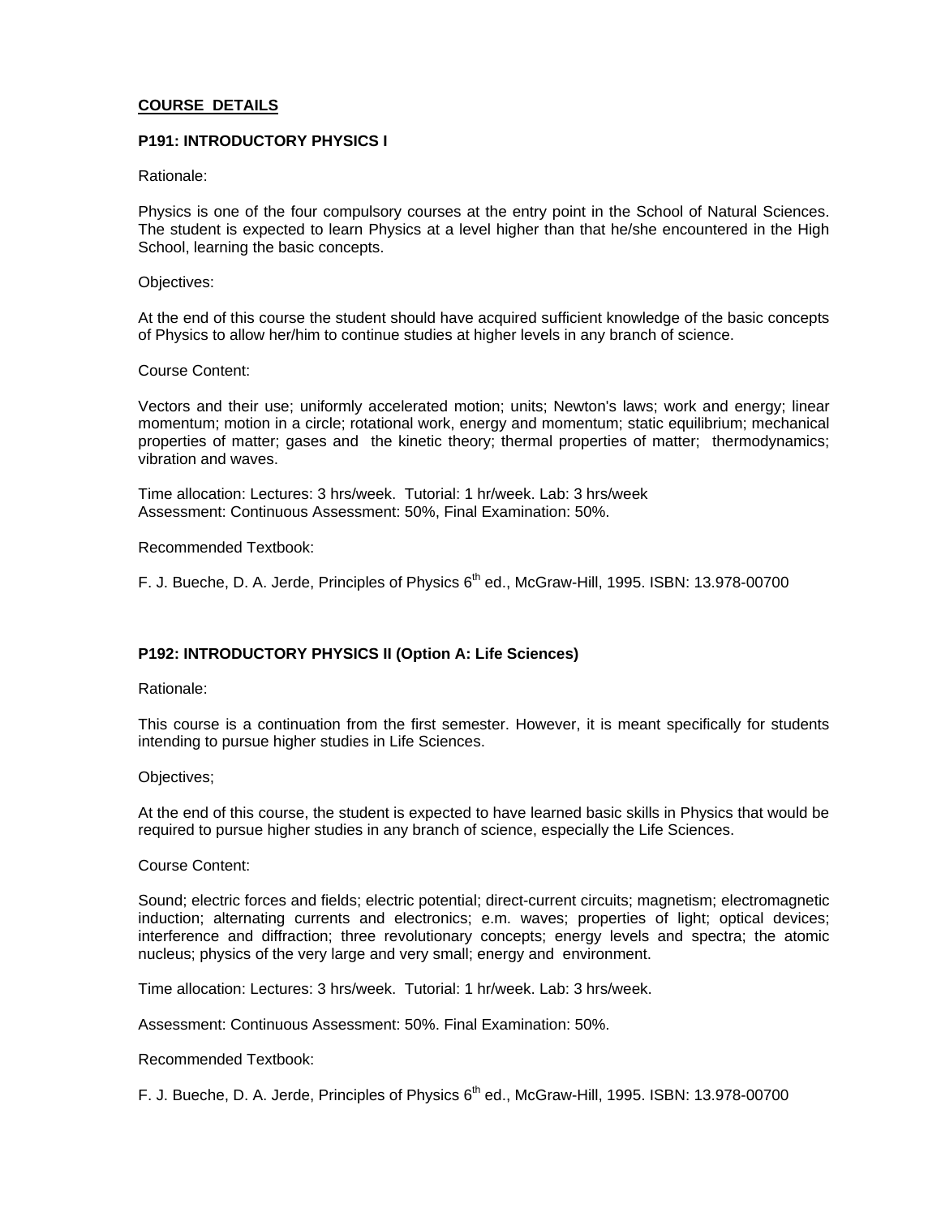## COURSE DETAILS

### P191: INTRODUCTORY PHYSICS I

Rationale:

Physics is one of the four compulsory courses at the entry point in the School of Natural Sciences. The student is expected to learn Physics at a level higher than that he/she encountered in the High School, learning the basic concepts.

Objectives:

At the end of this course the student should have acquired sufficient knowledge of the basic concepts of Physics to allow her/him to continue studies at higher levels in any branch of science.

Course Content:

Vectors and their use; uniformly accelerated motion; units; Newton's laws; work and energy; linear momentum; motion in a circle; rotational work, energy and momentum; static equilibrium; mechanical properties of matter; gases and the kinetic theory; thermal properties of matter; thermodynamics; vibration and waves.

Time allocation: Lectures: 3 hrs/week. Tutorial: 1 hr/week. Lab: 3 hrs/week
Assessment: Continuous Assessment: 50%, Final Examination: 50%.

Recommended Textbook:

F. J. Bueche, D. A. Jerde, Principles of Physics 6th ed., McGraw-Hill, 1995. ISBN: 13.978-00700

### P192: INTRODUCTORY PHYSICS II (Option A: Life Sciences)

Rationale:

This course is a continuation from the first semester. However, it is meant specifically for students intending to pursue higher studies in Life Sciences.

Objectives;

At the end of this course, the student is expected to have learned basic skills in Physics that would be required to pursue higher studies in any branch of science, especially the Life Sciences.

Course Content:

Sound; electric forces and fields; electric potential; direct-current circuits; magnetism; electromagnetic induction; alternating currents and electronics; e.m. waves; properties of light; optical devices; interference and diffraction; three revolutionary concepts; energy levels and spectra; the atomic nucleus; physics of the very large and very small; energy and environment.

Time allocation: Lectures: 3 hrs/week. Tutorial: 1 hr/week. Lab: 3 hrs/week.

Assessment: Continuous Assessment: 50%. Final Examination: 50%.

Recommended Textbook:

F. J. Bueche, D. A. Jerde, Principles of Physics 6th ed., McGraw-Hill, 1995. ISBN: 13.978-00700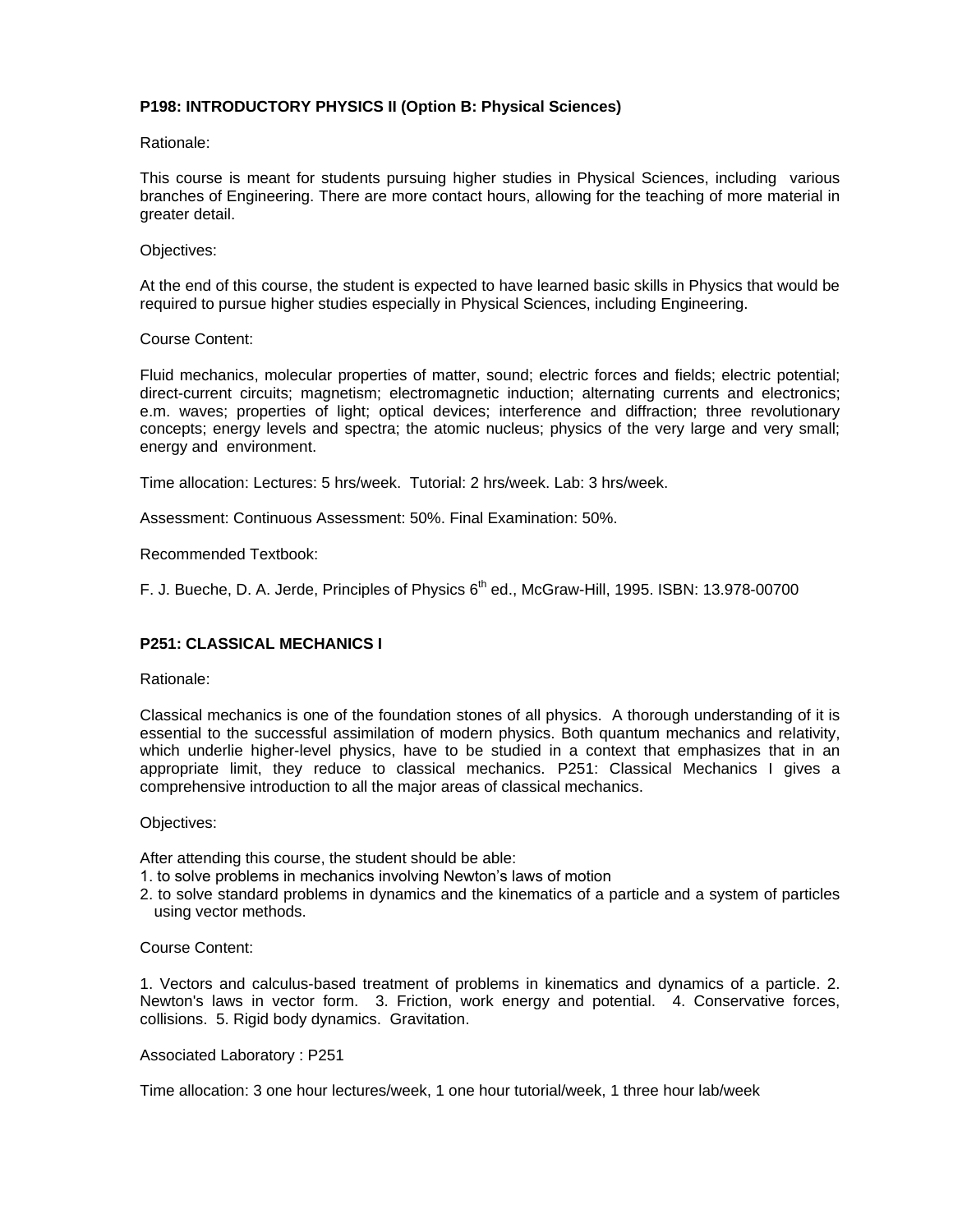**P198: INTRODUCTORY PHYSICS II (Option B: Physical Sciences)**

Rationale:

This course is meant for students pursuing higher studies in Physical Sciences, including various branches of Engineering. There are more contact hours, allowing for the teaching of more material in greater detail.

Objectives:

At the end of this course, the student is expected to have learned basic skills in Physics that would be required to pursue higher studies especially in Physical Sciences, including Engineering.

Course Content:

Fluid mechanics, molecular properties of matter, sound; electric forces and fields; electric potential; direct-current circuits; magnetism; electromagnetic induction; alternating currents and electronics; e.m. waves; properties of light; optical devices; interference and diffraction; three revolutionary concepts; energy levels and spectra; the atomic nucleus; physics of the very large and very small; energy and environment.

Time allocation: Lectures: 5 hrs/week. Tutorial: 2 hrs/week. Lab: 3 hrs/week.

Assessment: Continuous Assessment: 50%. Final Examination: 50%.

Recommended Textbook:

F. J. Bueche, D. A. Jerde, Principles of Physics 6th ed., McGraw-Hill, 1995. ISBN: 13.978-00700

**P251: CLASSICAL MECHANICS I**

Rationale:

Classical mechanics is one of the foundation stones of all physics. A thorough understanding of it is essential to the successful assimilation of modern physics. Both quantum mechanics and relativity, which underlie higher-level physics, have to be studied in a context that emphasizes that in an appropriate limit, they reduce to classical mechanics. P251: Classical Mechanics I gives a comprehensive introduction to all the major areas of classical mechanics.

Objectives:

After attending this course, the student should be able:
1. to solve problems in mechanics involving Newton's laws of motion
2. to solve standard problems in dynamics and the kinematics of a particle and a system of particles using vector methods.

Course Content:

1. Vectors and calculus-based treatment of problems in kinematics and dynamics of a particle. 2. Newton's laws in vector form. 3. Friction, work energy and potential. 4. Conservative forces, collisions. 5. Rigid body dynamics. Gravitation.

Associated Laboratory : P251

Time allocation: 3 one hour lectures/week, 1 one hour tutorial/week, 1 three hour lab/week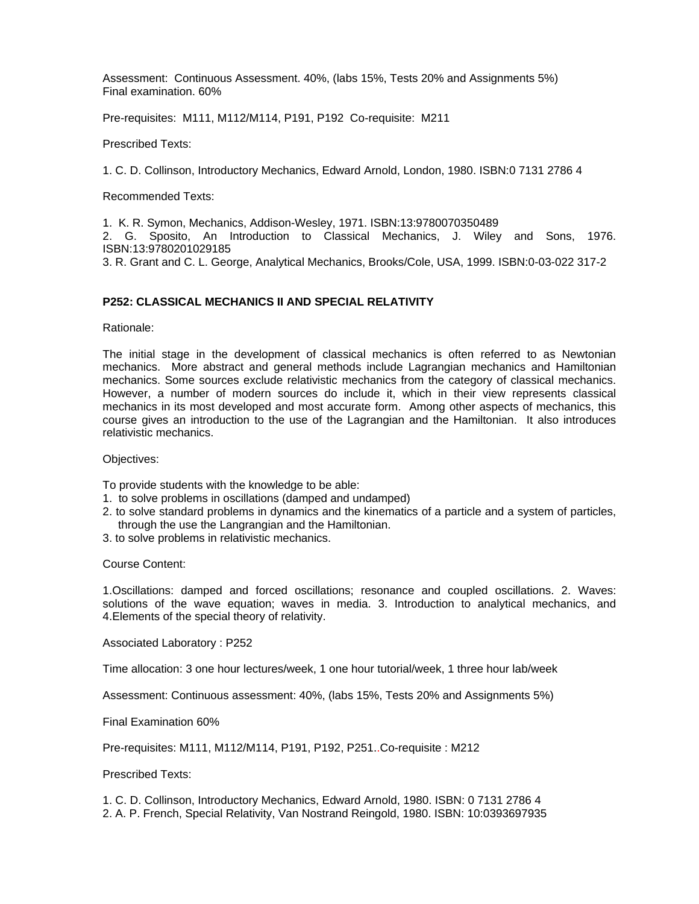Assessment: Continuous Assessment. 40%, (labs 15%, Tests 20% and Assignments 5%)
Final examination. 60%

Pre-requisites: M111, M112/M114, P191, P192 Co-requisite: M211

Prescribed Texts:

1. C. D. Collinson, Introductory Mechanics, Edward Arnold, London, 1980. ISBN:0 7131 2786 4

Recommended Texts:

1. K. R. Symon, Mechanics, Addison-Wesley, 1971. ISBN:13:9780070350489
2. G. Sposito, An Introduction to Classical Mechanics, J. Wiley and Sons, 1976. ISBN:13:9780201029185
3. R. Grant and C. L. George, Analytical Mechanics, Brooks/Cole, USA, 1999. ISBN:0-03-022 317-2

## P252: CLASSICAL MECHANICS II AND SPECIAL RELATIVITY

Rationale:

The initial stage in the development of classical mechanics is often referred to as Newtonian mechanics. More abstract and general methods include Lagrangian mechanics and Hamiltonian mechanics. Some sources exclude relativistic mechanics from the category of classical mechanics. However, a number of modern sources do include it, which in their view represents classical mechanics in its most developed and most accurate form. Among other aspects of mechanics, this course gives an introduction to the use of the Lagrangian and the Hamiltonian. It also introduces relativistic mechanics.

Objectives:

To provide students with the knowledge to be able:

1. to solve problems in oscillations (damped and undamped)
2. to solve standard problems in dynamics and the kinematics of a particle and a system of particles, through the use the Langrangian and the Hamiltonian.
3. to solve problems in relativistic mechanics.

Course Content:

1.Oscillations: damped and forced oscillations; resonance and coupled oscillations. 2. Waves: solutions of the wave equation; waves in media. 3. Introduction to analytical mechanics, and 4.Elements of the special theory of relativity.

Associated Laboratory : P252

Time allocation: 3 one hour lectures/week, 1 one hour tutorial/week, 1 three hour lab/week

Assessment: Continuous assessment: 40%, (labs 15%, Tests 20% and Assignments 5%)

Final Examination 60%

Pre-requisites: M111, M112/M114, P191, P192, P251..Co-requisite : M212

Prescribed Texts:

1. C. D. Collinson, Introductory Mechanics, Edward Arnold, 1980. ISBN: 0 7131 2786 4
2. A. P. French, Special Relativity, Van Nostrand Reingold, 1980. ISBN: 10:0393697935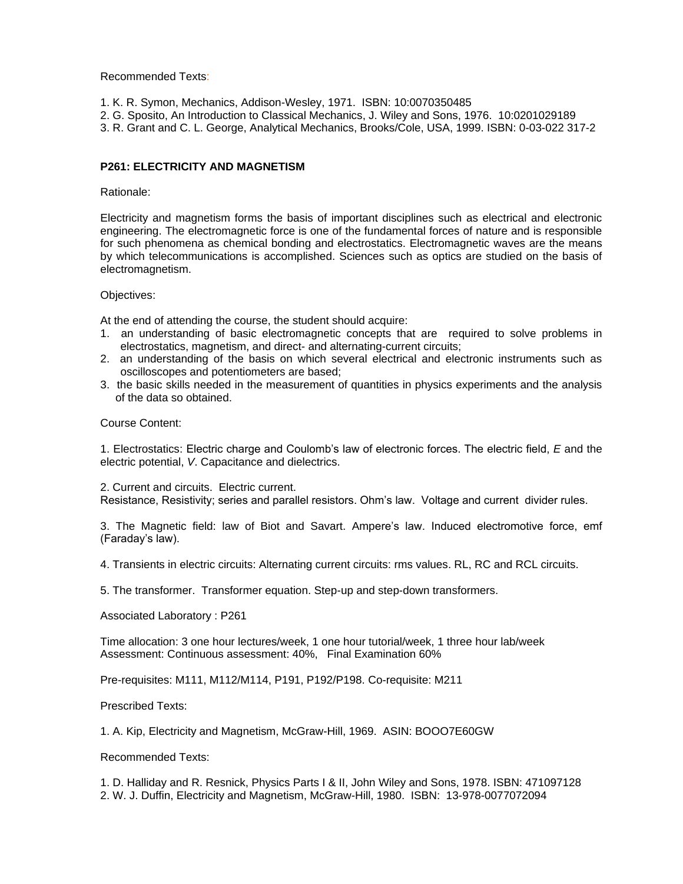Recommended Texts:

1. K. R. Symon, Mechanics, Addison-Wesley, 1971. ISBN: 10:0070350485
2. G. Sposito, An Introduction to Classical Mechanics, J. Wiley and Sons, 1976. 10:0201029189
3. R. Grant and C. L. George, Analytical Mechanics, Brooks/Cole, USA, 1999. ISBN: 0-03-022 317-2

## P261: ELECTRICITY AND MAGNETISM

Rationale:

Electricity and magnetism forms the basis of important disciplines such as electrical and electronic engineering. The electromagnetic force is one of the fundamental forces of nature and is responsible for such phenomena as chemical bonding and electrostatics. Electromagnetic waves are the means by which telecommunications is accomplished. Sciences such as optics are studied on the basis of electromagnetism.

Objectives:

At the end of attending the course, the student should acquire:

1. an understanding of basic electromagnetic concepts that are required to solve problems in electrostatics, magnetism, and direct- and alternating-current circuits;
2. an understanding of the basis on which several electrical and electronic instruments such as oscilloscopes and potentiometers are based;
3. the basic skills needed in the measurement of quantities in physics experiments and the analysis of the data so obtained.

Course Content:

1. Electrostatics: Electric charge and Coulomb's law of electronic forces. The electric field, *E* and the electric potential, *V*. Capacitance and dielectrics.

2. Current and circuits. Electric current.
Resistance, Resistivity; series and parallel resistors. Ohm's law. Voltage and current divider rules.

3. The Magnetic field: law of Biot and Savart. Ampere's law. Induced electromotive force, emf (Faraday's law).

4. Transients in electric circuits: Alternating current circuits: rms values. RL, RC and RCL circuits.

5. The transformer. Transformer equation. Step-up and step-down transformers.

Associated Laboratory : P261

Time allocation: 3 one hour lectures/week, 1 one hour tutorial/week, 1 three hour lab/week
Assessment: Continuous assessment: 40%, Final Examination 60%

Pre-requisites: M111, M112/M114, P191, P192/P198. Co-requisite: M211

Prescribed Texts:

1. A. Kip, Electricity and Magnetism, McGraw-Hill, 1969. ASIN: BOOO7E60GW

Recommended Texts:

1. D. Halliday and R. Resnick, Physics Parts I & II, John Wiley and Sons, 1978. ISBN: 471097128
2. W. J. Duffin, Electricity and Magnetism, McGraw-Hill, 1980. ISBN: 13-978-0077072094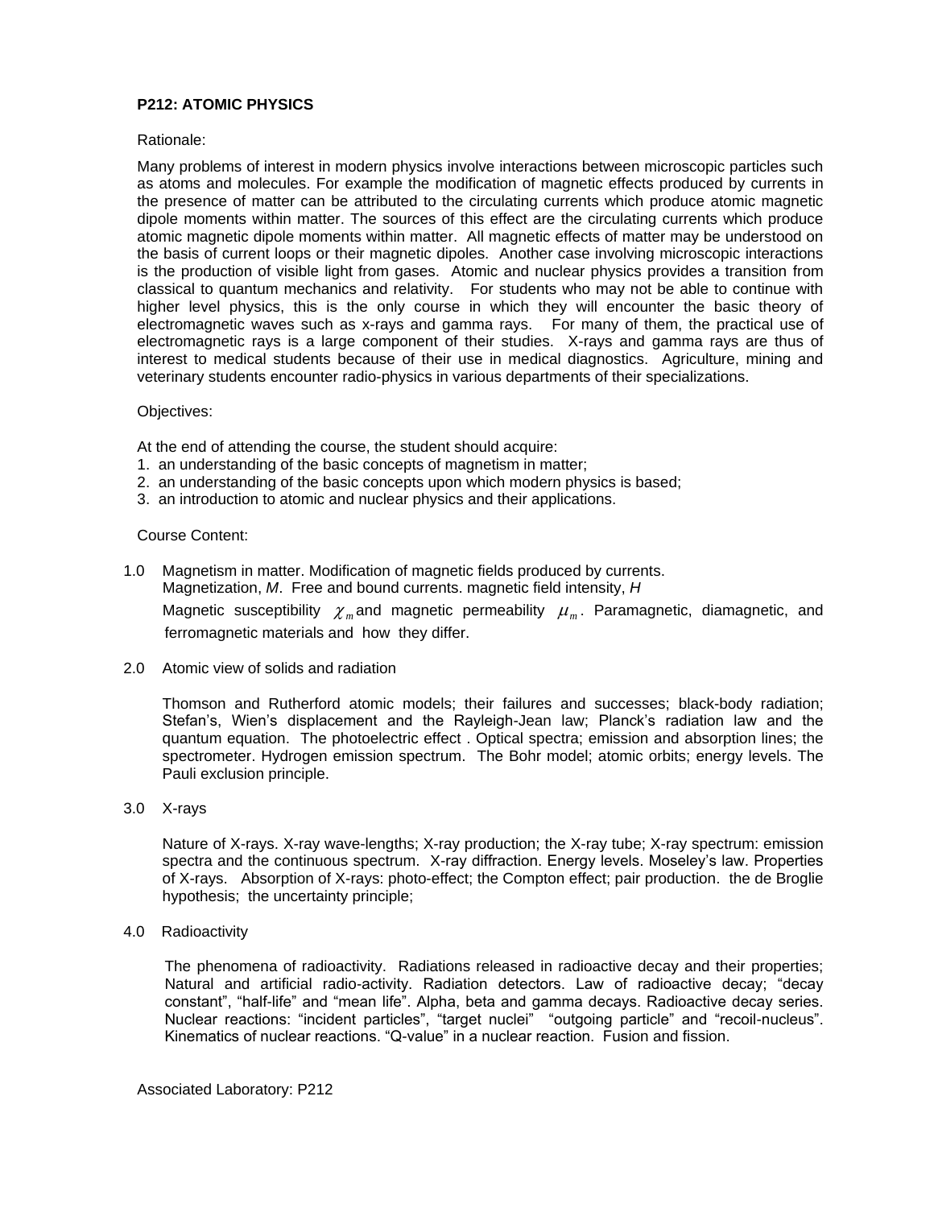**P212: ATOMIC PHYSICS**

Rationale:

Many problems of interest in modern physics involve interactions between microscopic particles such as atoms and molecules. For example the modification of magnetic effects produced by currents in the presence of matter can be attributed to the circulating currents which produce atomic magnetic dipole moments within matter. The sources of this effect are the circulating currents which produce atomic magnetic dipole moments within matter. All magnetic effects of matter may be understood on the basis of current loops or their magnetic dipoles. Another case involving microscopic interactions is the production of visible light from gases. Atomic and nuclear physics provides a transition from classical to quantum mechanics and relativity. For students who may not be able to continue with higher level physics, this is the only course in which they will encounter the basic theory of electromagnetic waves such as x-rays and gamma rays. For many of them, the practical use of electromagnetic rays is a large component of their studies. X-rays and gamma rays are thus of interest to medical students because of their use in medical diagnostics. Agriculture, mining and veterinary students encounter radio-physics in various departments of their specializations.

Objectives:

At the end of attending the course, the student should acquire:

1. an understanding of the basic concepts of magnetism in matter;
2. an understanding of the basic concepts upon which modern physics is based;
3. an introduction to atomic and nuclear physics and their applications.

Course Content:

1.0 Magnetism in matter. Modification of magnetic fields produced by currents. Magnetization, *M*. Free and bound currents. magnetic field intensity, *H*
Magnetic susceptibility $\chi_m$ and magnetic permeability $\mu_m$. Paramagnetic, diamagnetic, and ferromagnetic materials and how they differ.

2.0 Atomic view of solids and radiation

Thomson and Rutherford atomic models; their failures and successes; black-body radiation; Stefan's, Wien's displacement and the Rayleigh-Jean law; Planck's radiation law and the quantum equation. The photoelectric effect . Optical spectra; emission and absorption lines; the spectrometer. Hydrogen emission spectrum. The Bohr model; atomic orbits; energy levels. The Pauli exclusion principle.

3.0 X-rays

Nature of X-rays. X-ray wave-lengths; X-ray production; the X-ray tube; X-ray spectrum: emission spectra and the continuous spectrum. X-ray diffraction. Energy levels. Moseley's law. Properties of X-rays. Absorption of X-rays: photo-effect; the Compton effect; pair production. the de Broglie hypothesis; the uncertainty principle;

4.0 Radioactivity

The phenomena of radioactivity. Radiations released in radioactive decay and their properties; Natural and artificial radio-activity. Radiation detectors. Law of radioactive decay; "decay constant", "half-life" and "mean life". Alpha, beta and gamma decays. Radioactive decay series. Nuclear reactions: "incident particles", "target nuclei" "outgoing particle" and "recoil-nucleus". Kinematics of nuclear reactions. "Q-value" in a nuclear reaction. Fusion and fission.

Associated Laboratory: P212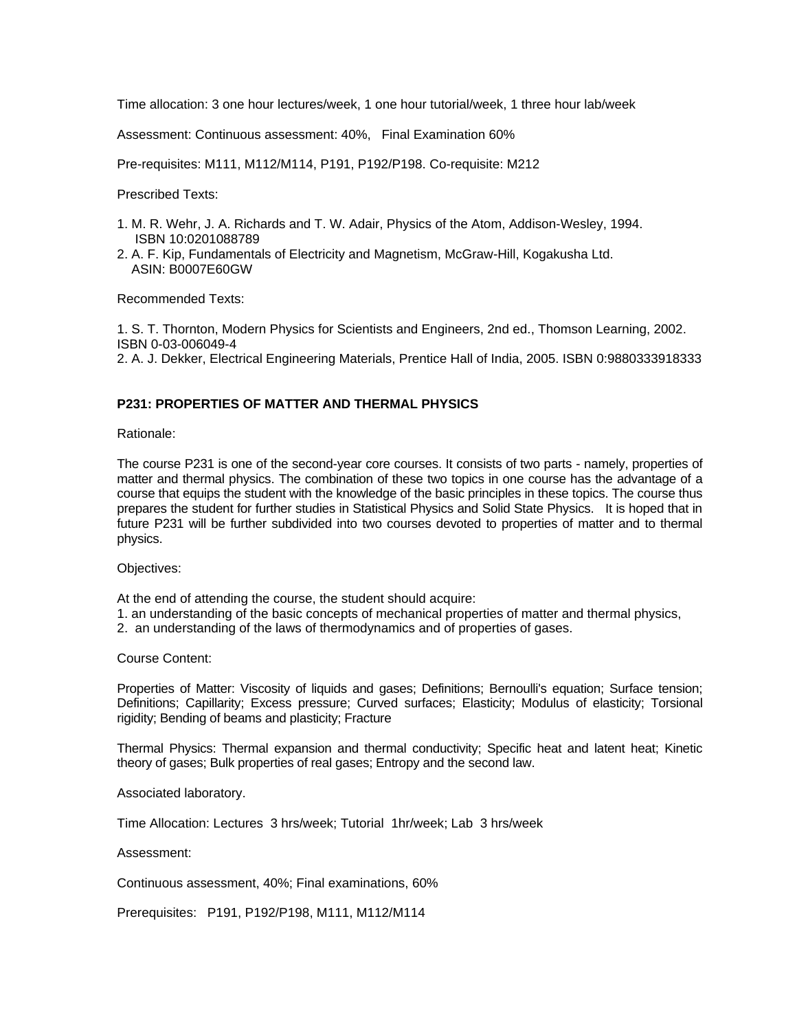Time allocation: 3 one hour lectures/week, 1 one hour tutorial/week, 1 three hour lab/week

Assessment: Continuous assessment: 40%, Final Examination 60%

Pre-requisites: M111, M112/M114, P191, P192/P198. Co-requisite: M212

Prescribed Texts:

1. M. R. Wehr, J. A. Richards and T. W. Adair, Physics of the Atom, Addison-Wesley, 1994. ISBN 10:0201088789
2. A. F. Kip, Fundamentals of Electricity and Magnetism, McGraw-Hill, Kogakusha Ltd. ASIN: B0007E60GW

Recommended Texts:

1. S. T. Thornton, Modern Physics for Scientists and Engineers, 2nd ed., Thomson Learning, 2002. ISBN 0-03-006049-4
2. A. J. Dekker, Electrical Engineering Materials, Prentice Hall of India, 2005. ISBN 0:9880333918333

**P231: PROPERTIES OF MATTER AND THERMAL PHYSICS**

Rationale:

The course P231 is one of the second-year core courses. It consists of two parts - namely, properties of matter and thermal physics. The combination of these two topics in one course has the advantage of a course that equips the student with the knowledge of the basic principles in these topics. The course thus prepares the student for further studies in Statistical Physics and Solid State Physics. It is hoped that in future P231 will be further subdivided into two courses devoted to properties of matter and to thermal physics.

Objectives:

At the end of attending the course, the student should acquire:
1. an understanding of the basic concepts of mechanical properties of matter and thermal physics,
2. an understanding of the laws of thermodynamics and of properties of gases.

Course Content:

Properties of Matter: Viscosity of liquids and gases; Definitions; Bernoulli's equation; Surface tension; Definitions; Capillarity; Excess pressure; Curved surfaces; Elasticity; Modulus of elasticity; Torsional rigidity; Bending of beams and plasticity; Fracture

Thermal Physics: Thermal expansion and thermal conductivity; Specific heat and latent heat; Kinetic theory of gases; Bulk properties of real gases; Entropy and the second law.

Associated laboratory.

Time Allocation: Lectures 3 hrs/week; Tutorial 1hr/week; Lab 3 hrs/week

Assessment:

Continuous assessment, 40%; Final examinations, 60%

Prerequisites: P191, P192/P198, M111, M112/M114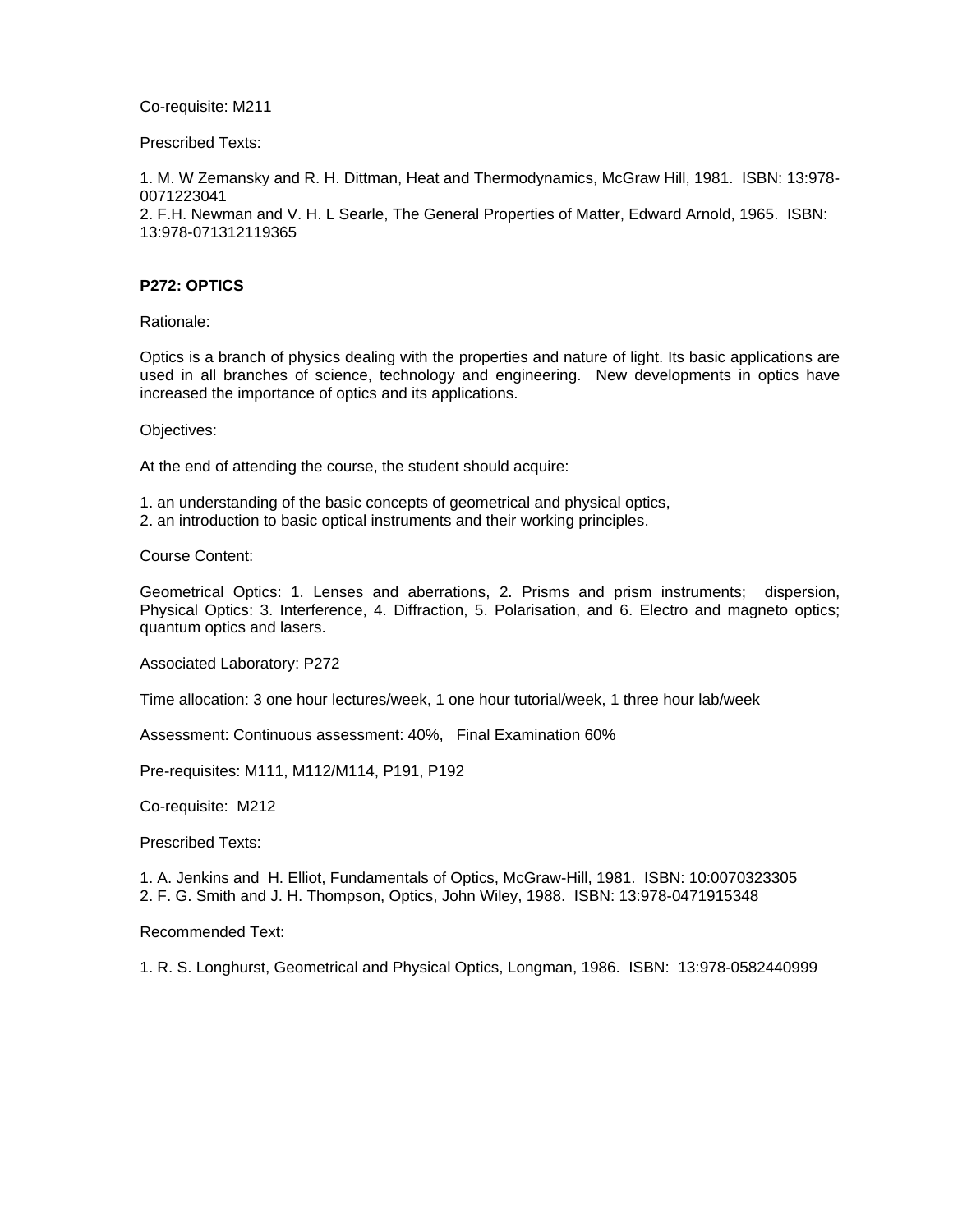Co-requisite: M211

Prescribed Texts:

1. M. W Zemansky and R. H. Dittman, Heat and Thermodynamics, McGraw Hill, 1981. ISBN: 13:978-0071223041
2. F.H. Newman and V. H. L Searle, The General Properties of Matter, Edward Arnold, 1965. ISBN: 13:978-071312119365

**P272: OPTICS**

Rationale:

Optics is a branch of physics dealing with the properties and nature of light. Its basic applications are used in all branches of science, technology and engineering. New developments in optics have increased the importance of optics and its applications.

Objectives:

At the end of attending the course, the student should acquire:

1. an understanding of the basic concepts of geometrical and physical optics,
2. an introduction to basic optical instruments and their working principles.

Course Content:

Geometrical Optics: 1. Lenses and aberrations, 2. Prisms and prism instruments; dispersion, Physical Optics: 3. Interference, 4. Diffraction, 5. Polarisation, and 6. Electro and magneto optics; quantum optics and lasers.

Associated Laboratory: P272

Time allocation: 3 one hour lectures/week, 1 one hour tutorial/week, 1 three hour lab/week

Assessment: Continuous assessment: 40%, Final Examination 60%

Pre-requisites: M111, M112/M114, P191, P192

Co-requisite: M212

Prescribed Texts:

1. A. Jenkins and H. Elliot, Fundamentals of Optics, McGraw-Hill, 1981. ISBN: 10:0070323305
2. F. G. Smith and J. H. Thompson, Optics, John Wiley, 1988. ISBN: 13:978-0471915348

Recommended Text:

1. R. S. Longhurst, Geometrical and Physical Optics, Longman, 1986. ISBN: 13:978-0582440999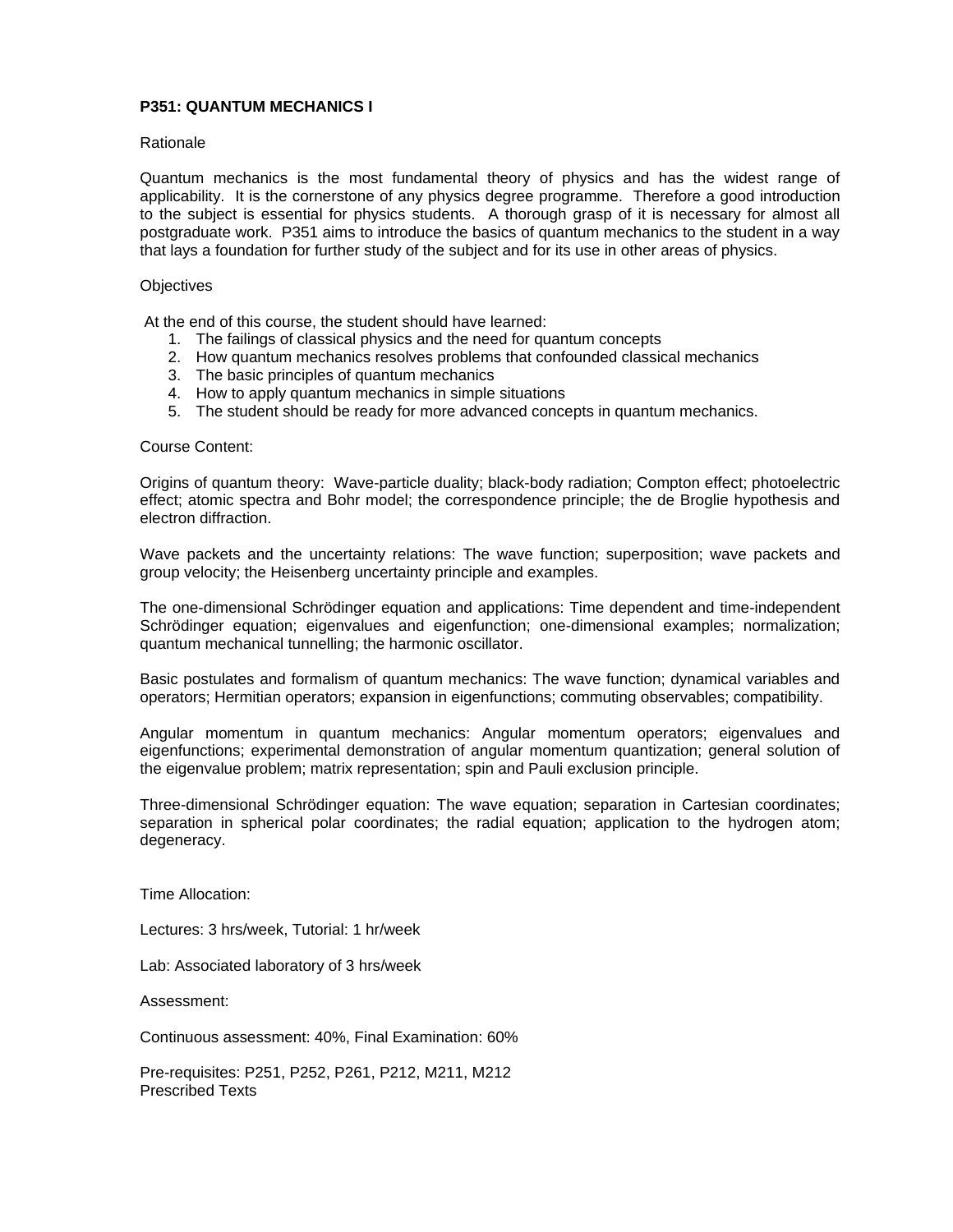**P351: QUANTUM MECHANICS I**

Rationale

Quantum mechanics is the most fundamental theory of physics and has the widest range of applicability. It is the cornerstone of any physics degree programme. Therefore a good introduction to the subject is essential for physics students. A thorough grasp of it is necessary for almost all postgraduate work. P351 aims to introduce the basics of quantum mechanics to the student in a way that lays a foundation for further study of the subject and for its use in other areas of physics.

Objectives

At the end of this course, the student should have learned:

1. The failings of classical physics and the need for quantum concepts
2. How quantum mechanics resolves problems that confounded classical mechanics
3. The basic principles of quantum mechanics
4. How to apply quantum mechanics in simple situations
5. The student should be ready for more advanced concepts in quantum mechanics.

Course Content:

Origins of quantum theory: Wave-particle duality; black-body radiation; Compton effect; photoelectric effect; atomic spectra and Bohr model; the correspondence principle; the de Broglie hypothesis and electron diffraction.

Wave packets and the uncertainty relations: The wave function; superposition; wave packets and group velocity; the Heisenberg uncertainty principle and examples.

The one-dimensional Schrödinger equation and applications: Time dependent and time-independent Schrödinger equation; eigenvalues and eigenfunction; one-dimensional examples; normalization; quantum mechanical tunnelling; the harmonic oscillator.

Basic postulates and formalism of quantum mechanics: The wave function; dynamical variables and operators; Hermitian operators; expansion in eigenfunctions; commuting observables; compatibility.

Angular momentum in quantum mechanics: Angular momentum operators; eigenvalues and eigenfunctions; experimental demonstration of angular momentum quantization; general solution of the eigenvalue problem; matrix representation; spin and Pauli exclusion principle.

Three-dimensional Schrödinger equation: The wave equation; separation in Cartesian coordinates; separation in spherical polar coordinates; the radial equation; application to the hydrogen atom; degeneracy.

Time Allocation:

Lectures: 3 hrs/week, Tutorial: 1 hr/week

Lab: Associated laboratory of 3 hrs/week

Assessment:

Continuous assessment: 40%, Final Examination: 60%

Pre-requisites: P251, P252, P261, P212, M211, M212

Prescribed Texts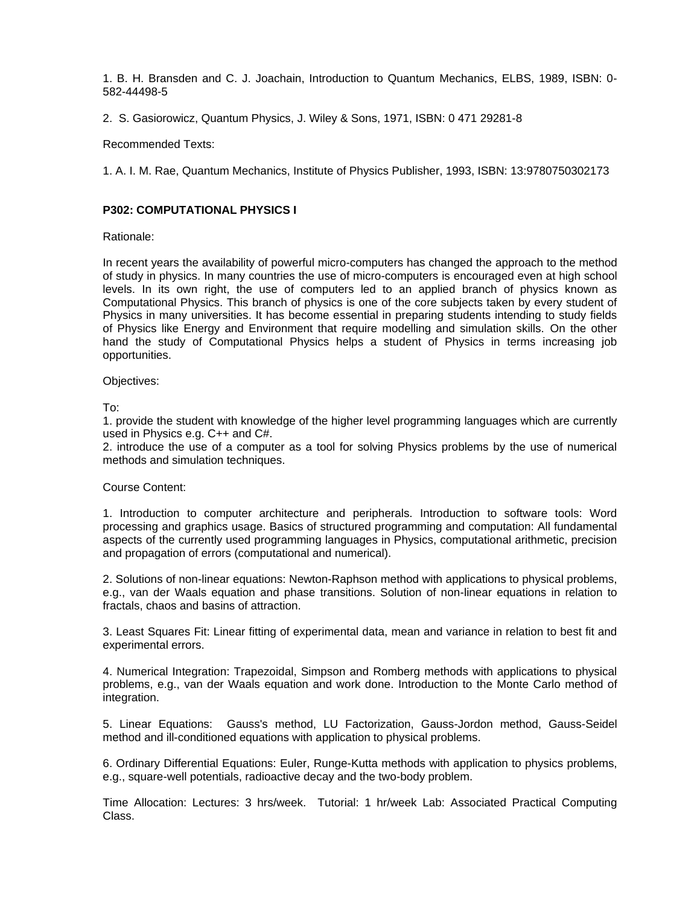1. B. H. Bransden and C. J. Joachain, Introduction to Quantum Mechanics, ELBS, 1989, ISBN: 0-582-44498-5

2. S. Gasiorowicz, Quantum Physics, J. Wiley & Sons, 1971, ISBN: 0 471 29281-8

Recommended Texts:

1. A. I. M. Rae, Quantum Mechanics, Institute of Physics Publisher, 1993, ISBN: 13:9780750302173

## P302: COMPUTATIONAL PHYSICS I

Rationale:

In recent years the availability of powerful micro-computers has changed the approach to the method of study in physics. In many countries the use of micro-computers is encouraged even at high school levels. In its own right, the use of computers led to an applied branch of physics known as Computational Physics. This branch of physics is one of the core subjects taken by every student of Physics in many universities. It has become essential in preparing students intending to study fields of Physics like Energy and Environment that require modelling and simulation skills. On the other hand the study of Computational Physics helps a student of Physics in terms increasing job opportunities.

Objectives:

To:

1. provide the student with knowledge of the higher level programming languages which are currently used in Physics e.g. C++ and C#.
2. introduce the use of a computer as a tool for solving Physics problems by the use of numerical methods and simulation techniques.

Course Content:

1. Introduction to computer architecture and peripherals. Introduction to software tools: Word processing and graphics usage. Basics of structured programming and computation: All fundamental aspects of the currently used programming languages in Physics, computational arithmetic, precision and propagation of errors (computational and numerical).

2. Solutions of non-linear equations: Newton-Raphson method with applications to physical problems, e.g., van der Waals equation and phase transitions. Solution of non-linear equations in relation to fractals, chaos and basins of attraction.

3. Least Squares Fit: Linear fitting of experimental data, mean and variance in relation to best fit and experimental errors.

4. Numerical Integration: Trapezoidal, Simpson and Romberg methods with applications to physical problems, e.g., van der Waals equation and work done. Introduction to the Monte Carlo method of integration.

5. Linear Equations: Gauss's method, LU Factorization, Gauss-Jordon method, Gauss-Seidel method and ill-conditioned equations with application to physical problems.

6. Ordinary Differential Equations: Euler, Runge-Kutta methods with application to physics problems, e.g., square-well potentials, radioactive decay and the two-body problem.

Time Allocation: Lectures: 3 hrs/week. Tutorial: 1 hr/week Lab: Associated Practical Computing Class.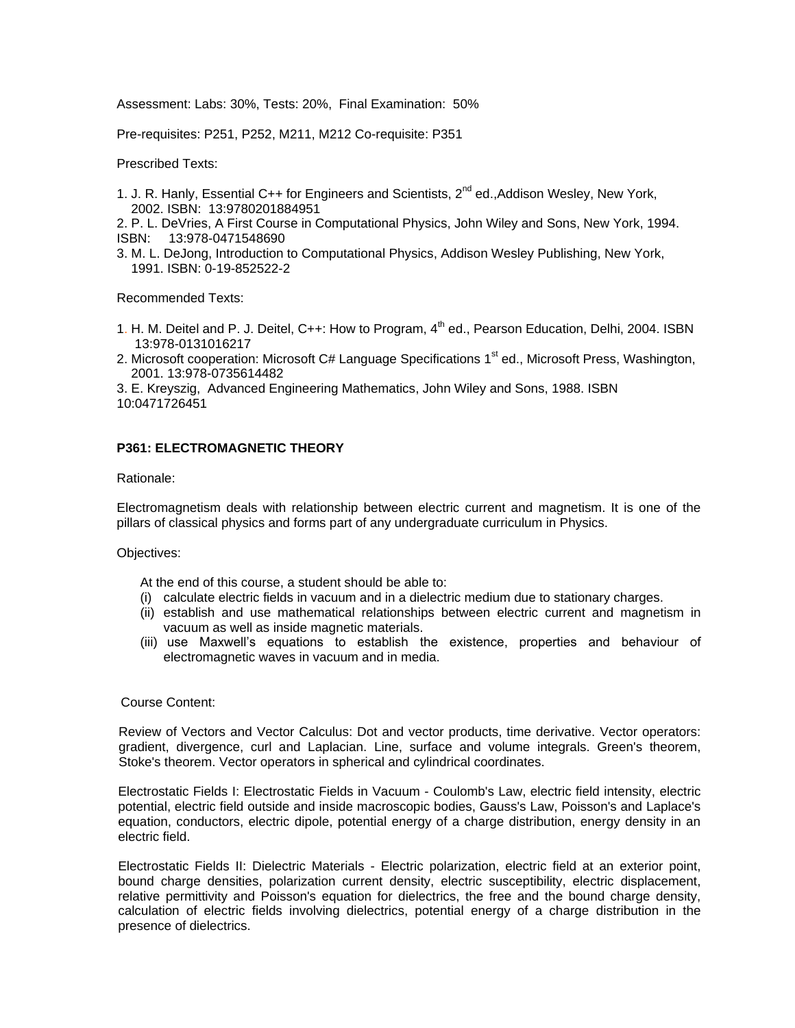Assessment: Labs: 30%, Tests: 20%, Final Examination: 50%

Pre-requisites: P251, P252, M211, M212 Co-requisite: P351

Prescribed Texts:

1. J. R. Hanly, Essential C++ for Engineers and Scientists, 2nd ed.,Addison Wesley, New York, 2002. ISBN: 13:9780201884951
2. P. L. DeVries, A First Course in Computational Physics, John Wiley and Sons, New York, 1994. ISBN: 13:978-0471548690
3. M. L. DeJong, Introduction to Computational Physics, Addison Wesley Publishing, New York, 1991. ISBN: 0-19-852522-2

Recommended Texts:

1. H. M. Deitel and P. J. Deitel, C++: How to Program, 4th ed., Pearson Education, Delhi, 2004. ISBN 13:978-0131016217
2. Microsoft cooperation: Microsoft C# Language Specifications 1st ed., Microsoft Press, Washington, 2001. 13:978-0735614482
3. E. Kreyszig, Advanced Engineering Mathematics, John Wiley and Sons, 1988. ISBN 10:0471726451

**P361: ELECTROMAGNETIC THEORY**

Rationale:

Electromagnetism deals with relationship between electric current and magnetism. It is one of the pillars of classical physics and forms part of any undergraduate curriculum in Physics.

Objectives:

At the end of this course, a student should be able to:

(i) calculate electric fields in vacuum and in a dielectric medium due to stationary charges.
(ii) establish and use mathematical relationships between electric current and magnetism in vacuum as well as inside magnetic materials.
(iii) use Maxwell's equations to establish the existence, properties and behaviour of electromagnetic waves in vacuum and in media.

Course Content:

Review of Vectors and Vector Calculus: Dot and vector products, time derivative. Vector operators: gradient, divergence, curl and Laplacian. Line, surface and volume integrals. Green's theorem, Stoke's theorem. Vector operators in spherical and cylindrical coordinates.

Electrostatic Fields I: Electrostatic Fields in Vacuum - Coulomb's Law, electric field intensity, electric potential, electric field outside and inside macroscopic bodies, Gauss's Law, Poisson's and Laplace's equation, conductors, electric dipole, potential energy of a charge distribution, energy density in an electric field.

Electrostatic Fields II: Dielectric Materials - Electric polarization, electric field at an exterior point, bound charge densities, polarization current density, electric susceptibility, electric displacement, relative permittivity and Poisson's equation for dielectrics, the free and the bound charge density, calculation of electric fields involving dielectrics, potential energy of a charge distribution in the presence of dielectrics.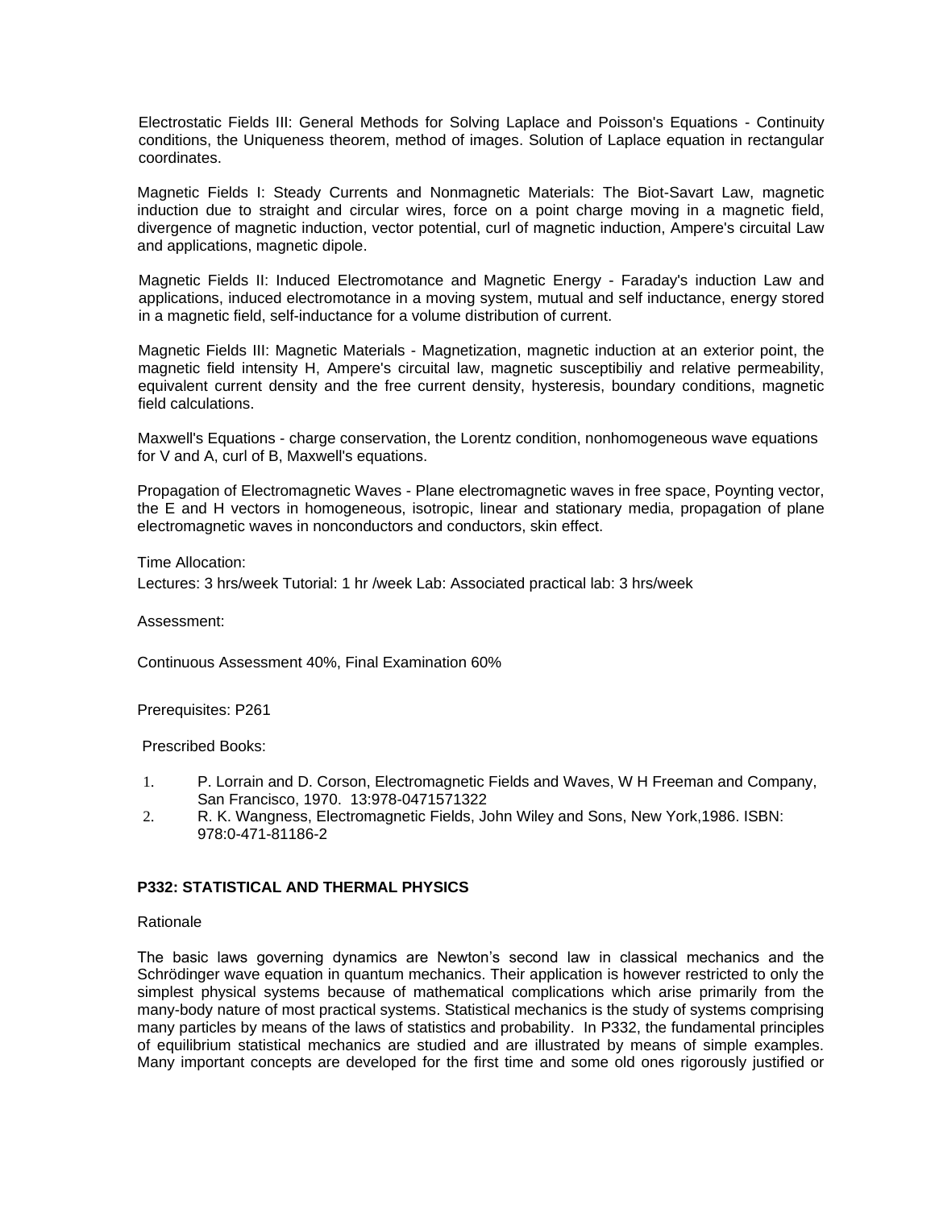Electrostatic Fields III: General Methods for Solving Laplace and Poisson's Equations - Continuity conditions, the Uniqueness theorem, method of images. Solution of Laplace equation in rectangular coordinates.

Magnetic Fields I: Steady Currents and Nonmagnetic Materials: The Biot-Savart Law, magnetic induction due to straight and circular wires, force on a point charge moving in a magnetic field, divergence of magnetic induction, vector potential, curl of magnetic induction, Ampere's circuital Law and applications, magnetic dipole.

Magnetic Fields II: Induced Electromotance and Magnetic Energy - Faraday's induction Law and applications, induced electromotance in a moving system, mutual and self inductance, energy stored in a magnetic field, self-inductance for a volume distribution of current.

Magnetic Fields III: Magnetic Materials - Magnetization, magnetic induction at an exterior point, the magnetic field intensity H, Ampere's circuital law, magnetic susceptibiliy and relative permeability, equivalent current density and the free current density, hysteresis, boundary conditions, magnetic field calculations.

Maxwell's Equations - charge conservation, the Lorentz condition, nonhomogeneous wave equations for V and A, curl of B, Maxwell's equations.

Propagation of Electromagnetic Waves - Plane electromagnetic waves in free space, Poynting vector, the E and H vectors in homogeneous, isotropic, linear and stationary media, propagation of plane electromagnetic waves in nonconductors and conductors, skin effect.

Time Allocation:

Lectures: 3 hrs/week Tutorial: 1 hr /week Lab: Associated practical lab: 3 hrs/week

Assessment:

Continuous Assessment 40%, Final Examination 60%

Prerequisites: P261

Prescribed Books:

1. P. Lorrain and D. Corson, Electromagnetic Fields and Waves, W H Freeman and Company, San Francisco, 1970. 13:978-0471571322
2. R. K. Wangness, Electromagnetic Fields, John Wiley and Sons, New York,1986. ISBN: 978:0-471-81186-2

**P332: STATISTICAL AND THERMAL PHYSICS**

Rationale

The basic laws governing dynamics are Newton's second law in classical mechanics and the Schrödinger wave equation in quantum mechanics. Their application is however restricted to only the simplest physical systems because of mathematical complications which arise primarily from the many-body nature of most practical systems. Statistical mechanics is the study of systems comprising many particles by means of the laws of statistics and probability. In P332, the fundamental principles of equilibrium statistical mechanics are studied and are illustrated by means of simple examples. Many important concepts are developed for the first time and some old ones rigorously justified or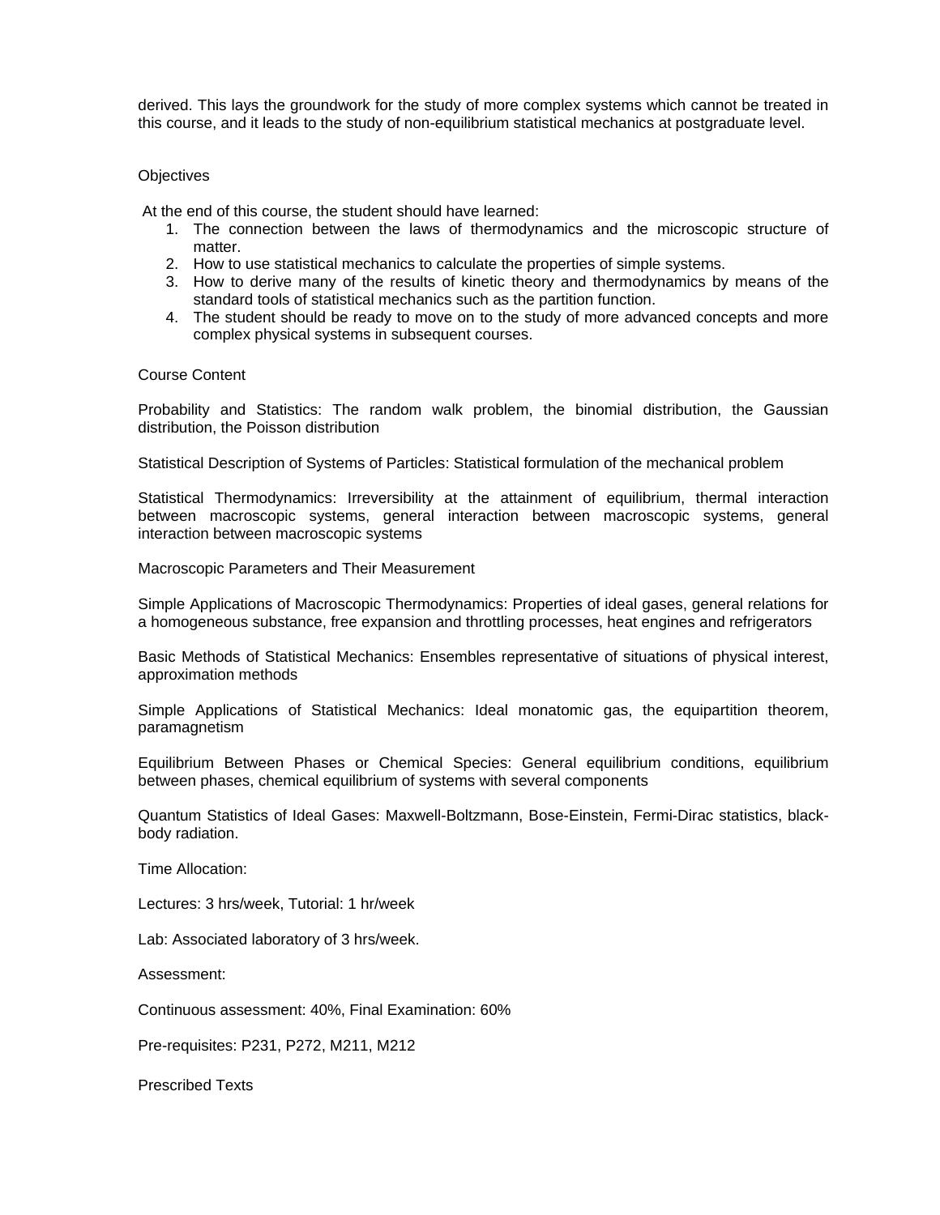derived. This lays the groundwork for the study of more complex systems which cannot be treated in this course, and it leads to the study of non-equilibrium statistical mechanics at postgraduate level.

Objectives

At the end of this course, the student should have learned:

1. The connection between the laws of thermodynamics and the microscopic structure of matter.
2. How to use statistical mechanics to calculate the properties of simple systems.
3. How to derive many of the results of kinetic theory and thermodynamics by means of the standard tools of statistical mechanics such as the partition function.
4. The student should be ready to move on to the study of more advanced concepts and more complex physical systems in subsequent courses.

Course Content

Probability and Statistics: The random walk problem, the binomial distribution, the Gaussian distribution, the Poisson distribution

Statistical Description of Systems of Particles: Statistical formulation of the mechanical problem

Statistical Thermodynamics: Irreversibility at the attainment of equilibrium, thermal interaction between macroscopic systems, general interaction between macroscopic systems, general interaction between macroscopic systems

Macroscopic Parameters and Their Measurement

Simple Applications of Macroscopic Thermodynamics: Properties of ideal gases, general relations for a homogeneous substance, free expansion and throttling processes, heat engines and refrigerators

Basic Methods of Statistical Mechanics: Ensembles representative of situations of physical interest, approximation methods

Simple Applications of Statistical Mechanics: Ideal monatomic gas, the equipartition theorem, paramagnetism

Equilibrium Between Phases or Chemical Species: General equilibrium conditions, equilibrium between phases, chemical equilibrium of systems with several components

Quantum Statistics of Ideal Gases: Maxwell-Boltzmann, Bose-Einstein, Fermi-Dirac statistics, black-body radiation.

Time Allocation:

Lectures: 3 hrs/week, Tutorial: 1 hr/week

Lab: Associated laboratory of 3 hrs/week.

Assessment:

Continuous assessment: 40%, Final Examination: 60%

Pre-requisites: P231, P272, M211, M212

Prescribed Texts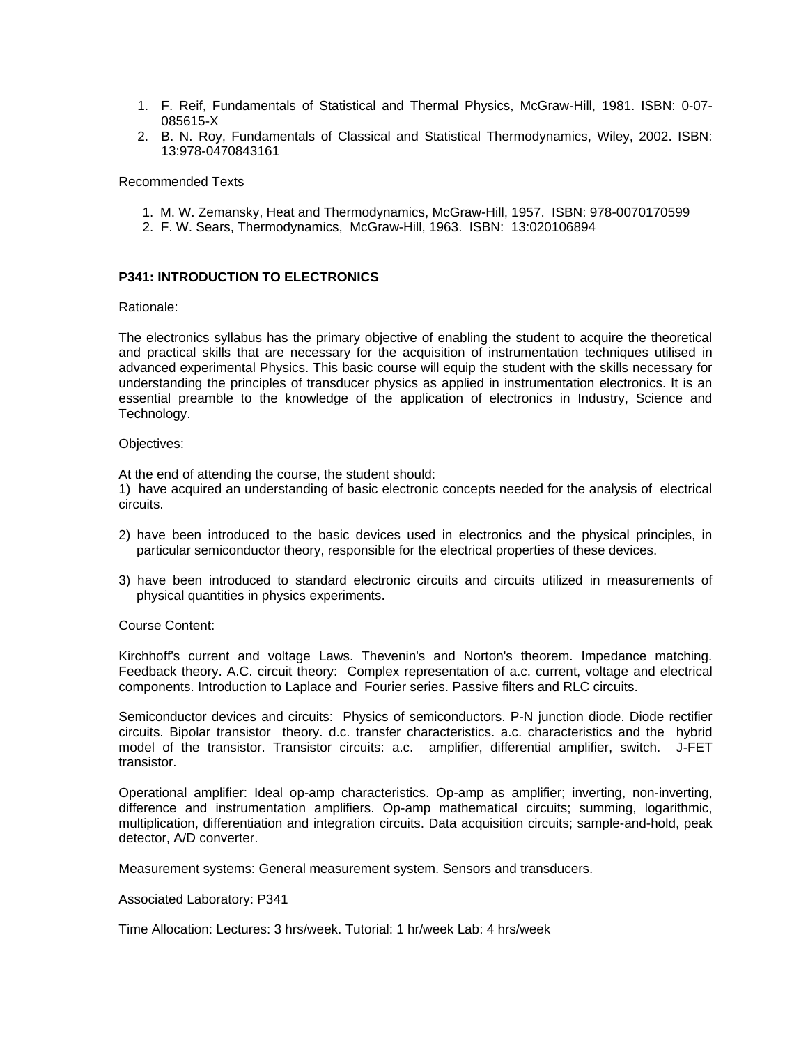1. F. Reif, Fundamentals of Statistical and Thermal Physics, McGraw-Hill, 1981. ISBN: 0-07-085615-X
2. B. N. Roy, Fundamentals of Classical and Statistical Thermodynamics, Wiley, 2002. ISBN: 13:978-0470843161

Recommended Texts

1. M. W. Zemansky, Heat and Thermodynamics, McGraw-Hill, 1957. ISBN: 978-0070170599
2. F. W. Sears, Thermodynamics, McGraw-Hill, 1963. ISBN: 13:020106894

**P341: INTRODUCTION TO ELECTRONICS**

Rationale:

The electronics syllabus has the primary objective of enabling the student to acquire the theoretical and practical skills that are necessary for the acquisition of instrumentation techniques utilised in advanced experimental Physics. This basic course will equip the student with the skills necessary for understanding the principles of transducer physics as applied in instrumentation electronics. It is an essential preamble to the knowledge of the application of electronics in Industry, Science and Technology.

Objectives:

At the end of attending the course, the student should:

1) have acquired an understanding of basic electronic concepts needed for the analysis of electrical circuits.

2) have been introduced to the basic devices used in electronics and the physical principles, in particular semiconductor theory, responsible for the electrical properties of these devices.

3) have been introduced to standard electronic circuits and circuits utilized in measurements of physical quantities in physics experiments.

Course Content:

Kirchhoff's current and voltage Laws. Thevenin's and Norton's theorem. Impedance matching. Feedback theory. A.C. circuit theory: Complex representation of a.c. current, voltage and electrical components. Introduction to Laplace and Fourier series. Passive filters and RLC circuits.

Semiconductor devices and circuits: Physics of semiconductors. P-N junction diode. Diode rectifier circuits. Bipolar transistor theory. d.c. transfer characteristics. a.c. characteristics and the hybrid model of the transistor. Transistor circuits: a.c. amplifier, differential amplifier, switch. J-FET transistor.

Operational amplifier: Ideal op-amp characteristics. Op-amp as amplifier; inverting, non-inverting, difference and instrumentation amplifiers. Op-amp mathematical circuits; summing, logarithmic, multiplication, differentiation and integration circuits. Data acquisition circuits; sample-and-hold, peak detector, A/D converter.

Measurement systems: General measurement system. Sensors and transducers.

Associated Laboratory: P341

Time Allocation: Lectures: 3 hrs/week. Tutorial: 1 hr/week Lab: 4 hrs/week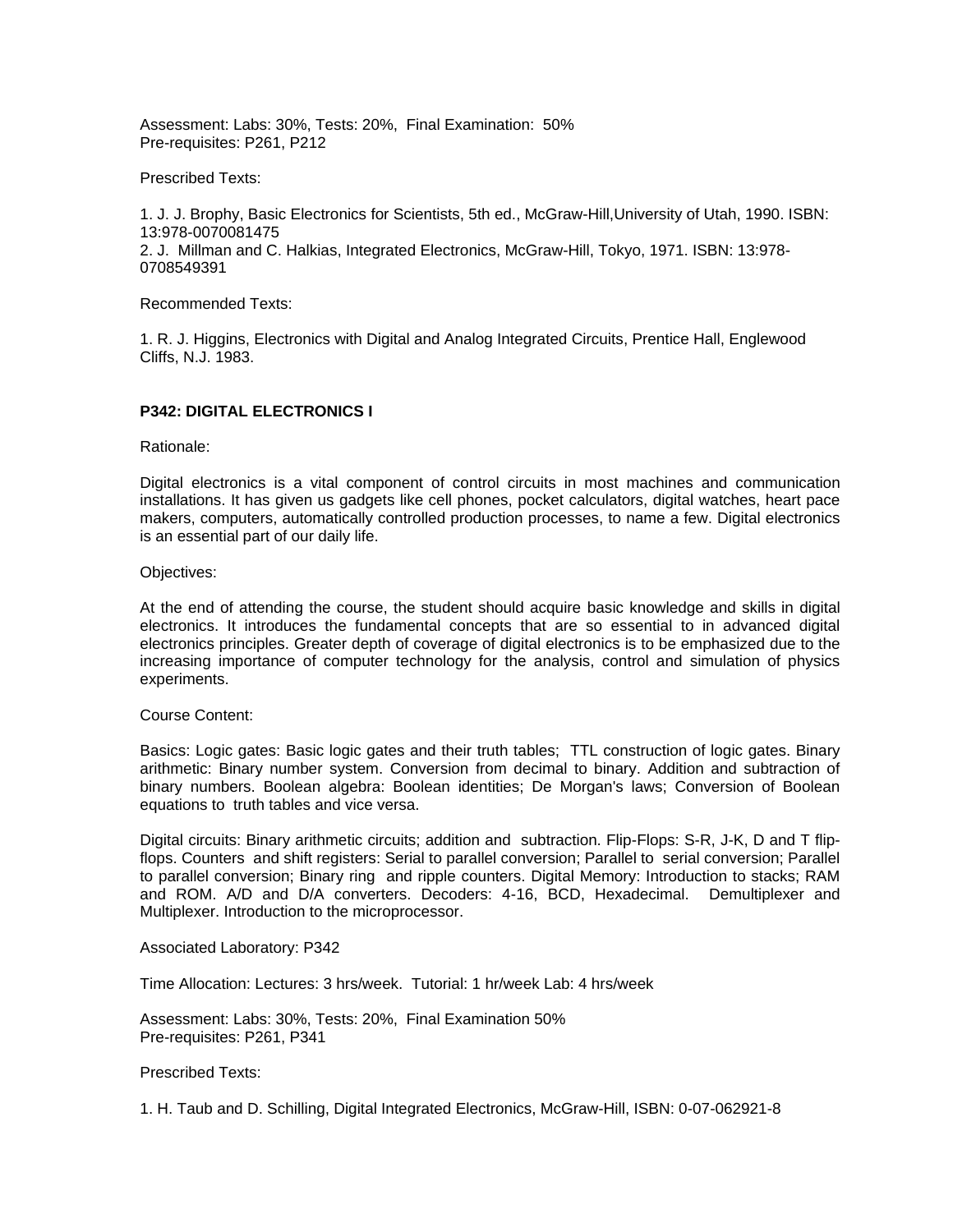Assessment: Labs: 30%, Tests: 20%, Final Examination: 50%
Pre-requisites: P261, P212

Prescribed Texts:

1. J. J. Brophy, Basic Electronics for Scientists, 5th ed., McGraw-Hill,University of Utah, 1990. ISBN: 13:978-0070081475
2. J. Millman and C. Halkias, Integrated Electronics, McGraw-Hill, Tokyo, 1971. ISBN: 13:978-0708549391

Recommended Texts:

1. R. J. Higgins, Electronics with Digital and Analog Integrated Circuits, Prentice Hall, Englewood Cliffs, N.J. 1983.

**P342: DIGITAL ELECTRONICS I**

Rationale:

Digital electronics is a vital component of control circuits in most machines and communication installations. It has given us gadgets like cell phones, pocket calculators, digital watches, heart pace makers, computers, automatically controlled production processes, to name a few. Digital electronics is an essential part of our daily life.

Objectives:

At the end of attending the course, the student should acquire basic knowledge and skills in digital electronics. It introduces the fundamental concepts that are so essential to in advanced digital electronics principles. Greater depth of coverage of digital electronics is to be emphasized due to the increasing importance of computer technology for the analysis, control and simulation of physics experiments.

Course Content:

Basics: Logic gates: Basic logic gates and their truth tables; TTL construction of logic gates. Binary arithmetic: Binary number system. Conversion from decimal to binary. Addition and subtraction of binary numbers. Boolean algebra: Boolean identities; De Morgan's laws; Conversion of Boolean equations to truth tables and vice versa.

Digital circuits: Binary arithmetic circuits; addition and subtraction. Flip-Flops: S-R, J-K, D and T flip-flops. Counters and shift registers: Serial to parallel conversion; Parallel to serial conversion; Parallel to parallel conversion; Binary ring and ripple counters. Digital Memory: Introduction to stacks; RAM and ROM. A/D and D/A converters. Decoders: 4-16, BCD, Hexadecimal. Demultiplexer and Multiplexer. Introduction to the microprocessor.

Associated Laboratory: P342

Time Allocation: Lectures: 3 hrs/week. Tutorial: 1 hr/week Lab: 4 hrs/week

Assessment: Labs: 30%, Tests: 20%, Final Examination 50%
Pre-requisites: P261, P341

Prescribed Texts:

1. H. Taub and D. Schilling, Digital Integrated Electronics, McGraw-Hill, ISBN: 0-07-062921-8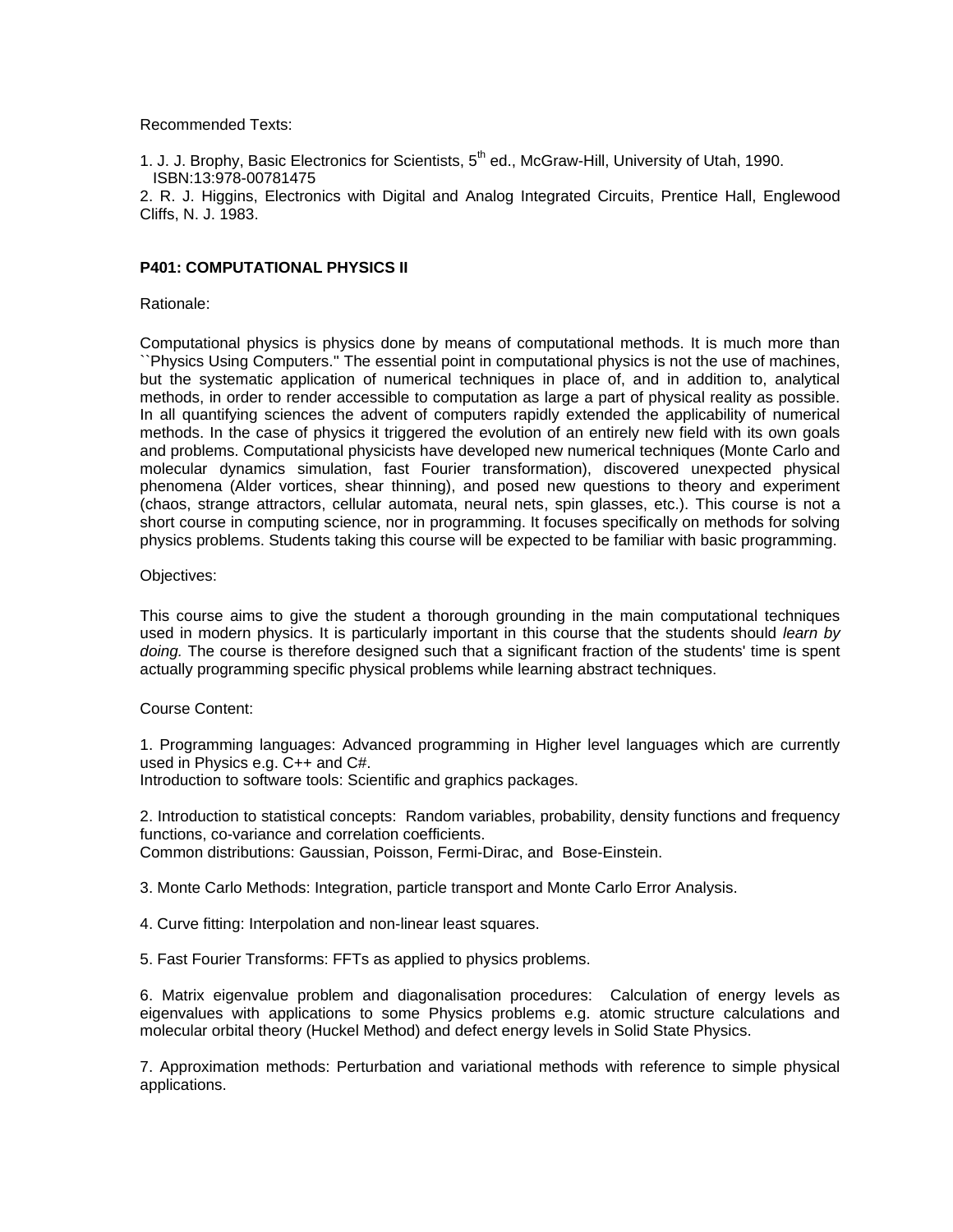Recommended Texts:

1. J. J. Brophy, Basic Electronics for Scientists, 5th ed., McGraw-Hill, University of Utah, 1990. ISBN:13:978-00781475
2. R. J. Higgins, Electronics with Digital and Analog Integrated Circuits, Prentice Hall, Englewood Cliffs, N. J. 1983.

**P401: COMPUTATIONAL PHYSICS II**

Rationale:

Computational physics is physics done by means of computational methods. It is much more than ``Physics Using Computers.'' The essential point in computational physics is not the use of machines, but the systematic application of numerical techniques in place of, and in addition to, analytical methods, in order to render accessible to computation as large a part of physical reality as possible. In all quantifying sciences the advent of computers rapidly extended the applicability of numerical methods. In the case of physics it triggered the evolution of an entirely new field with its own goals and problems. Computational physicists have developed new numerical techniques (Monte Carlo and molecular dynamics simulation, fast Fourier transformation), discovered unexpected physical phenomena (Alder vortices, shear thinning), and posed new questions to theory and experiment (chaos, strange attractors, cellular automata, neural nets, spin glasses, etc.). This course is not a short course in computing science, nor in programming. It focuses specifically on methods for solving physics problems. Students taking this course will be expected to be familiar with basic programming.

Objectives:

This course aims to give the student a thorough grounding in the main computational techniques used in modern physics. It is particularly important in this course that the students should *learn by doing.* The course is therefore designed such that a significant fraction of the students' time is spent actually programming specific physical problems while learning abstract techniques.

Course Content:

1. Programming languages: Advanced programming in Higher level languages which are currently used in Physics e.g. C++ and C#.
Introduction to software tools: Scientific and graphics packages.

2. Introduction to statistical concepts: Random variables, probability, density functions and frequency functions, co-variance and correlation coefficients.
Common distributions: Gaussian, Poisson, Fermi-Dirac, and Bose-Einstein.

3. Monte Carlo Methods: Integration, particle transport and Monte Carlo Error Analysis.

4. Curve fitting: Interpolation and non-linear least squares.

5. Fast Fourier Transforms: FFTs as applied to physics problems.

6. Matrix eigenvalue problem and diagonalisation procedures: Calculation of energy levels as eigenvalues with applications to some Physics problems e.g. atomic structure calculations and molecular orbital theory (Huckel Method) and defect energy levels in Solid State Physics.

7. Approximation methods: Perturbation and variational methods with reference to simple physical applications.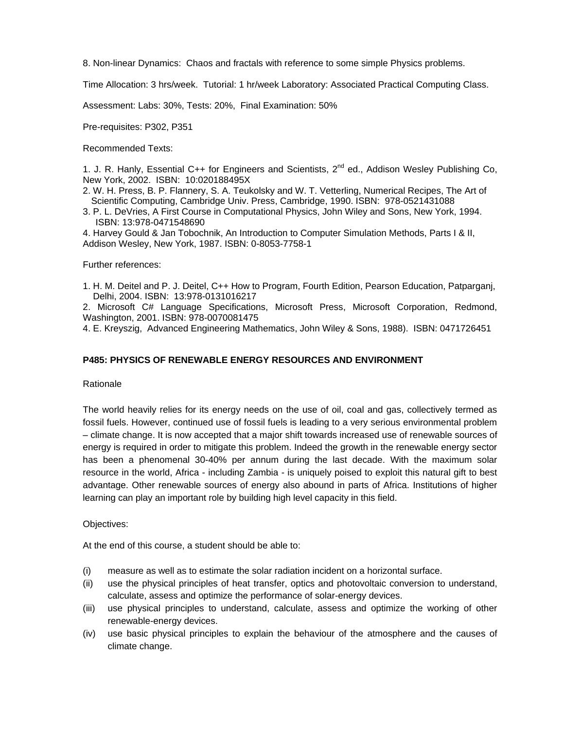8. Non-linear Dynamics: Chaos and fractals with reference to some simple Physics problems.

Time Allocation: 3 hrs/week. Tutorial: 1 hr/week Laboratory: Associated Practical Computing Class.

Assessment: Labs: 30%, Tests: 20%, Final Examination: 50%

Pre-requisites: P302, P351

Recommended Texts:

1. J. R. Hanly, Essential C++ for Engineers and Scientists, 2nd ed., Addison Wesley Publishing Co, New York, 2002. ISBN: 10:020188495X
2. W. H. Press, B. P. Flannery, S. A. Teukolsky and W. T. Vetterling, Numerical Recipes, The Art of Scientific Computing, Cambridge Univ. Press, Cambridge, 1990. ISBN: 978-0521431088
3. P. L. DeVries, A First Course in Computational Physics, John Wiley and Sons, New York, 1994. ISBN: 13:978-0471548690
4. Harvey Gould & Jan Tobochnik, An Introduction to Computer Simulation Methods, Parts I & II, Addison Wesley, New York, 1987. ISBN: 0-8053-7758-1

Further references:

1. H. M. Deitel and P. J. Deitel, C++ How to Program, Fourth Edition, Pearson Education, Patparganj, Delhi, 2004. ISBN: 13:978-0131016217
2. Microsoft C# Language Specifications, Microsoft Press, Microsoft Corporation, Redmond, Washington, 2001. ISBN: 978-0070081475
4. E. Kreyszig, Advanced Engineering Mathematics, John Wiley & Sons, 1988). ISBN: 0471726451

**P485: PHYSICS OF RENEWABLE ENERGY RESOURCES AND ENVIRONMENT**

Rationale

The world heavily relies for its energy needs on the use of oil, coal and gas, collectively termed as fossil fuels. However, continued use of fossil fuels is leading to a very serious environmental problem – climate change. It is now accepted that a major shift towards increased use of renewable sources of energy is required in order to mitigate this problem. Indeed the growth in the renewable energy sector has been a phenomenal 30-40% per annum during the last decade. With the maximum solar resource in the world, Africa - including Zambia - is uniquely poised to exploit this natural gift to best advantage. Other renewable sources of energy also abound in parts of Africa. Institutions of higher learning can play an important role by building high level capacity in this field.

Objectives:

At the end of this course, a student should be able to:

(i) measure as well as to estimate the solar radiation incident on a horizontal surface.
(ii) use the physical principles of heat transfer, optics and photovoltaic conversion to understand, calculate, assess and optimize the performance of solar-energy devices.
(iii) use physical principles to understand, calculate, assess and optimize the working of other renewable-energy devices.
(iv) use basic physical principles to explain the behaviour of the atmosphere and the causes of climate change.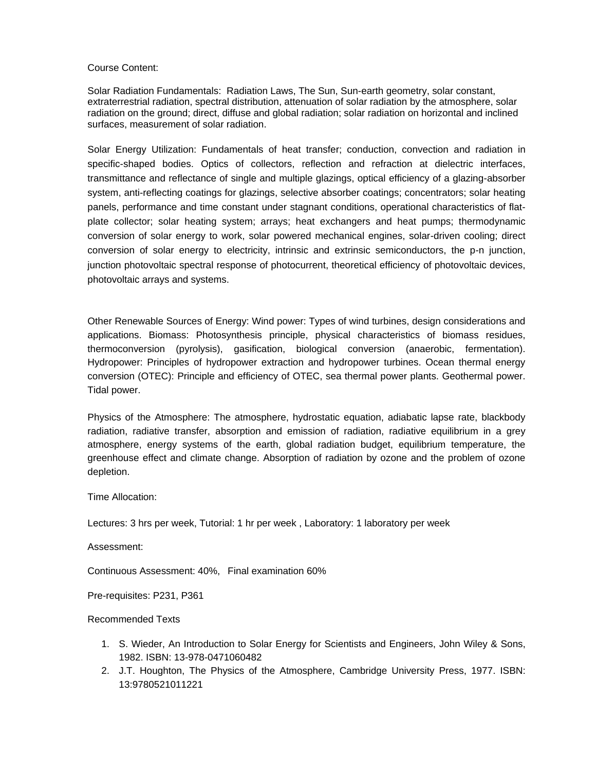Course Content:

Solar Radiation Fundamentals:  Radiation Laws, The Sun, Sun-earth geometry, solar constant, extraterrestrial radiation, spectral distribution, attenuation of solar radiation by the atmosphere, solar radiation on the ground; direct, diffuse and global radiation; solar radiation on horizontal and inclined surfaces, measurement of solar radiation.

Solar Energy Utilization: Fundamentals of heat transfer; conduction, convection and radiation in specific-shaped bodies. Optics of collectors, reflection and refraction at dielectric interfaces, transmittance and reflectance of single and multiple glazings, optical efficiency of a glazing-absorber system, anti-reflecting coatings for glazings, selective absorber coatings; concentrators; solar heating panels, performance and time constant under stagnant conditions, operational characteristics of flat-plate collector; solar heating system; arrays; heat exchangers and heat pumps; thermodynamic conversion of solar energy to work, solar powered mechanical engines, solar-driven cooling; direct conversion of solar energy to electricity, intrinsic and extrinsic semiconductors, the p-n junction, junction photovoltaic spectral response of photocurrent, theoretical efficiency of photovoltaic devices, photovoltaic arrays and systems.

Other Renewable Sources of Energy: Wind power: Types of wind turbines, design considerations and applications. Biomass: Photosynthesis principle, physical characteristics of biomass residues, thermoconversion (pyrolysis), gasification, biological conversion (anaerobic, fermentation). Hydropower: Principles of hydropower extraction and hydropower turbines. Ocean thermal energy conversion (OTEC): Principle and efficiency of OTEC, sea thermal power plants. Geothermal power. Tidal power.

Physics of the Atmosphere: The atmosphere, hydrostatic equation, adiabatic lapse rate, blackbody radiation, radiative transfer, absorption and emission of radiation, radiative equilibrium in a grey atmosphere, energy systems of the earth, global radiation budget, equilibrium temperature, the greenhouse effect and climate change. Absorption of radiation by ozone and the problem of ozone depletion.

Time Allocation:

Lectures: 3 hrs per week, Tutorial: 1 hr per week , Laboratory: 1 laboratory per week

Assessment:

Continuous Assessment: 40%,   Final examination 60%

Pre-requisites: P231, P361

Recommended Texts

1. S. Wieder, An Introduction to Solar Energy for Scientists and Engineers, John Wiley & Sons, 1982. ISBN: 13-978-0471060482
2. J.T. Houghton, The Physics of the Atmosphere, Cambridge University Press, 1977. ISBN: 13:9780521011221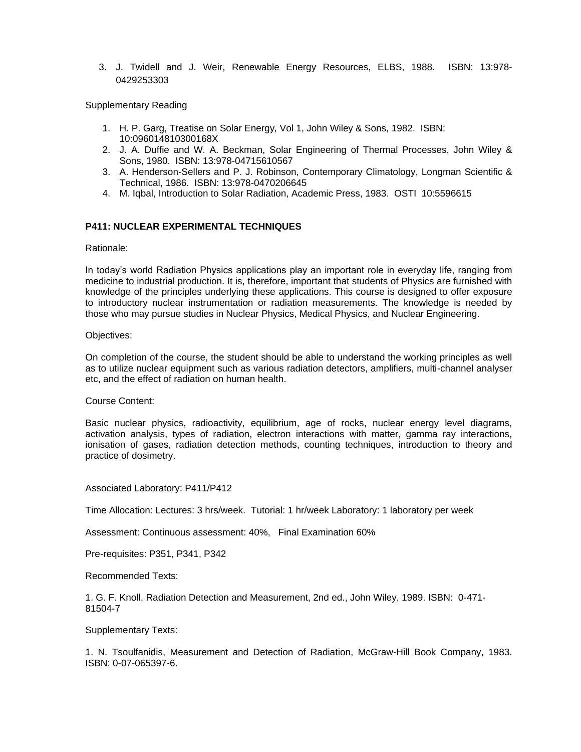3. J. Twidell and J. Weir, Renewable Energy Resources, ELBS, 1988. ISBN: 13:978-0429253303

Supplementary Reading

1. H. P. Garg, Treatise on Solar Energy, Vol 1, John Wiley & Sons, 1982. ISBN: 10:096014810300168X
2. J. A. Duffie and W. A. Beckman, Solar Engineering of Thermal Processes, John Wiley & Sons, 1980. ISBN: 13:978-04715610567
3. A. Henderson-Sellers and P. J. Robinson, Contemporary Climatology, Longman Scientific & Technical, 1986. ISBN: 13:978-0470206645
4. M. Iqbal, Introduction to Solar Radiation, Academic Press, 1983. OSTI 10:5596615

**P411: NUCLEAR EXPERIMENTAL TECHNIQUES**

Rationale:

In today's world Radiation Physics applications play an important role in everyday life, ranging from medicine to industrial production. It is, therefore, important that students of Physics are furnished with knowledge of the principles underlying these applications. This course is designed to offer exposure to introductory nuclear instrumentation or radiation measurements. The knowledge is needed by those who may pursue studies in Nuclear Physics, Medical Physics, and Nuclear Engineering.

Objectives:

On completion of the course, the student should be able to understand the working principles as well as to utilize nuclear equipment such as various radiation detectors, amplifiers, multi-channel analyser etc, and the effect of radiation on human health.

Course Content:

Basic nuclear physics, radioactivity, equilibrium, age of rocks, nuclear energy level diagrams, activation analysis, types of radiation, electron interactions with matter, gamma ray interactions, ionisation of gases, radiation detection methods, counting techniques, introduction to theory and practice of dosimetry.

Associated Laboratory: P411/P412

Time Allocation: Lectures: 3 hrs/week. Tutorial: 1 hr/week Laboratory: 1 laboratory per week

Assessment: Continuous assessment: 40%, Final Examination 60%

Pre-requisites: P351, P341, P342

Recommended Texts:

1. G. F. Knoll, Radiation Detection and Measurement, 2nd ed., John Wiley, 1989. ISBN: 0-471-81504-7

Supplementary Texts:

1. N. Tsoulfanidis, Measurement and Detection of Radiation, McGraw-Hill Book Company, 1983. ISBN: 0-07-065397-6.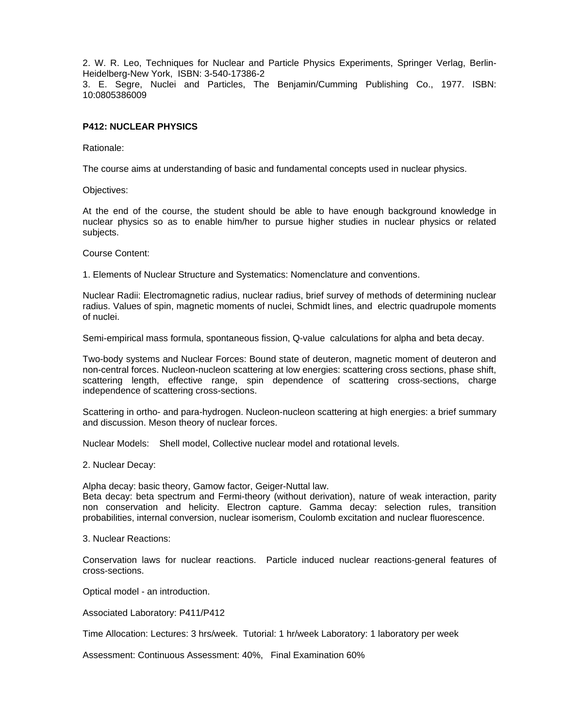2. W. R. Leo, Techniques for Nuclear and Particle Physics Experiments, Springer Verlag, Berlin-Heidelberg-New York, ISBN: 3-540-17386-2
3. E. Segre, Nuclei and Particles, The Benjamin/Cumming Publishing Co., 1977. ISBN: 10:0805386009

**P412: NUCLEAR PHYSICS**

Rationale:

The course aims at understanding of basic and fundamental concepts used in nuclear physics.

Objectives:

At the end of the course, the student should be able to have enough background knowledge in nuclear physics so as to enable him/her to pursue higher studies in nuclear physics or related subjects.

Course Content:

1. Elements of Nuclear Structure and Systematics: Nomenclature and conventions.

Nuclear Radii: Electromagnetic radius, nuclear radius, brief survey of methods of determining nuclear radius. Values of spin, magnetic moments of nuclei, Schmidt lines, and electric quadrupole moments of nuclei.

Semi-empirical mass formula, spontaneous fission, Q-value calculations for alpha and beta decay.

Two-body systems and Nuclear Forces: Bound state of deuteron, magnetic moment of deuteron and non-central forces. Nucleon-nucleon scattering at low energies: scattering cross sections, phase shift, scattering length, effective range, spin dependence of scattering cross-sections, charge independence of scattering cross-sections.

Scattering in ortho- and para-hydrogen. Nucleon-nucleon scattering at high energies: a brief summary and discussion. Meson theory of nuclear forces.

Nuclear Models: Shell model, Collective nuclear model and rotational levels.

2. Nuclear Decay:

Alpha decay: basic theory, Gamow factor, Geiger-Nuttal law.
Beta decay: beta spectrum and Fermi-theory (without derivation), nature of weak interaction, parity non conservation and helicity. Electron capture. Gamma decay: selection rules, transition probabilities, internal conversion, nuclear isomerism, Coulomb excitation and nuclear fluorescence.

3. Nuclear Reactions:

Conservation laws for nuclear reactions. Particle induced nuclear reactions-general features of cross-sections.

Optical model - an introduction.

Associated Laboratory: P411/P412

Time Allocation: Lectures: 3 hrs/week. Tutorial: 1 hr/week Laboratory: 1 laboratory per week

Assessment: Continuous Assessment: 40%, Final Examination 60%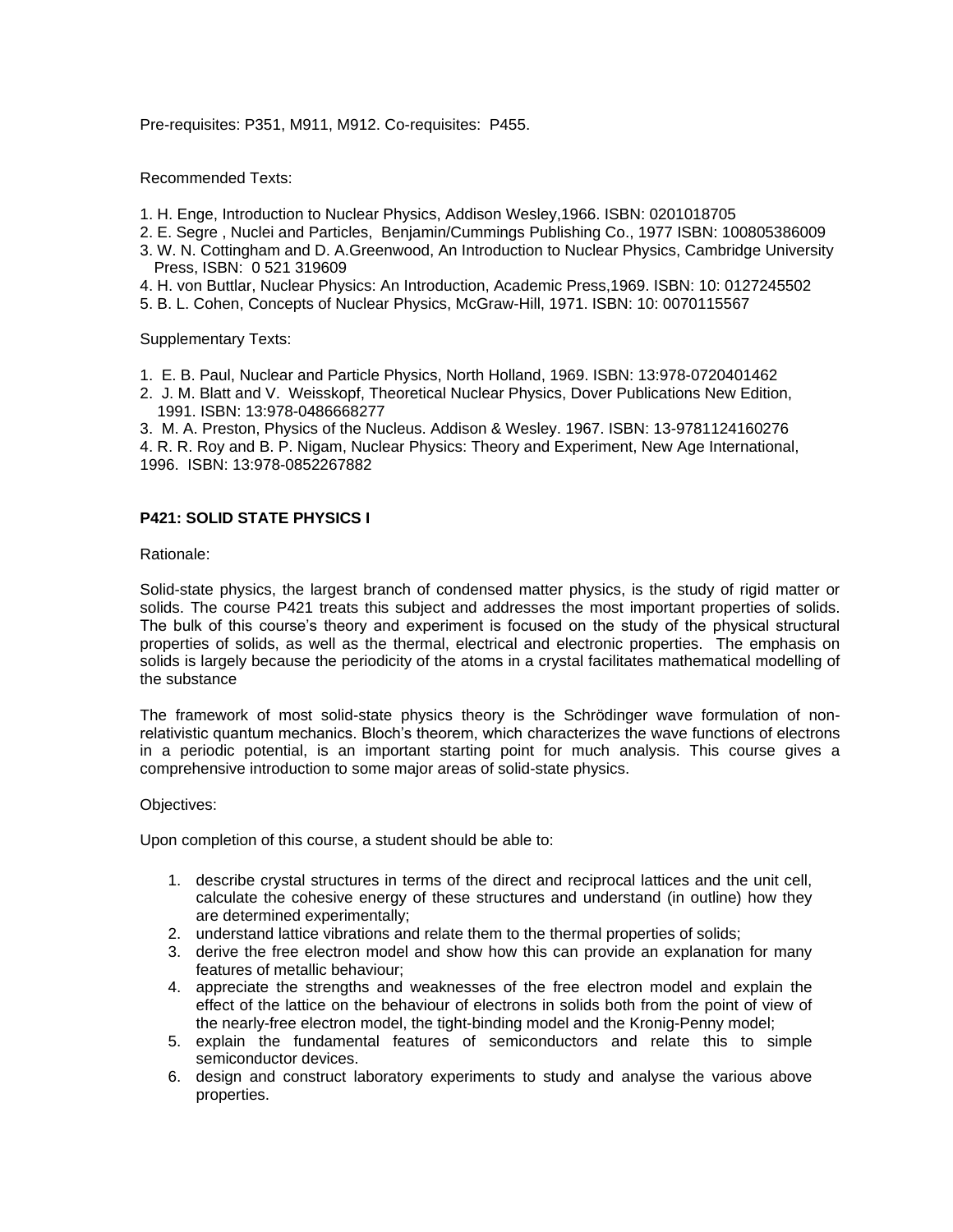Pre-requisites: P351, M911, M912. Co-requisites: P455.

Recommended Texts:

1. H. Enge, Introduction to Nuclear Physics, Addison Wesley,1966. ISBN: 0201018705
2. E. Segre , Nuclei and Particles, Benjamin/Cummings Publishing Co., 1977 ISBN: 100805386009
3. W. N. Cottingham and D. A.Greenwood, An Introduction to Nuclear Physics, Cambridge University Press, ISBN: 0 521 319609
4. H. von Buttlar, Nuclear Physics: An Introduction, Academic Press,1969. ISBN: 10: 0127245502
5. B. L. Cohen, Concepts of Nuclear Physics, McGraw-Hill, 1971. ISBN: 10: 0070115567

Supplementary Texts:

1. E. B. Paul, Nuclear and Particle Physics, North Holland, 1969. ISBN: 13:978-0720401462
2. J. M. Blatt and V. Weisskopf, Theoretical Nuclear Physics, Dover Publications New Edition, 1991. ISBN: 13:978-0486668277
3. M. A. Preston, Physics of the Nucleus. Addison & Wesley. 1967. ISBN: 13-9781124160276
4. R. R. Roy and B. P. Nigam, Nuclear Physics: Theory and Experiment, New Age International, 1996. ISBN: 13:978-0852267882

**P421: SOLID STATE PHYSICS I**

Rationale:

Solid-state physics, the largest branch of condensed matter physics, is the study of rigid matter or solids. The course P421 treats this subject and addresses the most important properties of solids. The bulk of this course's theory and experiment is focused on the study of the physical structural properties of solids, as well as the thermal, electrical and electronic properties. The emphasis on solids is largely because the periodicity of the atoms in a crystal facilitates mathematical modelling of the substance

The framework of most solid-state physics theory is the Schrödinger wave formulation of non-relativistic quantum mechanics. Bloch's theorem, which characterizes the wave functions of electrons in a periodic potential, is an important starting point for much analysis. This course gives a comprehensive introduction to some major areas of solid-state physics.

Objectives:

Upon completion of this course, a student should be able to:

1. describe crystal structures in terms of the direct and reciprocal lattices and the unit cell, calculate the cohesive energy of these structures and understand (in outline) how they are determined experimentally;
2. understand lattice vibrations and relate them to the thermal properties of solids;
3. derive the free electron model and show how this can provide an explanation for many features of metallic behaviour;
4. appreciate the strengths and weaknesses of the free electron model and explain the effect of the lattice on the behaviour of electrons in solids both from the point of view of the nearly-free electron model, the tight-binding model and the Kronig-Penny model;
5. explain the fundamental features of semiconductors and relate this to simple semiconductor devices.
6. design and construct laboratory experiments to study and analyse the various above properties.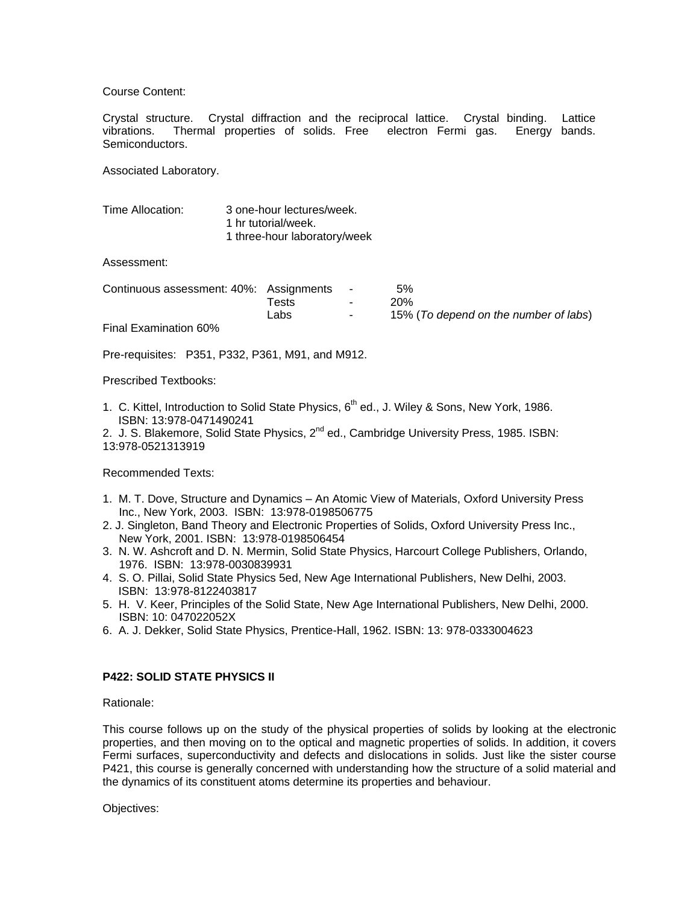Course Content:

Crystal structure. Crystal diffraction and the reciprocal lattice. Crystal binding. Lattice vibrations. Thermal properties of solids. Free electron Fermi gas. Energy bands. Semiconductors.

Associated Laboratory.

Time Allocation: 3 one-hour lectures/week.
1 hr tutorial/week.
1 three-hour laboratory/week

Assessment:

| Continuous assessment: 40%: | Assignments | - | 5% |
|---|---|---|---|
| | Tests | - | 20% |
| | Labs | - | 15% (*To depend on the number of labs*) |

Final Examination 60%

Pre-requisites: P351, P332, P361, M91, and M912.

Prescribed Textbooks:

1. C. Kittel, Introduction to Solid State Physics, 6th ed., J. Wiley & Sons, New York, 1986. ISBN: 13:978-0471490241
2. J. S. Blakemore, Solid State Physics, 2nd ed., Cambridge University Press, 1985. ISBN: 13:978-0521313919

Recommended Texts:

1. M. T. Dove, Structure and Dynamics – An Atomic View of Materials, Oxford University Press Inc., New York, 2003. ISBN: 13:978-0198506775
2. J. Singleton, Band Theory and Electronic Properties of Solids, Oxford University Press Inc., New York, 2001. ISBN: 13:978-0198506454
3. N. W. Ashcroft and D. N. Mermin, Solid State Physics, Harcourt College Publishers, Orlando, 1976. ISBN: 13:978-0030839931
4. S. O. Pillai, Solid State Physics 5ed, New Age International Publishers, New Delhi, 2003. ISBN: 13:978-8122403817
5. H. V. Keer, Principles of the Solid State, New Age International Publishers, New Delhi, 2000. ISBN: 10: 047022052X
6. A. J. Dekker, Solid State Physics, Prentice-Hall, 1962. ISBN: 13: 978-0333004623

**P422: SOLID STATE PHYSICS II**

Rationale:

This course follows up on the study of the physical properties of solids by looking at the electronic properties, and then moving on to the optical and magnetic properties of solids. In addition, it covers Fermi surfaces, superconductivity and defects and dislocations in solids. Just like the sister course P421, this course is generally concerned with understanding how the structure of a solid material and the dynamics of its constituent atoms determine its properties and behaviour.

Objectives: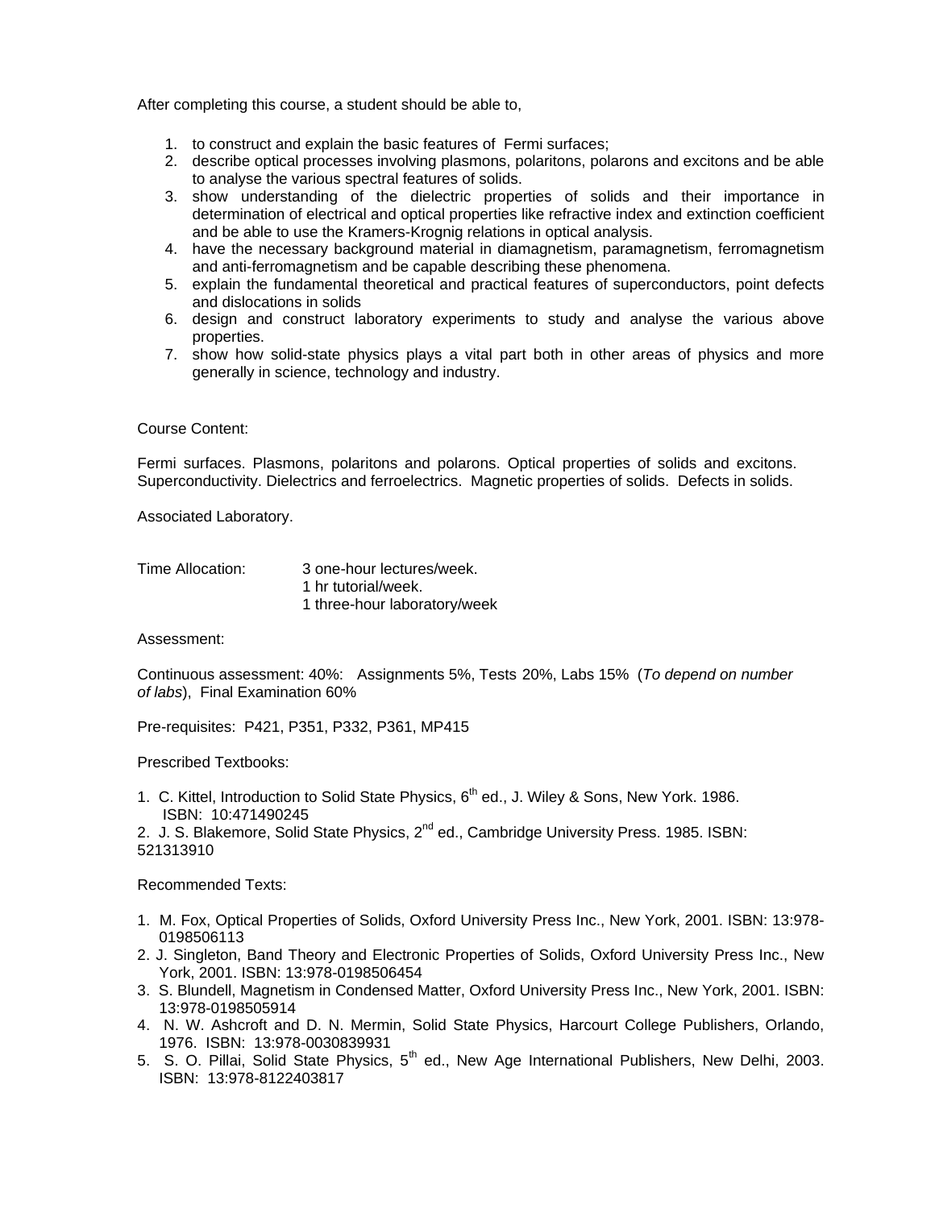After completing this course, a student should be able to,

1. to construct and explain the basic features of Fermi surfaces;
2. describe optical processes involving plasmons, polaritons, polarons and excitons and be able to analyse the various spectral features of solids.
3. show understanding of the dielectric properties of solids and their importance in determination of electrical and optical properties like refractive index and extinction coefficient and be able to use the Kramers-Krognig relations in optical analysis.
4. have the necessary background material in diamagnetism, paramagnetism, ferromagnetism and anti-ferromagnetism and be capable describing these phenomena.
5. explain the fundamental theoretical and practical features of superconductors, point defects and dislocations in solids
6. design and construct laboratory experiments to study and analyse the various above properties.
7. show how solid-state physics plays a vital part both in other areas of physics and more generally in science, technology and industry.

Course Content:

Fermi surfaces. Plasmons, polaritons and polarons. Optical properties of solids and excitons. Superconductivity. Dielectrics and ferroelectrics. Magnetic properties of solids. Defects in solids.

Associated Laboratory.

Time Allocation: 3 one-hour lectures/week.
1 hr tutorial/week.
1 three-hour laboratory/week

Assessment:

Continuous assessment: 40%: Assignments 5%, Tests 20%, Labs 15% (*To depend on number of labs*), Final Examination 60%

Pre-requisites: P421, P351, P332, P361, MP415

Prescribed Textbooks:

1. C. Kittel, Introduction to Solid State Physics, 6th ed., J. Wiley & Sons, New York. 1986. ISBN: 10:471490245
2. J. S. Blakemore, Solid State Physics, 2nd ed., Cambridge University Press. 1985. ISBN: 521313910

Recommended Texts:

1. M. Fox, Optical Properties of Solids, Oxford University Press Inc., New York, 2001. ISBN: 13:978-0198506113
2. J. Singleton, Band Theory and Electronic Properties of Solids, Oxford University Press Inc., New York, 2001. ISBN: 13:978-0198506454
3. S. Blundell, Magnetism in Condensed Matter, Oxford University Press Inc., New York, 2001. ISBN: 13:978-0198505914
4. N. W. Ashcroft and D. N. Mermin, Solid State Physics, Harcourt College Publishers, Orlando, 1976. ISBN: 13:978-0030839931
5. S. O. Pillai, Solid State Physics, 5th ed., New Age International Publishers, New Delhi, 2003. ISBN: 13:978-8122403817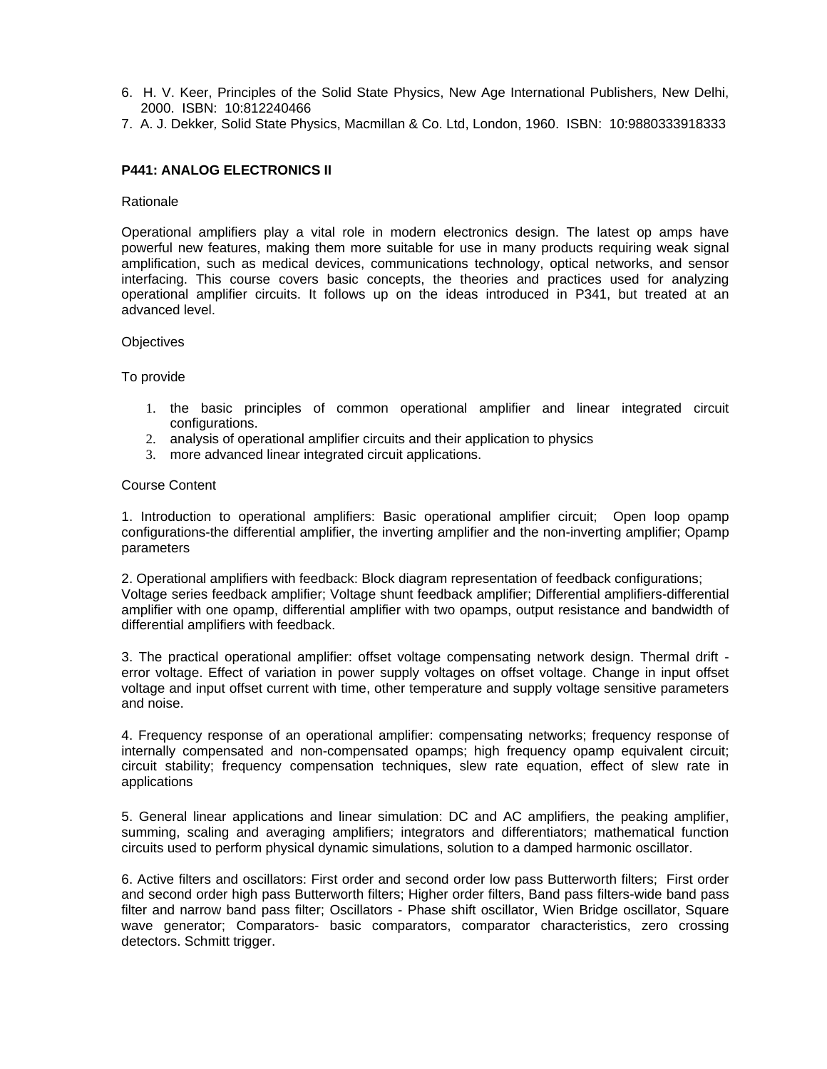6. H. V. Keer, Principles of the Solid State Physics, New Age International Publishers, New Delhi, 2000. ISBN: 10:812240466
7. A. J. Dekker, Solid State Physics, Macmillan & Co. Ltd, London, 1960. ISBN: 10:9880333918333

**P441: ANALOG ELECTRONICS II**

Rationale

Operational amplifiers play a vital role in modern electronics design. The latest op amps have powerful new features, making them more suitable for use in many products requiring weak signal amplification, such as medical devices, communications technology, optical networks, and sensor interfacing. This course covers basic concepts, the theories and practices used for analyzing operational amplifier circuits. It follows up on the ideas introduced in P341, but treated at an advanced level.

Objectives

To provide

1. the basic principles of common operational amplifier and linear integrated circuit configurations.
2. analysis of operational amplifier circuits and their application to physics
3. more advanced linear integrated circuit applications.

Course Content

1. Introduction to operational amplifiers: Basic operational amplifier circuit; Open loop opamp configurations-the differential amplifier, the inverting amplifier and the non-inverting amplifier; Opamp parameters

2. Operational amplifiers with feedback: Block diagram representation of feedback configurations; Voltage series feedback amplifier; Voltage shunt feedback amplifier; Differential amplifiers-differential amplifier with one opamp, differential amplifier with two opamps, output resistance and bandwidth of differential amplifiers with feedback.

3. The practical operational amplifier: offset voltage compensating network design. Thermal drift - error voltage. Effect of variation in power supply voltages on offset voltage. Change in input offset voltage and input offset current with time, other temperature and supply voltage sensitive parameters and noise.

4. Frequency response of an operational amplifier: compensating networks; frequency response of internally compensated and non-compensated opamps; high frequency opamp equivalent circuit; circuit stability; frequency compensation techniques, slew rate equation, effect of slew rate in applications

5. General linear applications and linear simulation: DC and AC amplifiers, the peaking amplifier, summing, scaling and averaging amplifiers; integrators and differentiators; mathematical function circuits used to perform physical dynamic simulations, solution to a damped harmonic oscillator.

6. Active filters and oscillators: First order and second order low pass Butterworth filters; First order and second order high pass Butterworth filters; Higher order filters, Band pass filters-wide band pass filter and narrow band pass filter; Oscillators - Phase shift oscillator, Wien Bridge oscillator, Square wave generator; Comparators- basic comparators, comparator characteristics, zero crossing detectors. Schmitt trigger.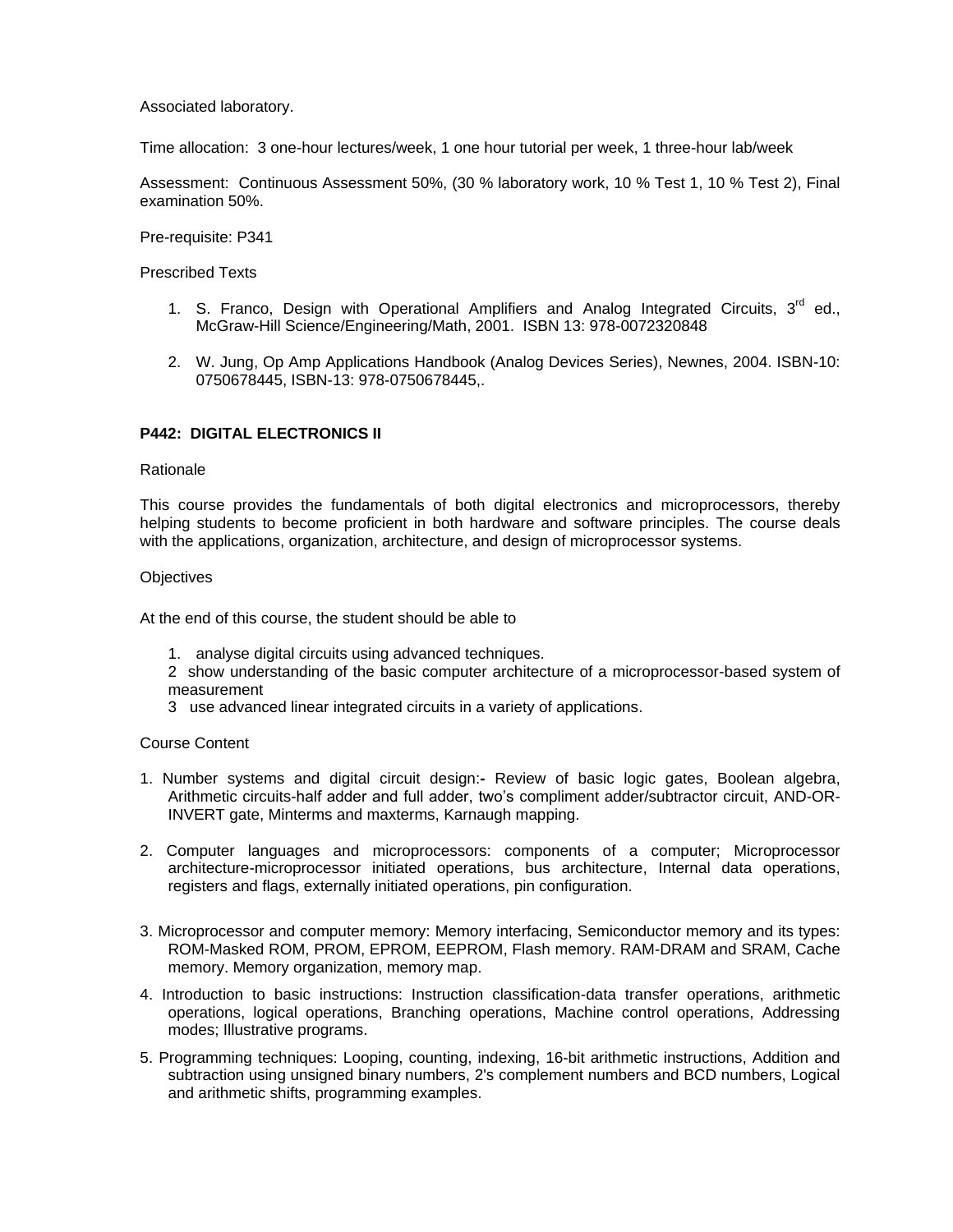Associated laboratory.

Time allocation: 3 one-hour lectures/week, 1 one hour tutorial per week, 1 three-hour lab/week

Assessment: Continuous Assessment 50%, (30 % laboratory work, 10 % Test 1, 10 % Test 2), Final examination 50%.

Pre-requisite: P341

Prescribed Texts

1. S. Franco, Design with Operational Amplifiers and Analog Integrated Circuits, 3rd ed., McGraw-Hill Science/Engineering/Math, 2001. ISBN 13: 978-0072320848

2. W. Jung, Op Amp Applications Handbook (Analog Devices Series), Newnes, 2004. ISBN-10: 0750678445, ISBN-13: 978-0750678445,.

## P442: DIGITAL ELECTRONICS II

Rationale

This course provides the fundamentals of both digital electronics and microprocessors, thereby helping students to become proficient in both hardware and software principles. The course deals with the applications, organization, architecture, and design of microprocessor systems.

Objectives

At the end of this course, the student should be able to

1. analyse digital circuits using advanced techniques.
2 show understanding of the basic computer architecture of a microprocessor-based system of measurement
3 use advanced linear integrated circuits in a variety of applications.

Course Content

1. Number systems and digital circuit design:**-** Review of basic logic gates, Boolean algebra, Arithmetic circuits-half adder and full adder, two's compliment adder/subtractor circuit, AND-OR-INVERT gate, Minterms and maxterms, Karnaugh mapping.

2. Computer languages and microprocessors: components of a computer; Microprocessor architecture-microprocessor initiated operations, bus architecture, Internal data operations, registers and flags, externally initiated operations, pin configuration.

3. Microprocessor and computer memory: Memory interfacing, Semiconductor memory and its types: ROM-Masked ROM, PROM, EPROM, EEPROM, Flash memory. RAM-DRAM and SRAM, Cache memory. Memory organization, memory map.

4. Introduction to basic instructions: Instruction classification-data transfer operations, arithmetic operations, logical operations, Branching operations, Machine control operations, Addressing modes; Illustrative programs.

5. Programming techniques: Looping, counting, indexing, 16-bit arithmetic instructions, Addition and subtraction using unsigned binary numbers, 2's complement numbers and BCD numbers, Logical and arithmetic shifts, programming examples.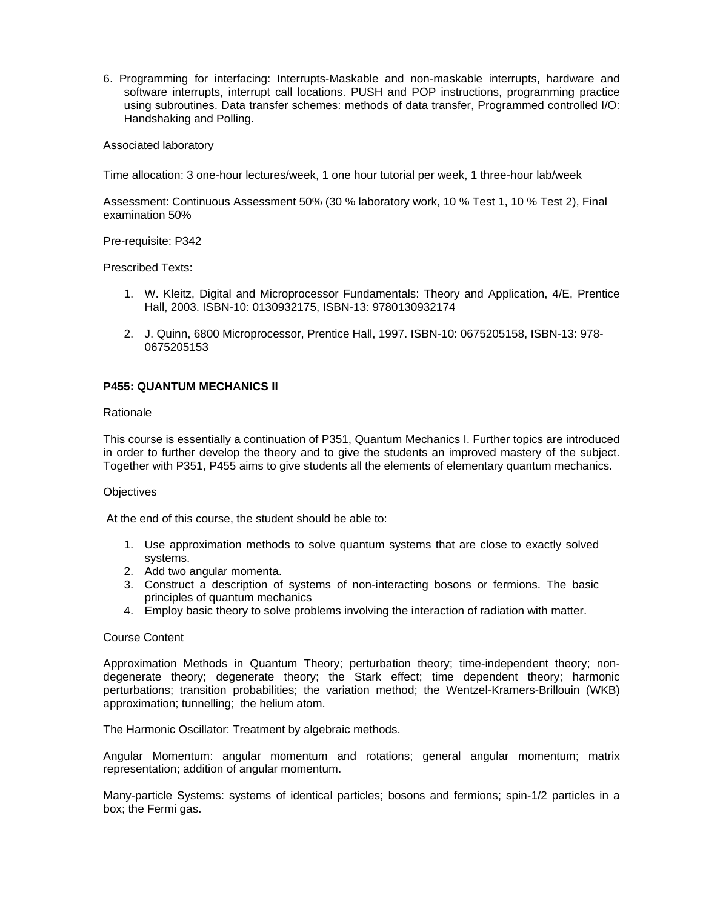6. Programming for interfacing: Interrupts-Maskable and non-maskable interrupts, hardware and software interrupts, interrupt call locations. PUSH and POP instructions, programming practice using subroutines. Data transfer schemes: methods of data transfer, Programmed controlled I/O: Handshaking and Polling.

Associated laboratory

Time allocation: 3 one-hour lectures/week, 1 one hour tutorial per week, 1 three-hour lab/week

Assessment: Continuous Assessment 50% (30 % laboratory work, 10 % Test 1, 10 % Test 2), Final examination 50%

Pre-requisite: P342

Prescribed Texts:

1. W. Kleitz, Digital and Microprocessor Fundamentals: Theory and Application, 4/E, Prentice Hall, 2003. ISBN-10: 0130932175, ISBN-13: 9780130932174
2. J. Quinn, 6800 Microprocessor, Prentice Hall, 1997. ISBN-10: 0675205158, ISBN-13: 978-0675205153

**P455: QUANTUM MECHANICS II**

Rationale

This course is essentially a continuation of P351, Quantum Mechanics I. Further topics are introduced in order to further develop the theory and to give the students an improved mastery of the subject. Together with P351, P455 aims to give students all the elements of elementary quantum mechanics.

Objectives

At the end of this course, the student should be able to:

1. Use approximation methods to solve quantum systems that are close to exactly solved systems.
2. Add two angular momenta.
3. Construct a description of systems of non-interacting bosons or fermions. The basic principles of quantum mechanics
4. Employ basic theory to solve problems involving the interaction of radiation with matter.

Course Content

Approximation Methods in Quantum Theory; perturbation theory; time-independent theory; non-degenerate theory; degenerate theory; the Stark effect; time dependent theory; harmonic perturbations; transition probabilities; the variation method; the Wentzel-Kramers-Brillouin (WKB) approximation; tunnelling; the helium atom.

The Harmonic Oscillator: Treatment by algebraic methods.

Angular Momentum: angular momentum and rotations; general angular momentum; matrix representation; addition of angular momentum.

Many-particle Systems: systems of identical particles; bosons and fermions; spin-1/2 particles in a box; the Fermi gas.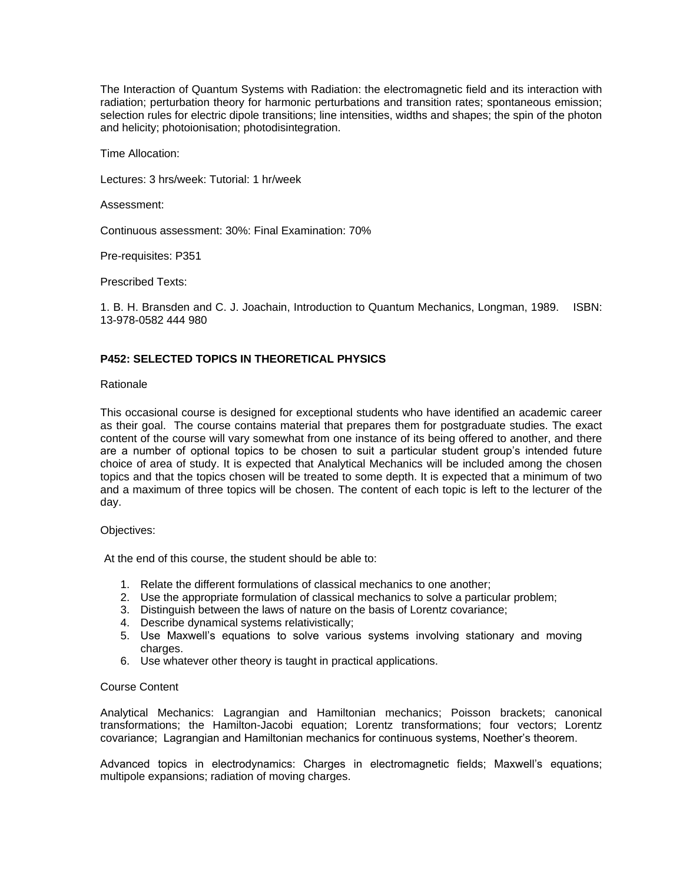The Interaction of Quantum Systems with Radiation: the electromagnetic field and its interaction with radiation; perturbation theory for harmonic perturbations and transition rates; spontaneous emission; selection rules for electric dipole transitions; line intensities, widths and shapes; the spin of the photon and helicity; photoionisation; photodisintegration.

Time Allocation:

Lectures: 3 hrs/week: Tutorial: 1 hr/week

Assessment:

Continuous assessment: 30%: Final Examination: 70%

Pre-requisites: P351

Prescribed Texts:

1. B. H. Bransden and C. J. Joachain, Introduction to Quantum Mechanics, Longman, 1989. ISBN: 13-978-0582 444 980

### P452: SELECTED TOPICS IN THEORETICAL PHYSICS

Rationale

This occasional course is designed for exceptional students who have identified an academic career as their goal. The course contains material that prepares them for postgraduate studies. The exact content of the course will vary somewhat from one instance of its being offered to another, and there are a number of optional topics to be chosen to suit a particular student group's intended future choice of area of study. It is expected that Analytical Mechanics will be included among the chosen topics and that the topics chosen will be treated to some depth. It is expected that a minimum of two and a maximum of three topics will be chosen. The content of each topic is left to the lecturer of the day.

Objectives:

At the end of this course, the student should be able to:

1. Relate the different formulations of classical mechanics to one another;
2. Use the appropriate formulation of classical mechanics to solve a particular problem;
3. Distinguish between the laws of nature on the basis of Lorentz covariance;
4. Describe dynamical systems relativistically;
5. Use Maxwell's equations to solve various systems involving stationary and moving charges.
6. Use whatever other theory is taught in practical applications.

Course Content

Analytical Mechanics: Lagrangian and Hamiltonian mechanics; Poisson brackets; canonical transformations; the Hamilton-Jacobi equation; Lorentz transformations; four vectors; Lorentz covariance; Lagrangian and Hamiltonian mechanics for continuous systems, Noether's theorem.

Advanced topics in electrodynamics: Charges in electromagnetic fields; Maxwell's equations; multipole expansions; radiation of moving charges.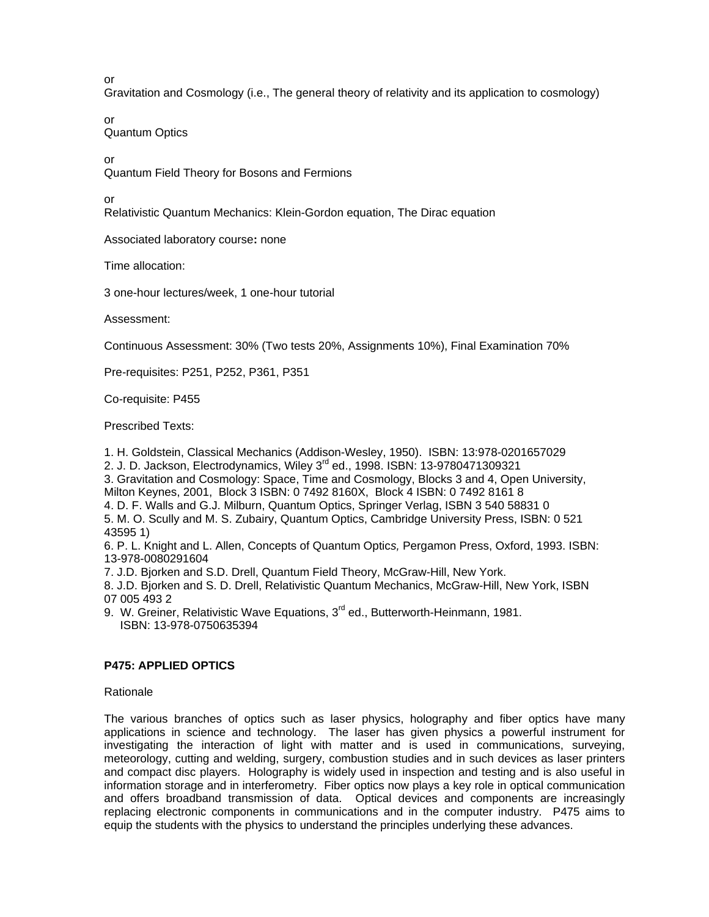or
Gravitation and Cosmology (i.e., The general theory of relativity and its application to cosmology)

or
Quantum Optics

or
Quantum Field Theory for Bosons and Fermions

or
Relativistic Quantum Mechanics: Klein-Gordon equation, The Dirac equation

Associated laboratory course**:** none

Time allocation:

3 one-hour lectures/week, 1 one-hour tutorial

Assessment:

Continuous Assessment: 30% (Two tests 20%, Assignments 10%), Final Examination 70%

Pre-requisites: P251, P252, P361, P351

Co-requisite: P455

Prescribed Texts:

1. H. Goldstein, Classical Mechanics (Addison-Wesley, 1950). ISBN: 13:978-0201657029
2. J. D. Jackson, Electrodynamics, Wiley 3rd ed., 1998. ISBN: 13-9780471309321
3. Gravitation and Cosmology: Space, Time and Cosmology, Blocks 3 and 4, Open University, Milton Keynes, 2001, Block 3 ISBN: 0 7492 8160X, Block 4 ISBN: 0 7492 8161 8
4. D. F. Walls and G.J. Milburn, Quantum Optics, Springer Verlag, ISBN 3 540 58831 0
5. M. O. Scully and M. S. Zubairy, Quantum Optics, Cambridge University Press, ISBN: 0 521 43595 1)
6. P. L. Knight and L. Allen, Concepts of Quantum Optics*,* Pergamon Press, Oxford, 1993. ISBN: 13-978-0080291604
7. J.D. Bjorken and S.D. Drell, Quantum Field Theory, McGraw-Hill, New York.
8. J.D. Bjorken and S. D. Drell, Relativistic Quantum Mechanics, McGraw-Hill, New York, ISBN 07 005 493 2
9. W. Greiner, Relativistic Wave Equations, 3rd ed., Butterworth-Heinmann, 1981. ISBN: 13-978-0750635394

**P475: APPLIED OPTICS**

Rationale

The various branches of optics such as laser physics, holography and fiber optics have many applications in science and technology. The laser has given physics a powerful instrument for investigating the interaction of light with matter and is used in communications, surveying, meteorology, cutting and welding, surgery, combustion studies and in such devices as laser printers and compact disc players. Holography is widely used in inspection and testing and is also useful in information storage and in interferometry. Fiber optics now plays a key role in optical communication and offers broadband transmission of data. Optical devices and components are increasingly replacing electronic components in communications and in the computer industry. P475 aims to equip the students with the physics to understand the principles underlying these advances.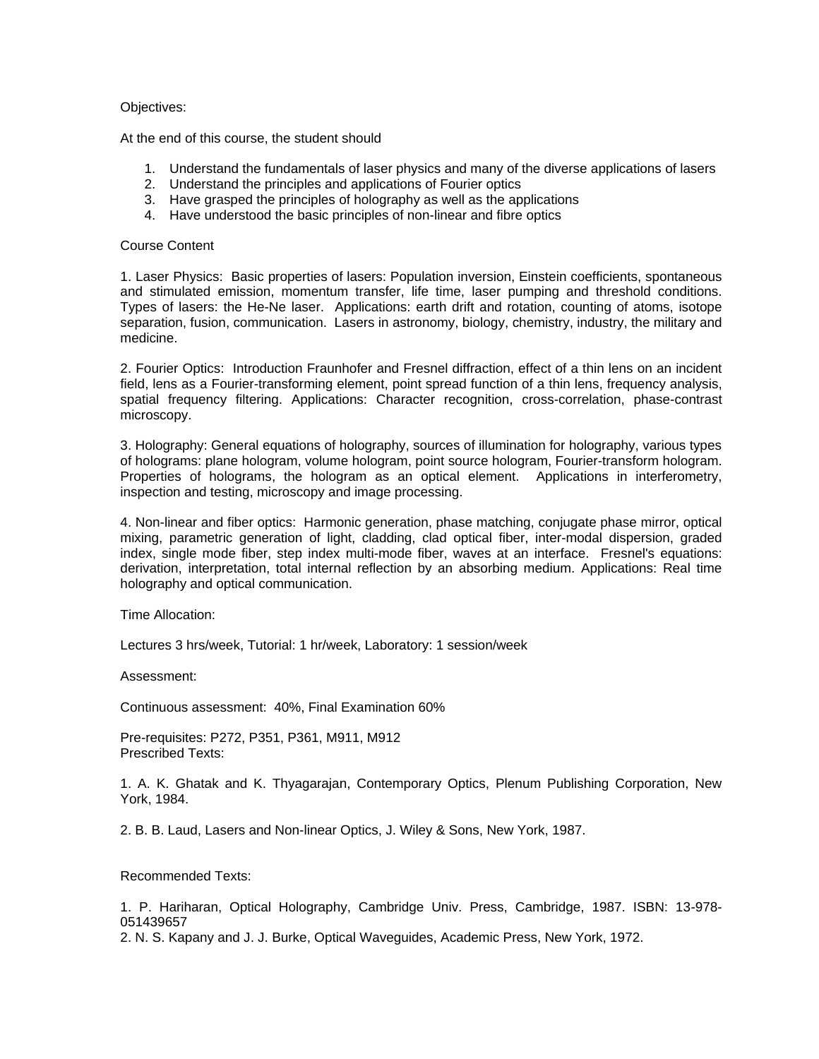Objectives:

At the end of this course, the student should

1. Understand the fundamentals of laser physics and many of the diverse applications of lasers
2. Understand the principles and applications of Fourier optics
3. Have grasped the principles of holography as well as the applications
4. Have understood the basic principles of non-linear and fibre optics

Course Content

1. Laser Physics: Basic properties of lasers: Population inversion, Einstein coefficients, spontaneous and stimulated emission, momentum transfer, life time, laser pumping and threshold conditions. Types of lasers: the He-Ne laser. Applications: earth drift and rotation, counting of atoms, isotope separation, fusion, communication. Lasers in astronomy, biology, chemistry, industry, the military and medicine.

2. Fourier Optics: Introduction Fraunhofer and Fresnel diffraction, effect of a thin lens on an incident field, lens as a Fourier-transforming element, point spread function of a thin lens, frequency analysis, spatial frequency filtering. Applications: Character recognition, cross-correlation, phase-contrast microscopy.

3. Holography: General equations of holography, sources of illumination for holography, various types of holograms: plane hologram, volume hologram, point source hologram, Fourier-transform hologram. Properties of holograms, the hologram as an optical element. Applications in interferometry, inspection and testing, microscopy and image processing.

4. Non-linear and fiber optics: Harmonic generation, phase matching, conjugate phase mirror, optical mixing, parametric generation of light, cladding, clad optical fiber, inter-modal dispersion, graded index, single mode fiber, step index multi-mode fiber, waves at an interface. Fresnel's equations: derivation, interpretation, total internal reflection by an absorbing medium. Applications: Real time holography and optical communication.

Time Allocation:

Lectures 3 hrs/week, Tutorial: 1 hr/week, Laboratory: 1 session/week

Assessment:

Continuous assessment: 40%, Final Examination 60%

Pre-requisites: P272, P351, P361, M911, M912
Prescribed Texts:

1. A. K. Ghatak and K. Thyagarajan, Contemporary Optics, Plenum Publishing Corporation, New York, 1984.

2. B. B. Laud, Lasers and Non-linear Optics, J. Wiley & Sons, New York, 1987.

Recommended Texts:

1. P. Hariharan, Optical Holography, Cambridge Univ. Press, Cambridge, 1987. ISBN: 13-978-051439657
2. N. S. Kapany and J. J. Burke, Optical Waveguides, Academic Press, New York, 1972.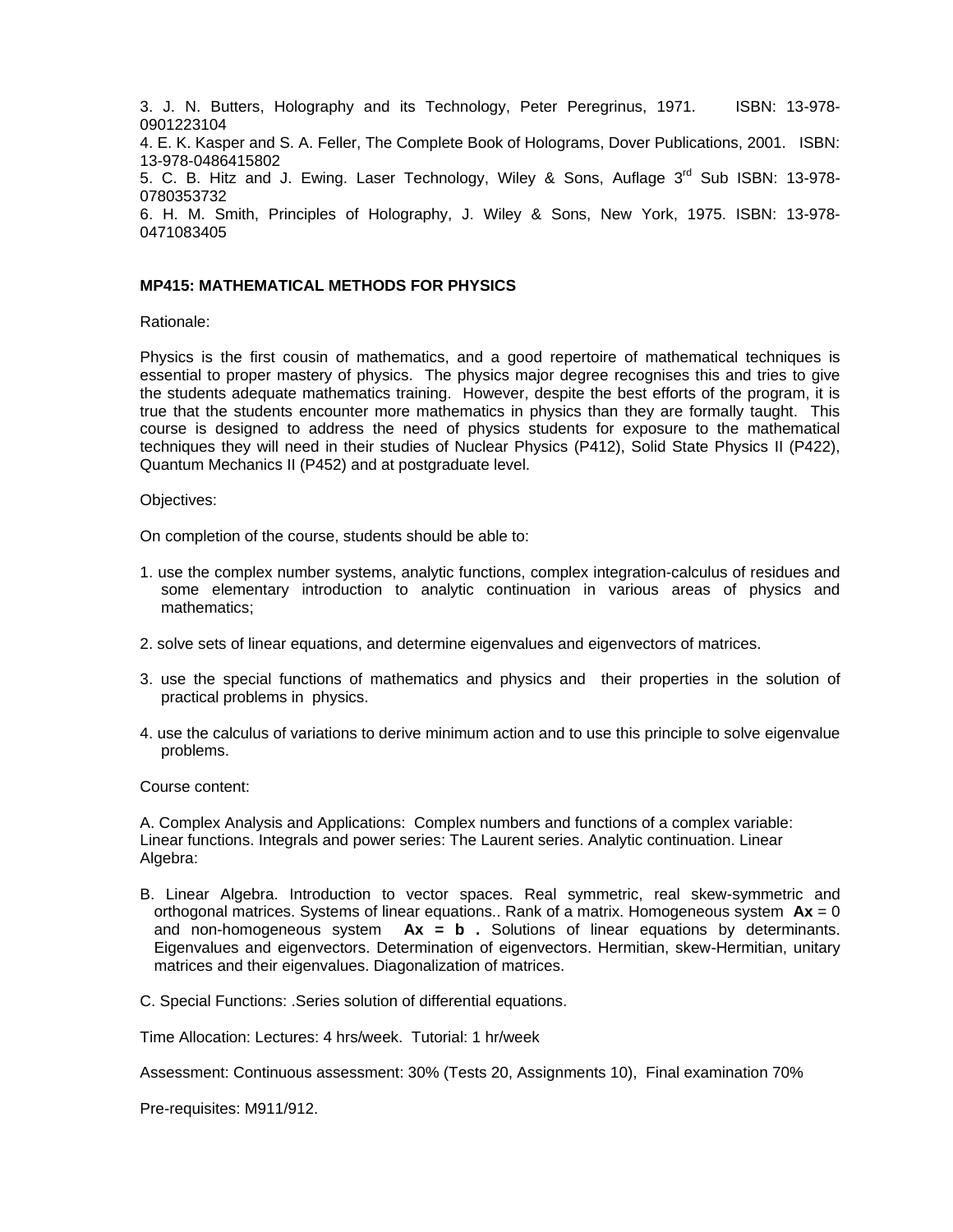3. J. N. Butters, Holography and its Technology, Peter Peregrinus, 1971. ISBN: 13-978-0901223104

4. E. K. Kasper and S. A. Feller, The Complete Book of Holograms, Dover Publications, 2001. ISBN: 13-978-0486415802

5. C. B. Hitz and J. Ewing. Laser Technology, Wiley & Sons, Auflage 3rd Sub ISBN: 13-978-0780353732

6. H. M. Smith, Principles of Holography, J. Wiley & Sons, New York, 1975. ISBN: 13-978-0471083405

### MP415: MATHEMATICAL METHODS FOR PHYSICS

Rationale:

Physics is the first cousin of mathematics, and a good repertoire of mathematical techniques is essential to proper mastery of physics. The physics major degree recognises this and tries to give the students adequate mathematics training. However, despite the best efforts of the program, it is true that the students encounter more mathematics in physics than they are formally taught. This course is designed to address the need of physics students for exposure to the mathematical techniques they will need in their studies of Nuclear Physics (P412), Solid State Physics II (P422), Quantum Mechanics II (P452) and at postgraduate level.

Objectives:

On completion of the course, students should be able to:

1. use the complex number systems, analytic functions, complex integration-calculus of residues and some elementary introduction to analytic continuation in various areas of physics and mathematics;

2. solve sets of linear equations, and determine eigenvalues and eigenvectors of matrices.

3. use the special functions of mathematics and physics and their properties in the solution of practical problems in physics.

4. use the calculus of variations to derive minimum action and to use this principle to solve eigenvalue problems.

Course content:

A. Complex Analysis and Applications: Complex numbers and functions of a complex variable: Linear functions. Integrals and power series: The Laurent series. Analytic continuation. Linear Algebra:

B. Linear Algebra. Introduction to vector spaces. Real symmetric, real skew-symmetric and orthogonal matrices. Systems of linear equations.. Rank of a matrix. Homogeneous system $\mathbf{Ax} = 0$ and non-homogeneous system $\mathbf{Ax} = \mathbf{b}$ **.** Solutions of linear equations by determinants. Eigenvalues and eigenvectors. Determination of eigenvectors. Hermitian, skew-Hermitian, unitary matrices and their eigenvalues. Diagonalization of matrices.

C. Special Functions: .Series solution of differential equations.

Time Allocation: Lectures: 4 hrs/week. Tutorial: 1 hr/week

Assessment: Continuous assessment: 30% (Tests 20, Assignments 10), Final examination 70%

Pre-requisites: M911/912.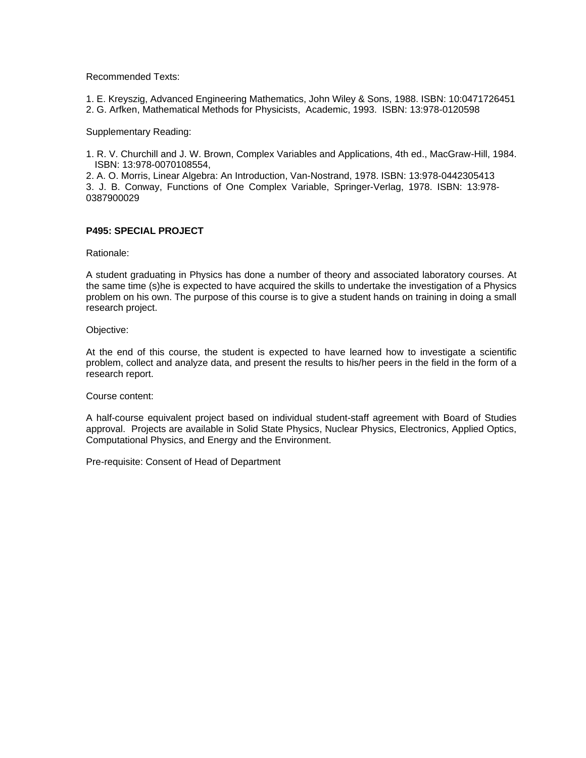Recommended Texts:

1. E. Kreyszig, Advanced Engineering Mathematics, John Wiley & Sons, 1988. ISBN: 10:0471726451
2. G. Arfken, Mathematical Methods for Physicists, Academic, 1993. ISBN: 13:978-0120598

Supplementary Reading:

1. R. V. Churchill and J. W. Brown, Complex Variables and Applications, 4th ed., MacGraw-Hill, 1984. ISBN: 13:978-0070108554,
2. A. O. Morris, Linear Algebra: An Introduction, Van-Nostrand, 1978. ISBN: 13:978-0442305413
3. J. B. Conway, Functions of One Complex Variable, Springer-Verlag, 1978. ISBN: 13:978-0387900029

**P495: SPECIAL PROJECT**

Rationale:

A student graduating in Physics has done a number of theory and associated laboratory courses. At the same time (s)he is expected to have acquired the skills to undertake the investigation of a Physics problem on his own. The purpose of this course is to give a student hands on training in doing a small research project.

Objective:

At the end of this course, the student is expected to have learned how to investigate a scientific problem, collect and analyze data, and present the results to his/her peers in the field in the form of a research report.

Course content:

A half-course equivalent project based on individual student-staff agreement with Board of Studies approval. Projects are available in Solid State Physics, Nuclear Physics, Electronics, Applied Optics, Computational Physics, and Energy and the Environment.

Pre-requisite: Consent of Head of Department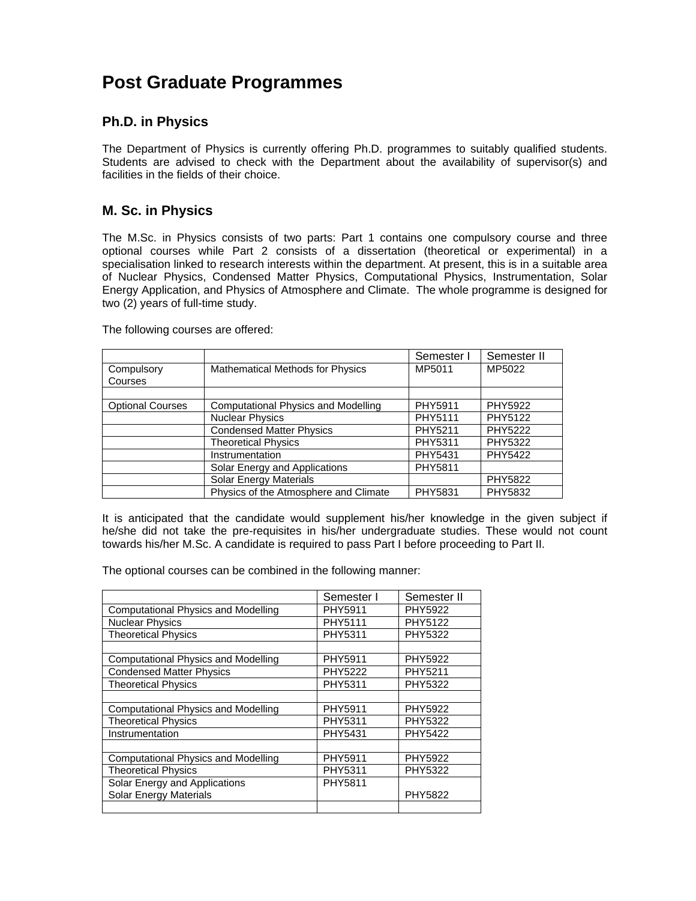# Post Graduate Programmes

## Ph.D. in Physics

The Department of Physics is currently offering Ph.D. programmes to suitably qualified students. Students are advised to check with the Department about the availability of supervisor(s) and facilities in the fields of their choice.

## M. Sc. in Physics

The M.Sc. in Physics consists of two parts: Part 1 contains one compulsory course and three optional courses while Part 2 consists of a dissertation (theoretical or experimental) in a specialisation linked to research interests within the department. At present, this is in a suitable area of Nuclear Physics, Condensed Matter Physics, Computational Physics, Instrumentation, Solar Energy Application, and Physics of Atmosphere and Climate. The whole programme is designed for two (2) years of full-time study.

The following courses are offered:

| | | Semester I | Semester II |
|---|---|---|---|
| Compulsory Courses | Mathematical Methods for Physics | MP5011 | MP5022 |
| | | | |
| Optional Courses | Computational Physics and Modelling | PHY5911 | PHY5922 |
| | Nuclear Physics | PHY5111 | PHY5122 |
| | Condensed Matter Physics | PHY5211 | PHY5222 |
| | Theoretical Physics | PHY5311 | PHY5322 |
| | Instrumentation | PHY5431 | PHY5422 |
| | Solar Energy and Applications | PHY5811 | |
| | Solar Energy Materials | | PHY5822 |
| | Physics of the Atmosphere and Climate | PHY5831 | PHY5832 |

It is anticipated that the candidate would supplement his/her knowledge in the given subject if he/she did not take the pre-requisites in his/her undergraduate studies. These would not count towards his/her M.Sc. A candidate is required to pass Part I before proceeding to Part II.

The optional courses can be combined in the following manner:

| | Semester I | Semester II |
|---|---|---|
| Computational Physics and Modelling | PHY5911 | PHY5922 |
| Nuclear Physics | PHY5111 | PHY5122 |
| Theoretical Physics | PHY5311 | PHY5322 |
| | | |
| Computational Physics and Modelling | PHY5911 | PHY5922 |
| Condensed Matter Physics | PHY5222 | PHY5211 |
| Theoretical Physics | PHY5311 | PHY5322 |
| | | |
| Computational Physics and Modelling | PHY5911 | PHY5922 |
| Theoretical Physics | PHY5311 | PHY5322 |
| Instrumentation | PHY5431 | PHY5422 |
| | | |
| Computational Physics and Modelling | PHY5911 | PHY5922 |
| Theoretical Physics | PHY5311 | PHY5322 |
| Solar Energy and Applications<br>Solar Energy Materials | PHY5811 | PHY5822 |
| | | |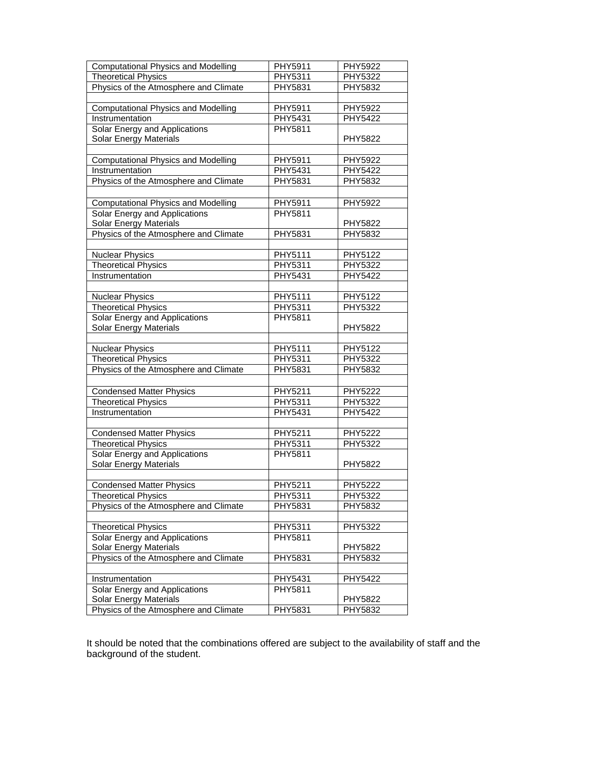| Computational Physics and Modelling | PHY5911 | PHY5922 |
|---|---|---|
| Theoretical Physics | PHY5311 | PHY5322 |
| Physics of the Atmosphere and Climate | PHY5831 | PHY5832 |
| | | |
| Computational Physics and Modelling | PHY5911 | PHY5922 |
| Instrumentation | PHY5431 | PHY5422 |
| Solar Energy and Applications Solar Energy Materials | PHY5811 | PHY5822 |
| | | |
| Computational Physics and Modelling | PHY5911 | PHY5922 |
| Instrumentation | PHY5431 | PHY5422 |
| Physics of the Atmosphere and Climate | PHY5831 | PHY5832 |
| | | |
| Computational Physics and Modelling | PHY5911 | PHY5922 |
| Solar Energy and Applications Solar Energy Materials | PHY5811 | PHY5822 |
| Physics of the Atmosphere and Climate | PHY5831 | PHY5832 |
| | | |
| Nuclear Physics | PHY5111 | PHY5122 |
| Theoretical Physics | PHY5311 | PHY5322 |
| Instrumentation | PHY5431 | PHY5422 |
| | | |
| Nuclear Physics | PHY5111 | PHY5122 |
| Theoretical Physics | PHY5311 | PHY5322 |
| Solar Energy and Applications Solar Energy Materials | PHY5811 | PHY5822 |
| | | |
| Nuclear Physics | PHY5111 | PHY5122 |
| Theoretical Physics | PHY5311 | PHY5322 |
| Physics of the Atmosphere and Climate | PHY5831 | PHY5832 |
| | | |
| Condensed Matter Physics | PHY5211 | PHY5222 |
| Theoretical Physics | PHY5311 | PHY5322 |
| Instrumentation | PHY5431 | PHY5422 |
| | | |
| Condensed Matter Physics | PHY5211 | PHY5222 |
| Theoretical Physics | PHY5311 | PHY5322 |
| Solar Energy and Applications Solar Energy Materials | PHY5811 | PHY5822 |
| | | |
| Condensed Matter Physics | PHY5211 | PHY5222 |
| Theoretical Physics | PHY5311 | PHY5322 |
| Physics of the Atmosphere and Climate | PHY5831 | PHY5832 |
| | | |
| Theoretical Physics | PHY5311 | PHY5322 |
| Solar Energy and Applications Solar Energy Materials | PHY5811 | PHY5822 |
| Physics of the Atmosphere and Climate | PHY5831 | PHY5832 |
| | | |
| Instrumentation | PHY5431 | PHY5422 |
| Solar Energy and Applications Solar Energy Materials | PHY5811 | PHY5822 |
| Physics of the Atmosphere and Climate | PHY5831 | PHY5832 |

It should be noted that the combinations offered are subject to the availability of staff and the background of the student.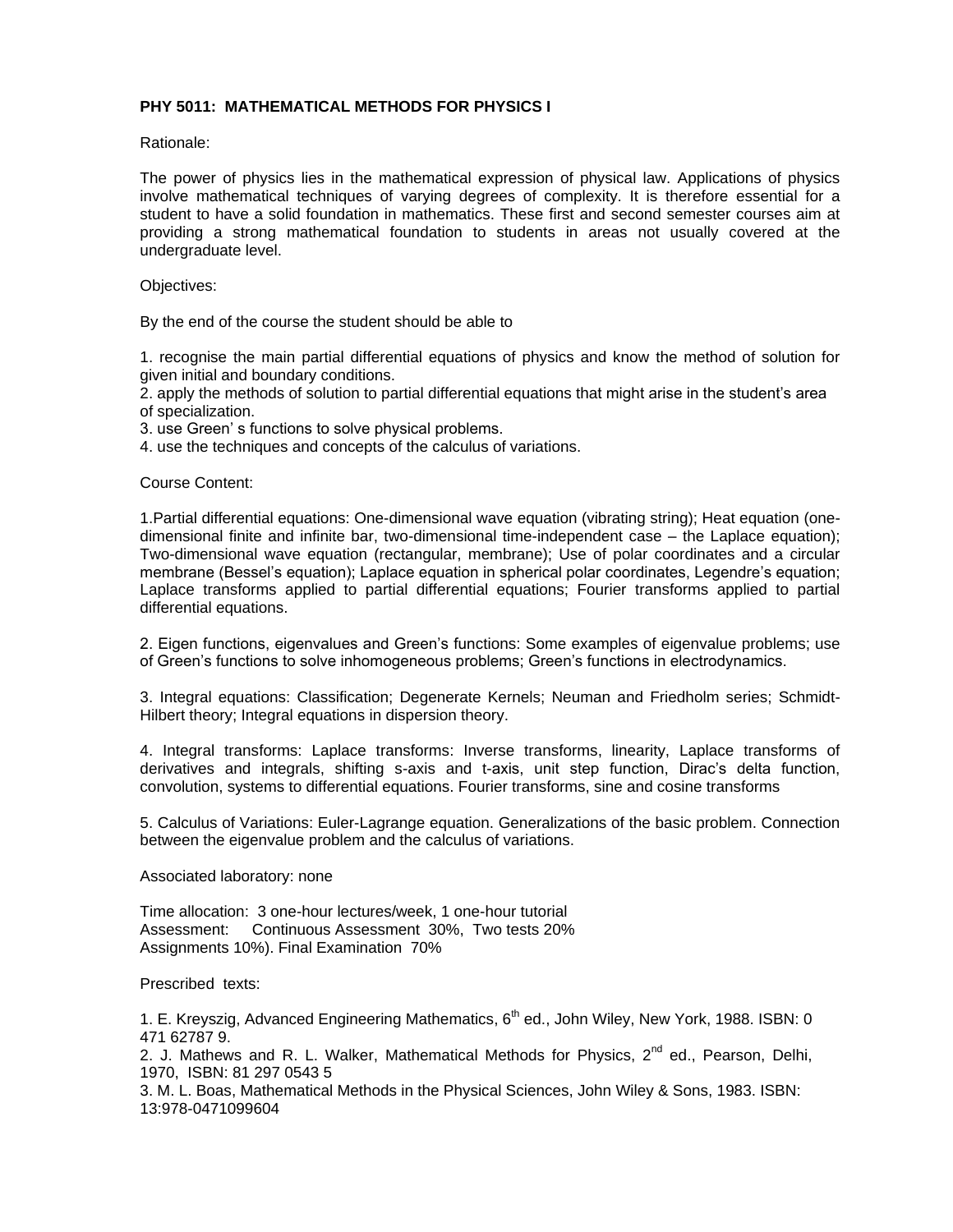**PHY 5011: MATHEMATICAL METHODS FOR PHYSICS I**

Rationale:

The power of physics lies in the mathematical expression of physical law. Applications of physics involve mathematical techniques of varying degrees of complexity. It is therefore essential for a student to have a solid foundation in mathematics. These first and second semester courses aim at providing a strong mathematical foundation to students in areas not usually covered at the undergraduate level.

Objectives:

By the end of the course the student should be able to

1. recognise the main partial differential equations of physics and know the method of solution for given initial and boundary conditions.
2. apply the methods of solution to partial differential equations that might arise in the student's area of specialization.
3. use Green' s functions to solve physical problems.
4. use the techniques and concepts of the calculus of variations.

Course Content:

1.Partial differential equations: One-dimensional wave equation (vibrating string); Heat equation (one-dimensional finite and infinite bar, two-dimensional time-independent case – the Laplace equation); Two-dimensional wave equation (rectangular, membrane); Use of polar coordinates and a circular membrane (Bessel's equation); Laplace equation in spherical polar coordinates, Legendre's equation; Laplace transforms applied to partial differential equations; Fourier transforms applied to partial differential equations.

2. Eigen functions, eigenvalues and Green's functions: Some examples of eigenvalue problems; use of Green's functions to solve inhomogeneous problems; Green's functions in electrodynamics.

3. Integral equations: Classification; Degenerate Kernels; Neuman and Friedholm series; Schmidt-Hilbert theory; Integral equations in dispersion theory.

4. Integral transforms: Laplace transforms: Inverse transforms, linearity, Laplace transforms of derivatives and integrals, shifting s-axis and t-axis, unit step function, Dirac's delta function, convolution, systems to differential equations. Fourier transforms, sine and cosine transforms

5. Calculus of Variations: Euler-Lagrange equation. Generalizations of the basic problem. Connection between the eigenvalue problem and the calculus of variations.

Associated laboratory: none

Time allocation: 3 one-hour lectures/week, 1 one-hour tutorial
Assessment: Continuous Assessment 30%, Two tests 20%
Assignments 10%). Final Examination 70%

Prescribed texts:

1. E. Kreyszig, Advanced Engineering Mathematics, 6th ed., John Wiley, New York, 1988. ISBN: 0 471 62787 9.
2. J. Mathews and R. L. Walker, Mathematical Methods for Physics, 2nd ed., Pearson, Delhi, 1970, ISBN: 81 297 0543 5
3. M. L. Boas, Mathematical Methods in the Physical Sciences, John Wiley & Sons, 1983. ISBN: 13:978-0471099604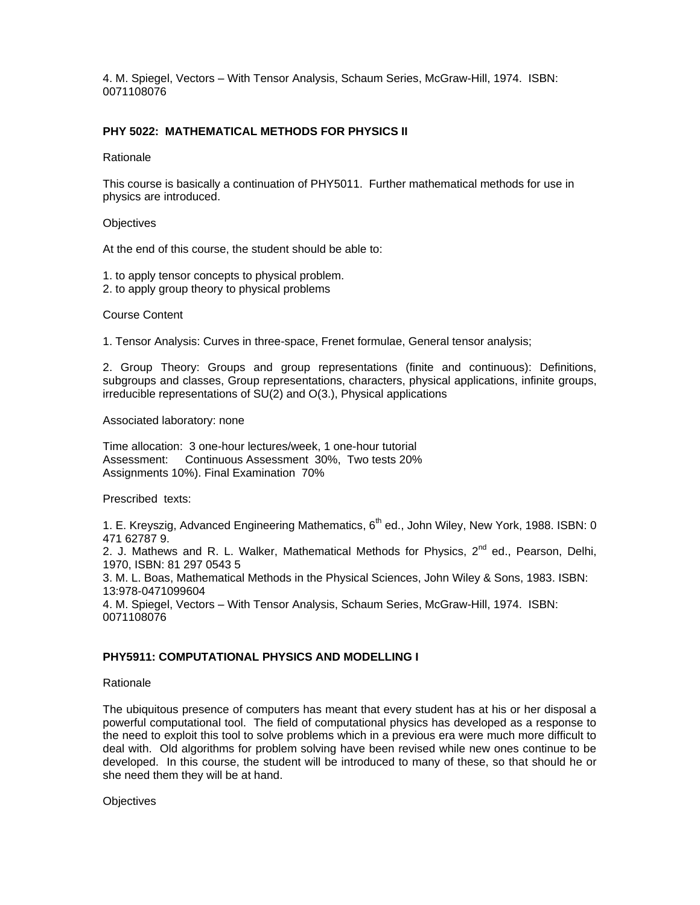4. M. Spiegel, Vectors – With Tensor Analysis, Schaum Series, McGraw-Hill, 1974. ISBN: 0071108076

### PHY 5022: MATHEMATICAL METHODS FOR PHYSICS II

Rationale

This course is basically a continuation of PHY5011. Further mathematical methods for use in physics are introduced.

Objectives

At the end of this course, the student should be able to:

1. to apply tensor concepts to physical problem.
2. to apply group theory to physical problems

Course Content

1. Tensor Analysis: Curves in three-space, Frenet formulae, General tensor analysis;

2. Group Theory: Groups and group representations (finite and continuous): Definitions, subgroups and classes, Group representations, characters, physical applications, infinite groups, irreducible representations of SU(2) and O(3.), Physical applications

Associated laboratory: none

Time allocation: 3 one-hour lectures/week, 1 one-hour tutorial
Assessment: Continuous Assessment 30%, Two tests 20%
Assignments 10%). Final Examination 70%

Prescribed texts:

1. E. Kreyszig, Advanced Engineering Mathematics, 6th ed., John Wiley, New York, 1988. ISBN: 0 471 62787 9.
2. J. Mathews and R. L. Walker, Mathematical Methods for Physics, 2nd ed., Pearson, Delhi, 1970, ISBN: 81 297 0543 5
3. M. L. Boas, Mathematical Methods in the Physical Sciences, John Wiley & Sons, 1983. ISBN: 13:978-0471099604
4. M. Spiegel, Vectors – With Tensor Analysis, Schaum Series, McGraw-Hill, 1974. ISBN: 0071108076

### PHY5911: COMPUTATIONAL PHYSICS AND MODELLING I

Rationale

The ubiquitous presence of computers has meant that every student has at his or her disposal a powerful computational tool. The field of computational physics has developed as a response to the need to exploit this tool to solve problems which in a previous era were much more difficult to deal with. Old algorithms for problem solving have been revised while new ones continue to be developed. In this course, the student will be introduced to many of these, so that should he or she need them they will be at hand.

Objectives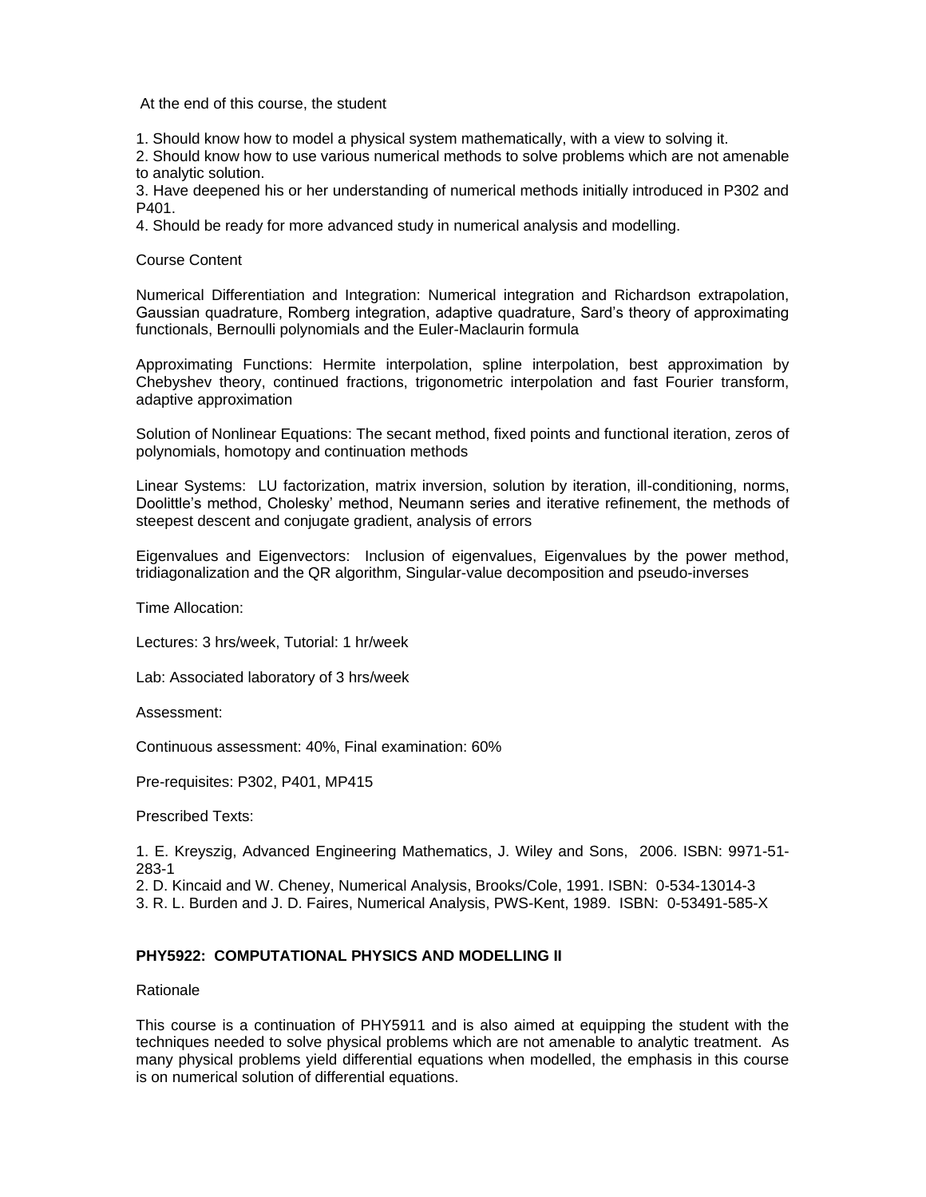At the end of this course, the student

1. Should know how to model a physical system mathematically, with a view to solving it.
2. Should know how to use various numerical methods to solve problems which are not amenable to analytic solution.
3. Have deepened his or her understanding of numerical methods initially introduced in P302 and P401.
4. Should be ready for more advanced study in numerical analysis and modelling.

Course Content

Numerical Differentiation and Integration: Numerical integration and Richardson extrapolation, Gaussian quadrature, Romberg integration, adaptive quadrature, Sard's theory of approximating functionals, Bernoulli polynomials and the Euler-Maclaurin formula

Approximating Functions: Hermite interpolation, spline interpolation, best approximation by Chebyshev theory, continued fractions, trigonometric interpolation and fast Fourier transform, adaptive approximation

Solution of Nonlinear Equations: The secant method, fixed points and functional iteration, zeros of polynomials, homotopy and continuation methods

Linear Systems: LU factorization, matrix inversion, solution by iteration, ill-conditioning, norms, Doolittle's method, Cholesky' method, Neumann series and iterative refinement, the methods of steepest descent and conjugate gradient, analysis of errors

Eigenvalues and Eigenvectors: Inclusion of eigenvalues, Eigenvalues by the power method, tridiagonalization and the QR algorithm, Singular-value decomposition and pseudo-inverses

Time Allocation:

Lectures: 3 hrs/week, Tutorial: 1 hr/week

Lab: Associated laboratory of 3 hrs/week

Assessment:

Continuous assessment: 40%, Final examination: 60%

Pre-requisites: P302, P401, MP415

Prescribed Texts:

1. E. Kreyszig, Advanced Engineering Mathematics, J. Wiley and Sons, 2006. ISBN: 9971-51-283-1
2. D. Kincaid and W. Cheney, Numerical Analysis, Brooks/Cole, 1991. ISBN: 0-534-13014-3
3. R. L. Burden and J. D. Faires, Numerical Analysis, PWS-Kent, 1989. ISBN: 0-53491-585-X

**PHY5922: COMPUTATIONAL PHYSICS AND MODELLING II**

Rationale

This course is a continuation of PHY5911 and is also aimed at equipping the student with the techniques needed to solve physical problems which are not amenable to analytic treatment. As many physical problems yield differential equations when modelled, the emphasis in this course is on numerical solution of differential equations.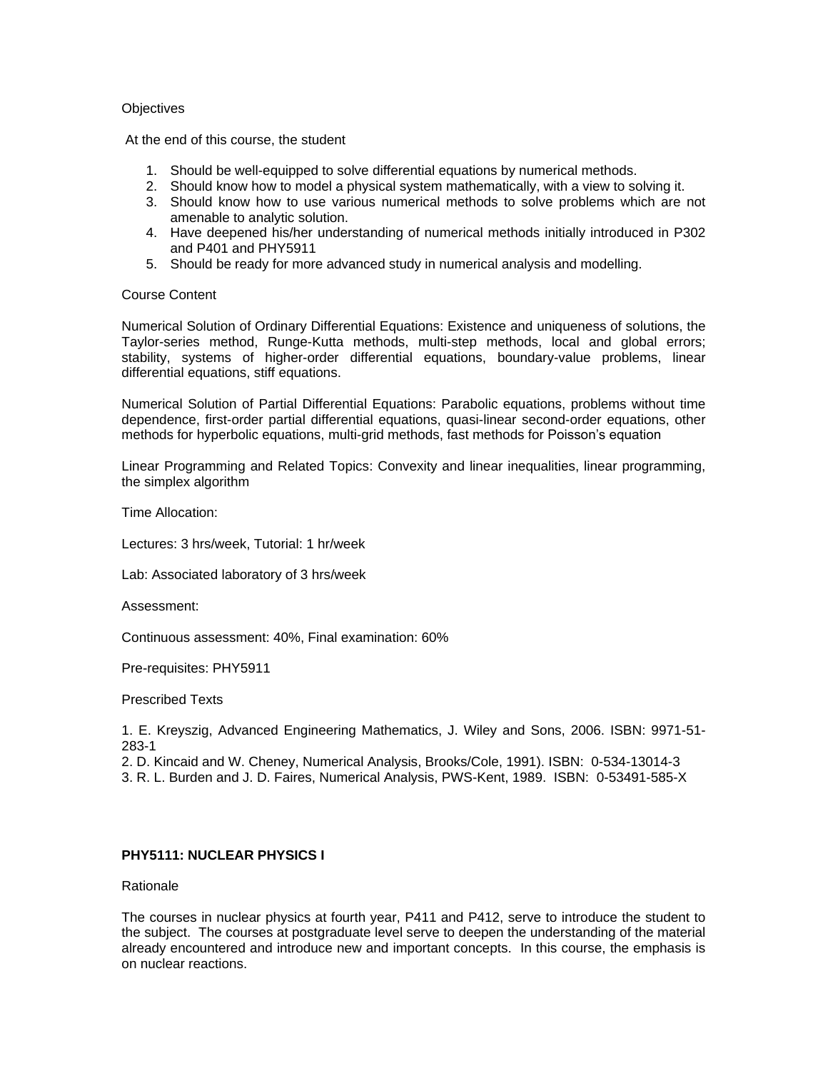Objectives

At the end of this course, the student

1. Should be well-equipped to solve differential equations by numerical methods.
2. Should know how to model a physical system mathematically, with a view to solving it.
3. Should know how to use various numerical methods to solve problems which are not amenable to analytic solution.
4. Have deepened his/her understanding of numerical methods initially introduced in P302 and P401 and PHY5911
5. Should be ready for more advanced study in numerical analysis and modelling.

Course Content

Numerical Solution of Ordinary Differential Equations: Existence and uniqueness of solutions, the Taylor-series method, Runge-Kutta methods, multi-step methods, local and global errors; stability, systems of higher-order differential equations, boundary-value problems, linear differential equations, stiff equations.

Numerical Solution of Partial Differential Equations: Parabolic equations, problems without time dependence, first-order partial differential equations, quasi-linear second-order equations, other methods for hyperbolic equations, multi-grid methods, fast methods for Poisson's equation

Linear Programming and Related Topics: Convexity and linear inequalities, linear programming, the simplex algorithm

Time Allocation:

Lectures: 3 hrs/week, Tutorial: 1 hr/week

Lab: Associated laboratory of 3 hrs/week

Assessment:

Continuous assessment: 40%, Final examination: 60%

Pre-requisites: PHY5911

Prescribed Texts

1. E. Kreyszig, Advanced Engineering Mathematics, J. Wiley and Sons, 2006. ISBN: 9971-51-283-1
2. D. Kincaid and W. Cheney, Numerical Analysis, Brooks/Cole, 1991). ISBN: 0-534-13014-3
3. R. L. Burden and J. D. Faires, Numerical Analysis, PWS-Kent, 1989. ISBN: 0-53491-585-X

**PHY5111: NUCLEAR PHYSICS I**

Rationale

The courses in nuclear physics at fourth year, P411 and P412, serve to introduce the student to the subject. The courses at postgraduate level serve to deepen the understanding of the material already encountered and introduce new and important concepts. In this course, the emphasis is on nuclear reactions.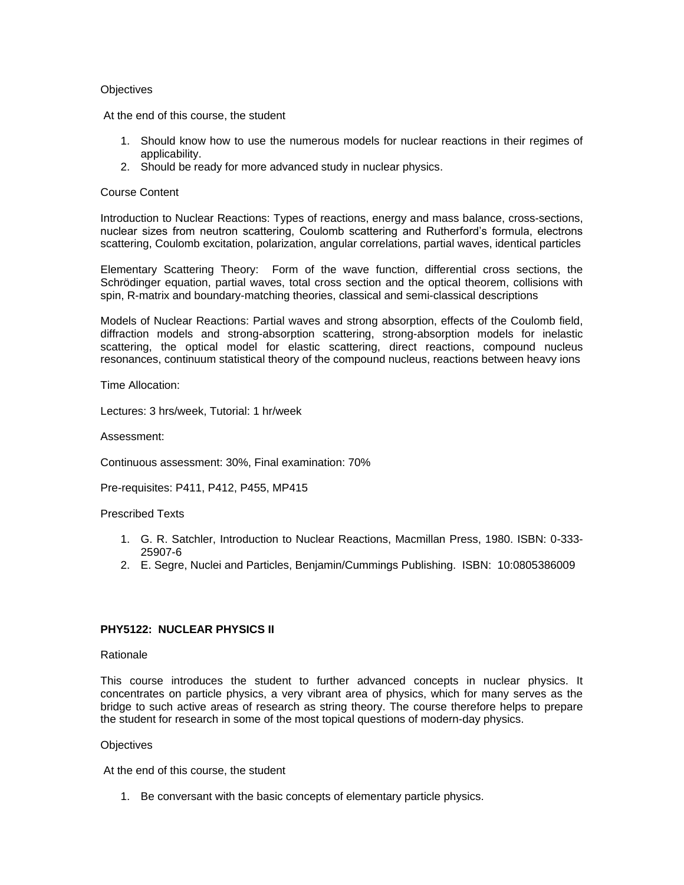Objectives

At the end of this course, the student

1. Should know how to use the numerous models for nuclear reactions in their regimes of applicability.
2. Should be ready for more advanced study in nuclear physics.

Course Content

Introduction to Nuclear Reactions: Types of reactions, energy and mass balance, cross-sections, nuclear sizes from neutron scattering, Coulomb scattering and Rutherford's formula, electrons scattering, Coulomb excitation, polarization, angular correlations, partial waves, identical particles

Elementary Scattering Theory: Form of the wave function, differential cross sections, the Schrödinger equation, partial waves, total cross section and the optical theorem, collisions with spin, R-matrix and boundary-matching theories, classical and semi-classical descriptions

Models of Nuclear Reactions: Partial waves and strong absorption, effects of the Coulomb field, diffraction models and strong-absorption scattering, strong-absorption models for inelastic scattering, the optical model for elastic scattering, direct reactions, compound nucleus resonances, continuum statistical theory of the compound nucleus, reactions between heavy ions

Time Allocation:

Lectures: 3 hrs/week, Tutorial: 1 hr/week

Assessment:

Continuous assessment: 30%, Final examination: 70%

Pre-requisites: P411, P412, P455, MP415

Prescribed Texts

1. G. R. Satchler, Introduction to Nuclear Reactions, Macmillan Press, 1980. ISBN: 0-333-25907-6
2. E. Segre, Nuclei and Particles, Benjamin/Cummings Publishing. ISBN: 10:0805386009

**PHY5122: NUCLEAR PHYSICS II**

Rationale

This course introduces the student to further advanced concepts in nuclear physics. It concentrates on particle physics, a very vibrant area of physics, which for many serves as the bridge to such active areas of research as string theory. The course therefore helps to prepare the student for research in some of the most topical questions of modern-day physics.

Objectives

At the end of this course, the student

1. Be conversant with the basic concepts of elementary particle physics.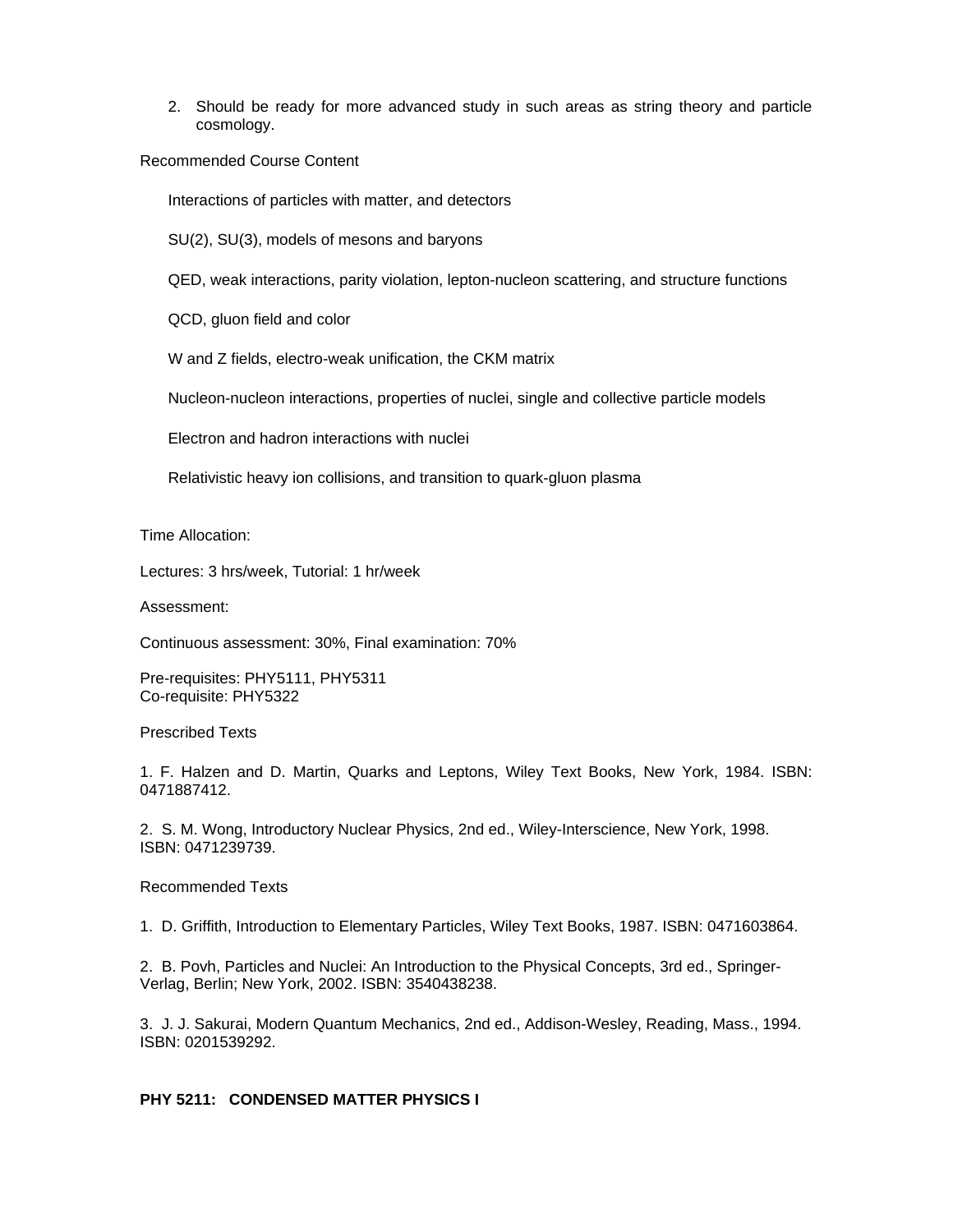2. Should be ready for more advanced study in such areas as string theory and particle cosmology.

Recommended Course Content

Interactions of particles with matter, and detectors

SU(2), SU(3), models of mesons and baryons

QED, weak interactions, parity violation, lepton-nucleon scattering, and structure functions

QCD, gluon field and color

W and Z fields, electro-weak unification, the CKM matrix

Nucleon-nucleon interactions, properties of nuclei, single and collective particle models

Electron and hadron interactions with nuclei

Relativistic heavy ion collisions, and transition to quark-gluon plasma

Time Allocation:

Lectures: 3 hrs/week, Tutorial: 1 hr/week

Assessment:

Continuous assessment: 30%, Final examination: 70%

Pre-requisites: PHY5111, PHY5311
Co-requisite: PHY5322

Prescribed Texts

1. F. Halzen and D. Martin, Quarks and Leptons, Wiley Text Books, New York, 1984. ISBN: 0471887412.

2. S. M. Wong, Introductory Nuclear Physics, 2nd ed., Wiley-Interscience, New York, 1998. ISBN: 0471239739.

Recommended Texts

1. D. Griffith, Introduction to Elementary Particles, Wiley Text Books, 1987. ISBN: 0471603864.

2. B. Povh, Particles and Nuclei: An Introduction to the Physical Concepts, 3rd ed., Springer-Verlag, Berlin; New York, 2002. ISBN: 3540438238.

3. J. J. Sakurai, Modern Quantum Mechanics, 2nd ed., Addison-Wesley, Reading, Mass., 1994. ISBN: 0201539292.

**PHY 5211: CONDENSED MATTER PHYSICS I**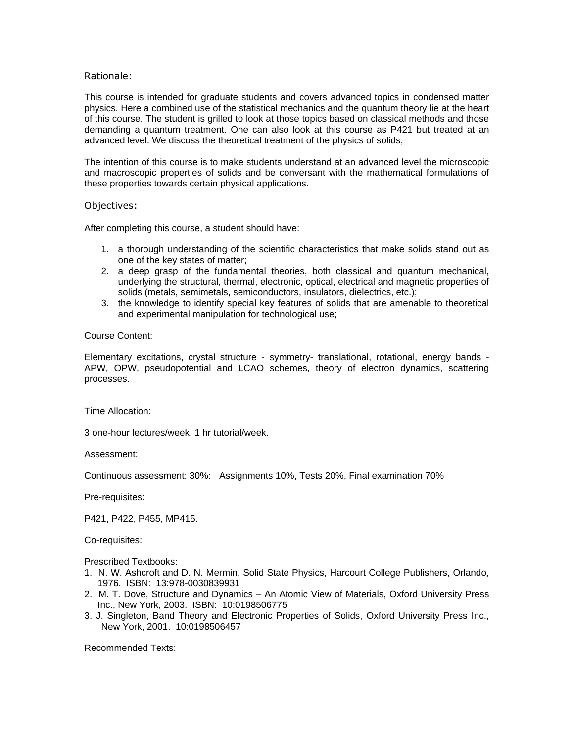## Rationale:

This course is intended for graduate students and covers advanced topics in condensed matter physics. Here a combined use of the statistical mechanics and the quantum theory lie at the heart of this course. The student is grilled to look at those topics based on classical methods and those demanding a quantum treatment. One can also look at this course as P421 but treated at an advanced level. We discuss the theoretical treatment of the physics of solids,

The intention of this course is to make students understand at an advanced level the microscopic and macroscopic properties of solids and be conversant with the mathematical formulations of these properties towards certain physical applications.

## Objectives:

After completing this course, a student should have:

1. a thorough understanding of the scientific characteristics that make solids stand out as one of the key states of matter;
2. a deep grasp of the fundamental theories, both classical and quantum mechanical, underlying the structural, thermal, electronic, optical, electrical and magnetic properties of solids (metals, semimetals, semiconductors, insulators, dielectrics, etc.);
3. the knowledge to identify special key features of solids that are amenable to theoretical and experimental manipulation for technological use;

Course Content:

Elementary excitations, crystal structure - symmetry- translational, rotational, energy bands - APW, OPW, pseudopotential and LCAO schemes, theory of electron dynamics, scattering processes.

Time Allocation:

3 one-hour lectures/week, 1 hr tutorial/week.

Assessment:

Continuous assessment: 30%: Assignments 10%, Tests 20%, Final examination 70%

Pre-requisites:

P421, P422, P455, MP415.

Co-requisites:

Prescribed Textbooks:

1. N. W. Ashcroft and D. N. Mermin, Solid State Physics, Harcourt College Publishers, Orlando, 1976. ISBN: 13:978-0030839931
2. M. T. Dove, Structure and Dynamics – An Atomic View of Materials, Oxford University Press Inc., New York, 2003. ISBN: 10:0198506775
3. J. Singleton, Band Theory and Electronic Properties of Solids, Oxford University Press Inc., New York, 2001. 10:0198506457

Recommended Texts: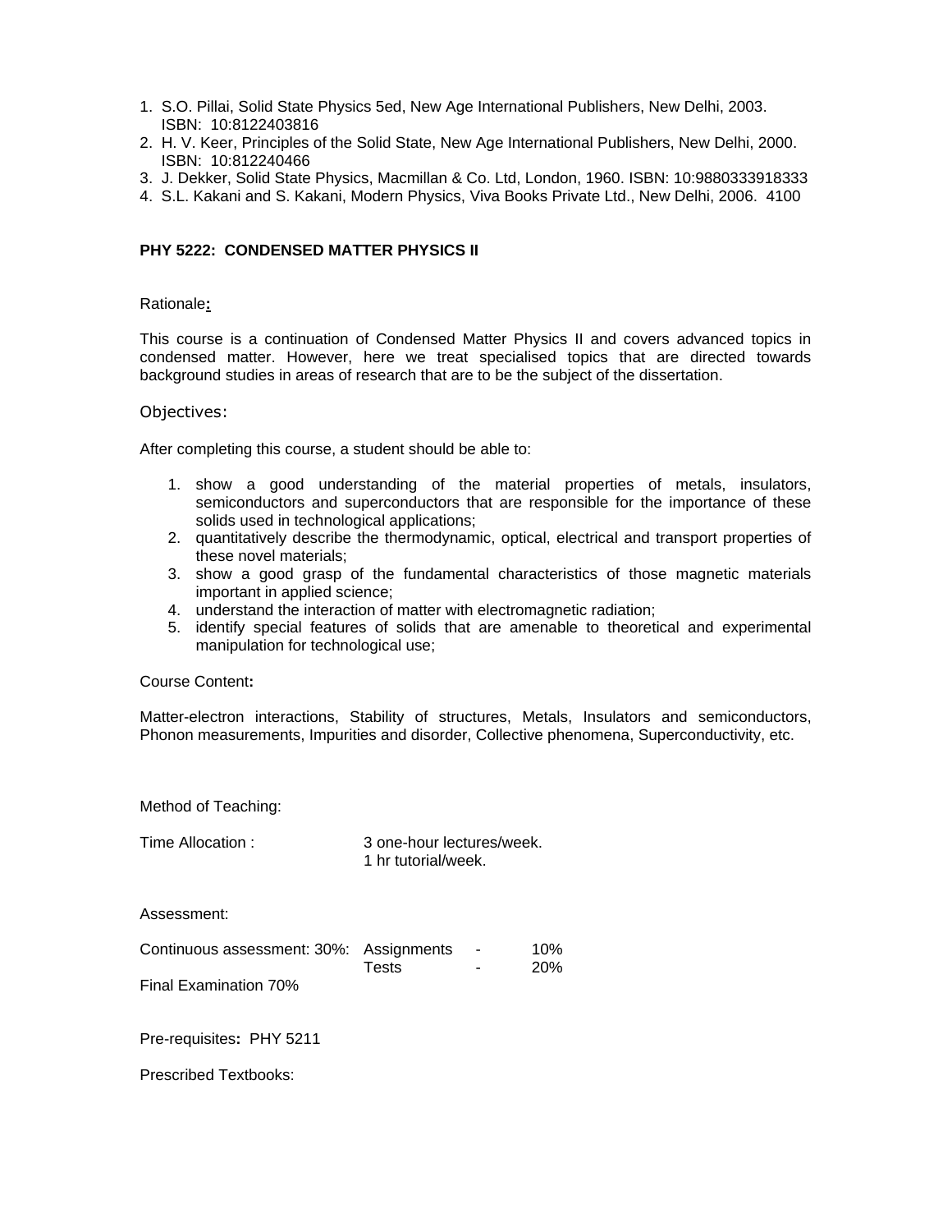1. S.O. Pillai, Solid State Physics 5ed, New Age International Publishers, New Delhi, 2003. ISBN: 10:8122403816
2. H. V. Keer, Principles of the Solid State, New Age International Publishers, New Delhi, 2000. ISBN: 10:812240466
3. J. Dekker, Solid State Physics, Macmillan & Co. Ltd, London, 1960. ISBN: 10:9880333918333
4. S.L. Kakani and S. Kakani, Modern Physics, Viva Books Private Ltd., New Delhi, 2006. 4100

**PHY 5222: CONDENSED MATTER PHYSICS II**

Rationale**:**

This course is a continuation of Condensed Matter Physics II and covers advanced topics in condensed matter. However, here we treat specialised topics that are directed towards background studies in areas of research that are to be the subject of the dissertation.

Objectives:

After completing this course, a student should be able to:

1. show a good understanding of the material properties of metals, insulators, semiconductors and superconductors that are responsible for the importance of these solids used in technological applications;
2. quantitatively describe the thermodynamic, optical, electrical and transport properties of these novel materials;
3. show a good grasp of the fundamental characteristics of those magnetic materials important in applied science;
4. understand the interaction of matter with electromagnetic radiation;
5. identify special features of solids that are amenable to theoretical and experimental manipulation for technological use;

Course Content**:**

Matter-electron interactions, Stability of structures, Metals, Insulators and semiconductors, Phonon measurements, Impurities and disorder, Collective phenomena, Superconductivity, etc.

Method of Teaching:

Time Allocation : 3 one-hour lectures/week.
1 hr tutorial/week.

Assessment:

Continuous assessment: 30%: Assignments - 10%
Tests - 20%

Final Examination 70%

Pre-requisites**:** PHY 5211

Prescribed Textbooks: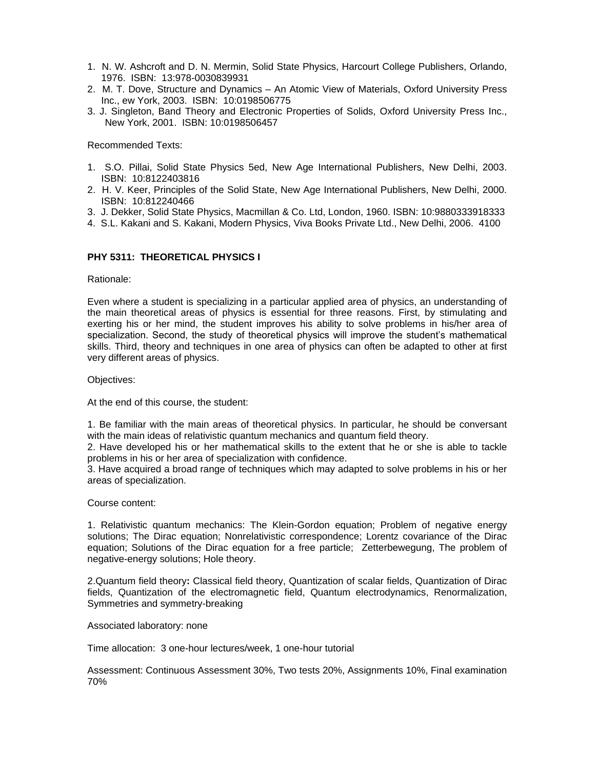1. N. W. Ashcroft and D. N. Mermin, Solid State Physics, Harcourt College Publishers, Orlando, 1976. ISBN: 13:978-0030839931
2. M. T. Dove, Structure and Dynamics – An Atomic View of Materials, Oxford University Press Inc., ew York, 2003. ISBN: 10:0198506775
3. J. Singleton, Band Theory and Electronic Properties of Solids, Oxford University Press Inc., New York, 2001. ISBN: 10:0198506457

Recommended Texts:

1. S.O. Pillai, Solid State Physics 5ed, New Age International Publishers, New Delhi, 2003. ISBN: 10:8122403816
2. H. V. Keer, Principles of the Solid State, New Age International Publishers, New Delhi, 2000. ISBN: 10:812240466
3. J. Dekker, Solid State Physics, Macmillan & Co. Ltd, London, 1960. ISBN: 10:9880333918333
4. S.L. Kakani and S. Kakani, Modern Physics, Viva Books Private Ltd., New Delhi, 2006. 4100

**PHY 5311: THEORETICAL PHYSICS I**

Rationale:

Even where a student is specializing in a particular applied area of physics, an understanding of the main theoretical areas of physics is essential for three reasons. First, by stimulating and exerting his or her mind, the student improves his ability to solve problems in his/her area of specialization. Second, the study of theoretical physics will improve the student's mathematical skills. Third, theory and techniques in one area of physics can often be adapted to other at first very different areas of physics.

Objectives:

At the end of this course, the student:

1. Be familiar with the main areas of theoretical physics. In particular, he should be conversant with the main ideas of relativistic quantum mechanics and quantum field theory.
2. Have developed his or her mathematical skills to the extent that he or she is able to tackle problems in his or her area of specialization with confidence.
3. Have acquired a broad range of techniques which may adapted to solve problems in his or her areas of specialization.

Course content:

1. Relativistic quantum mechanics: The Klein-Gordon equation; Problem of negative energy solutions; The Dirac equation; Nonrelativistic correspondence; Lorentz covariance of the Dirac equation; Solutions of the Dirac equation for a free particle; Zetterbewegung, The problem of negative-energy solutions; Hole theory.

2. Quantum field theory**:** Classical field theory, Quantization of scalar fields, Quantization of Dirac fields, Quantization of the electromagnetic field, Quantum electrodynamics, Renormalization, Symmetries and symmetry-breaking

Associated laboratory: none

Time allocation: 3 one-hour lectures/week, 1 one-hour tutorial

Assessment: Continuous Assessment 30%, Two tests 20%, Assignments 10%, Final examination 70%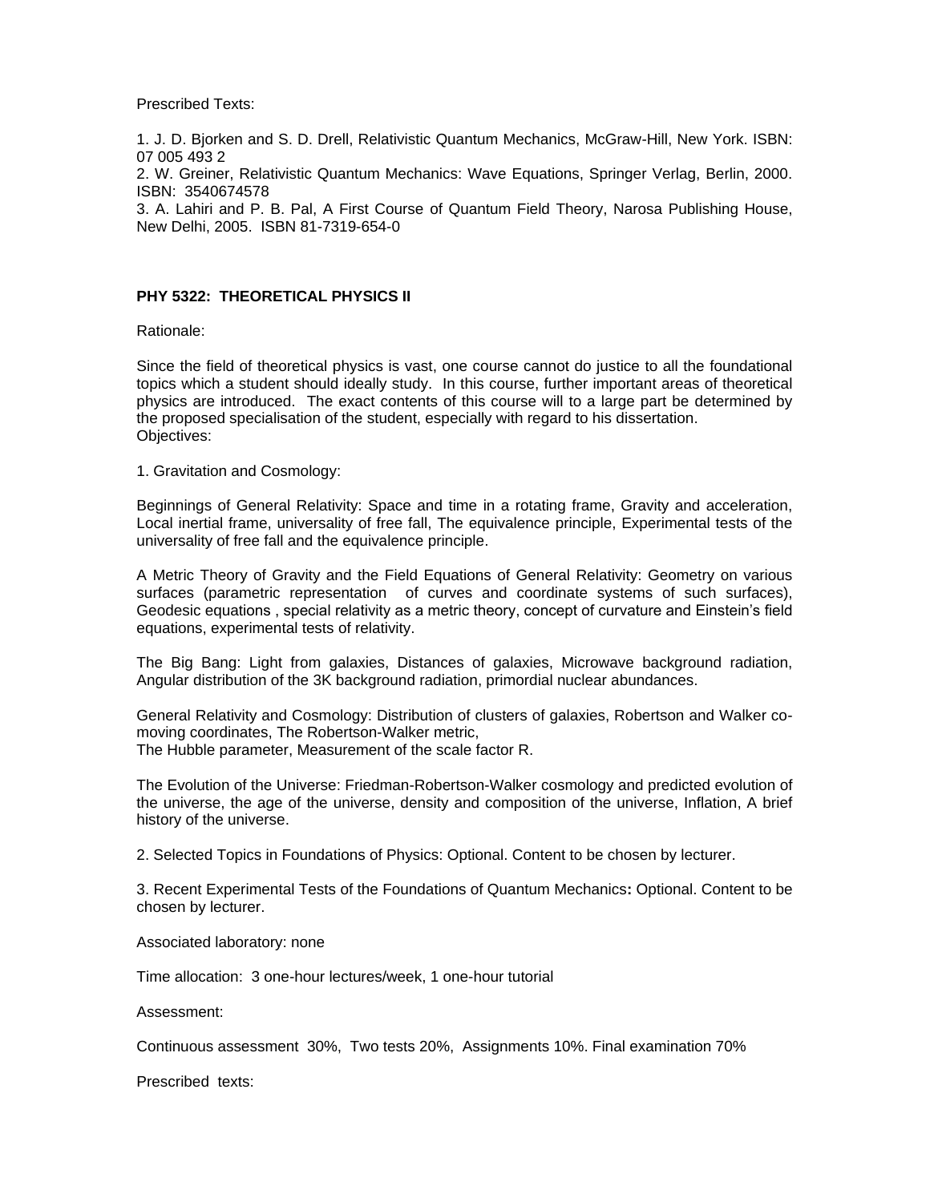Prescribed Texts:

1. J. D. Bjorken and S. D. Drell, Relativistic Quantum Mechanics, McGraw-Hill, New York. ISBN: 07 005 493 2
2. W. Greiner, Relativistic Quantum Mechanics: Wave Equations, Springer Verlag, Berlin, 2000. ISBN: 3540674578
3. A. Lahiri and P. B. Pal, A First Course of Quantum Field Theory, Narosa Publishing House, New Delhi, 2005. ISBN 81-7319-654-0

**PHY 5322: THEORETICAL PHYSICS II**

Rationale:

Since the field of theoretical physics is vast, one course cannot do justice to all the foundational topics which a student should ideally study. In this course, further important areas of theoretical physics are introduced. The exact contents of this course will to a large part be determined by the proposed specialisation of the student, especially with regard to his dissertation.
Objectives:

1. Gravitation and Cosmology:

Beginnings of General Relativity: Space and time in a rotating frame, Gravity and acceleration, Local inertial frame, universality of free fall, The equivalence principle, Experimental tests of the universality of free fall and the equivalence principle.

A Metric Theory of Gravity and the Field Equations of General Relativity: Geometry on various surfaces (parametric representation of curves and coordinate systems of such surfaces), Geodesic equations , special relativity as a metric theory, concept of curvature and Einstein's field equations, experimental tests of relativity.

The Big Bang: Light from galaxies, Distances of galaxies, Microwave background radiation, Angular distribution of the 3K background radiation, primordial nuclear abundances.

General Relativity and Cosmology: Distribution of clusters of galaxies, Robertson and Walker co-moving coordinates, The Robertson-Walker metric,
The Hubble parameter, Measurement of the scale factor R.

The Evolution of the Universe: Friedman-Robertson-Walker cosmology and predicted evolution of the universe, the age of the universe, density and composition of the universe, Inflation, A brief history of the universe.

2. Selected Topics in Foundations of Physics: Optional. Content to be chosen by lecturer.

3. Recent Experimental Tests of the Foundations of Quantum Mechanics**:** Optional. Content to be chosen by lecturer.

Associated laboratory: none

Time allocation: 3 one-hour lectures/week, 1 one-hour tutorial

Assessment:

Continuous assessment 30%, Two tests 20%, Assignments 10%. Final examination 70%

Prescribed texts: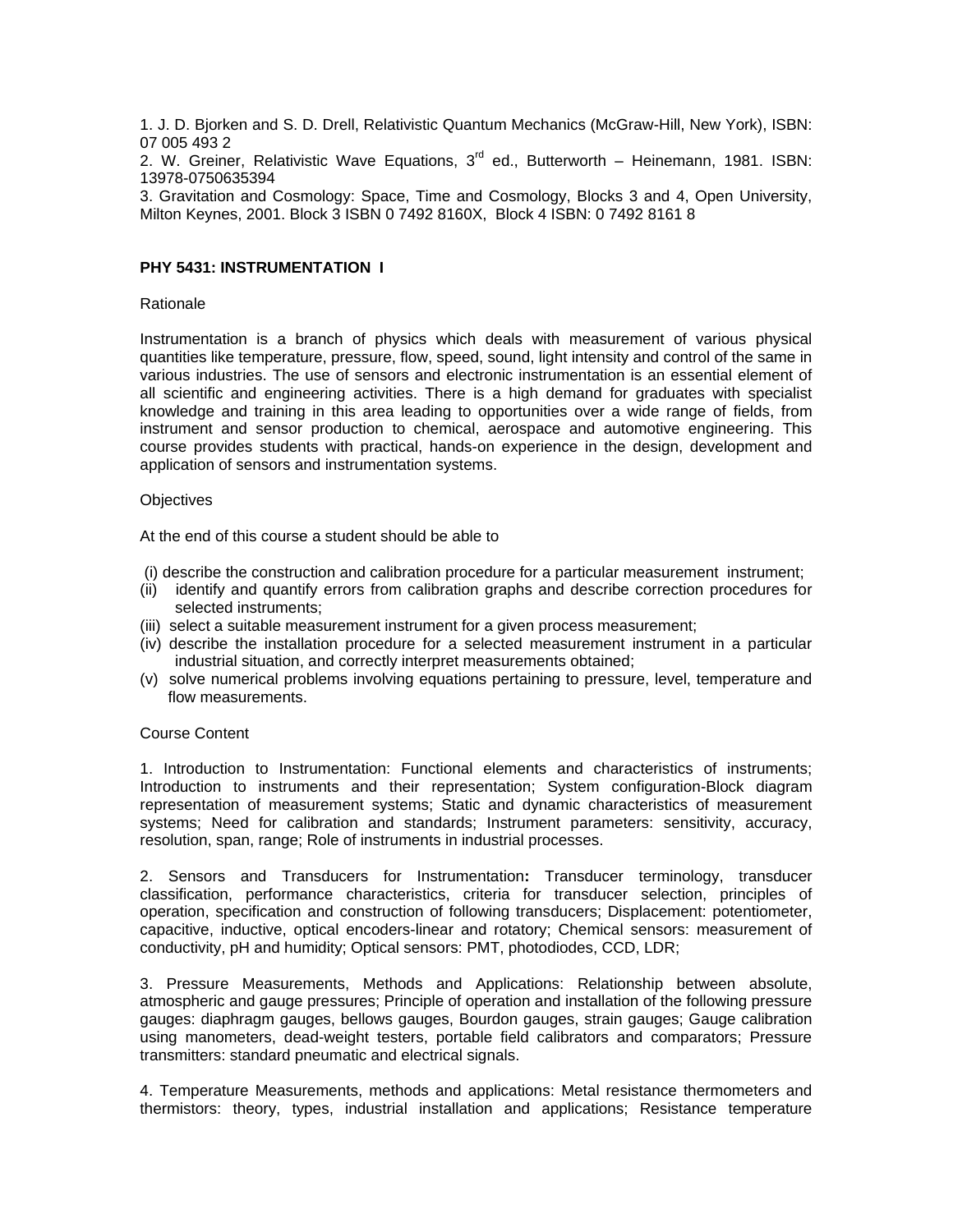1. J. D. Bjorken and S. D. Drell, Relativistic Quantum Mechanics (McGraw-Hill, New York), ISBN: 07 005 493 2

2. W. Greiner, Relativistic Wave Equations, 3rd ed., Butterworth – Heinemann, 1981. ISBN: 13978-0750635394

3. Gravitation and Cosmology: Space, Time and Cosmology, Blocks 3 and 4, Open University, Milton Keynes, 2001. Block 3 ISBN 0 7492 8160X, Block 4 ISBN: 0 7492 8161 8

### PHY 5431: INSTRUMENTATION I

Rationale

Instrumentation is a branch of physics which deals with measurement of various physical quantities like temperature, pressure, flow, speed, sound, light intensity and control of the same in various industries. The use of sensors and electronic instrumentation is an essential element of all scientific and engineering activities. There is a high demand for graduates with specialist knowledge and training in this area leading to opportunities over a wide range of fields, from instrument and sensor production to chemical, aerospace and automotive engineering. This course provides students with practical, hands-on experience in the design, development and application of sensors and instrumentation systems.

Objectives

At the end of this course a student should be able to

(i) describe the construction and calibration procedure for a particular measurement instrument;
(ii) identify and quantify errors from calibration graphs and describe correction procedures for selected instruments;
(iii) select a suitable measurement instrument for a given process measurement;
(iv) describe the installation procedure for a selected measurement instrument in a particular industrial situation, and correctly interpret measurements obtained;
(v) solve numerical problems involving equations pertaining to pressure, level, temperature and flow measurements.

Course Content

1. Introduction to Instrumentation: Functional elements and characteristics of instruments; Introduction to instruments and their representation; System configuration-Block diagram representation of measurement systems; Static and dynamic characteristics of measurement systems; Need for calibration and standards; Instrument parameters: sensitivity, accuracy, resolution, span, range; Role of instruments in industrial processes.

2. Sensors and Transducers for Instrumentation**:** Transducer terminology, transducer classification, performance characteristics, criteria for transducer selection, principles of operation, specification and construction of following transducers; Displacement: potentiometer, capacitive, inductive, optical encoders-linear and rotatory; Chemical sensors: measurement of conductivity, pH and humidity; Optical sensors: PMT, photodiodes, CCD, LDR;

3. Pressure Measurements, Methods and Applications: Relationship between absolute, atmospheric and gauge pressures; Principle of operation and installation of the following pressure gauges: diaphragm gauges, bellows gauges, Bourdon gauges, strain gauges; Gauge calibration using manometers, dead-weight testers, portable field calibrators and comparators; Pressure transmitters: standard pneumatic and electrical signals.

4. Temperature Measurements, methods and applications: Metal resistance thermometers and thermistors: theory, types, industrial installation and applications; Resistance temperature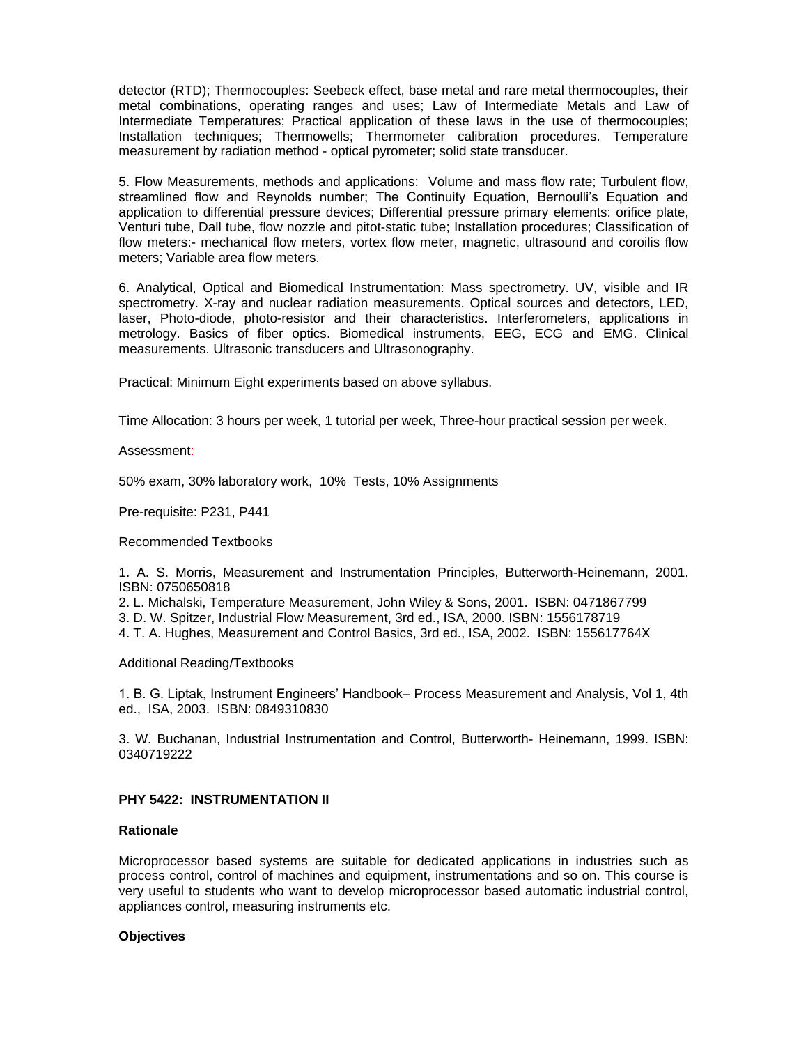detector (RTD); Thermocouples: Seebeck effect, base metal and rare metal thermocouples, their metal combinations, operating ranges and uses; Law of Intermediate Metals and Law of Intermediate Temperatures; Practical application of these laws in the use of thermocouples; Installation techniques; Thermowells; Thermometer calibration procedures. Temperature measurement by radiation method - optical pyrometer; solid state transducer.

5. Flow Measurements, methods and applications: Volume and mass flow rate; Turbulent flow, streamlined flow and Reynolds number; The Continuity Equation, Bernoulli's Equation and application to differential pressure devices; Differential pressure primary elements: orifice plate, Venturi tube, Dall tube, flow nozzle and pitot-static tube; Installation procedures; Classification of flow meters:- mechanical flow meters, vortex flow meter, magnetic, ultrasound and coroilis flow meters; Variable area flow meters.

6. Analytical, Optical and Biomedical Instrumentation: Mass spectrometry. UV, visible and IR spectrometry. X-ray and nuclear radiation measurements. Optical sources and detectors, LED, laser, Photo-diode, photo-resistor and their characteristics. Interferometers, applications in metrology. Basics of fiber optics. Biomedical instruments, EEG, ECG and EMG. Clinical measurements. Ultrasonic transducers and Ultrasonography.

Practical: Minimum Eight experiments based on above syllabus.

Time Allocation: 3 hours per week, 1 tutorial per week, Three-hour practical session per week.

Assessment:

50% exam, 30% laboratory work, 10% Tests, 10% Assignments

Pre-requisite: P231, P441

Recommended Textbooks

1. A. S. Morris, Measurement and Instrumentation Principles, Butterworth-Heinemann, 2001. ISBN: 0750650818
2. L. Michalski, Temperature Measurement, John Wiley & Sons, 2001. ISBN: 0471867799
3. D. W. Spitzer, Industrial Flow Measurement, 3rd ed., ISA, 2000. ISBN: 1556178719
4. T. A. Hughes, Measurement and Control Basics, 3rd ed., ISA, 2002. ISBN: 155617764X

Additional Reading/Textbooks

1. B. G. Liptak, Instrument Engineers' Handbook– Process Measurement and Analysis, Vol 1, 4th ed., ISA, 2003. ISBN: 0849310830

3. W. Buchanan, Industrial Instrumentation and Control, Butterworth- Heinemann, 1999. ISBN: 0340719222

**PHY 5422: INSTRUMENTATION II**

**Rationale**

Microprocessor based systems are suitable for dedicated applications in industries such as process control, control of machines and equipment, instrumentations and so on. This course is very useful to students who want to develop microprocessor based automatic industrial control, appliances control, measuring instruments etc.

**Objectives**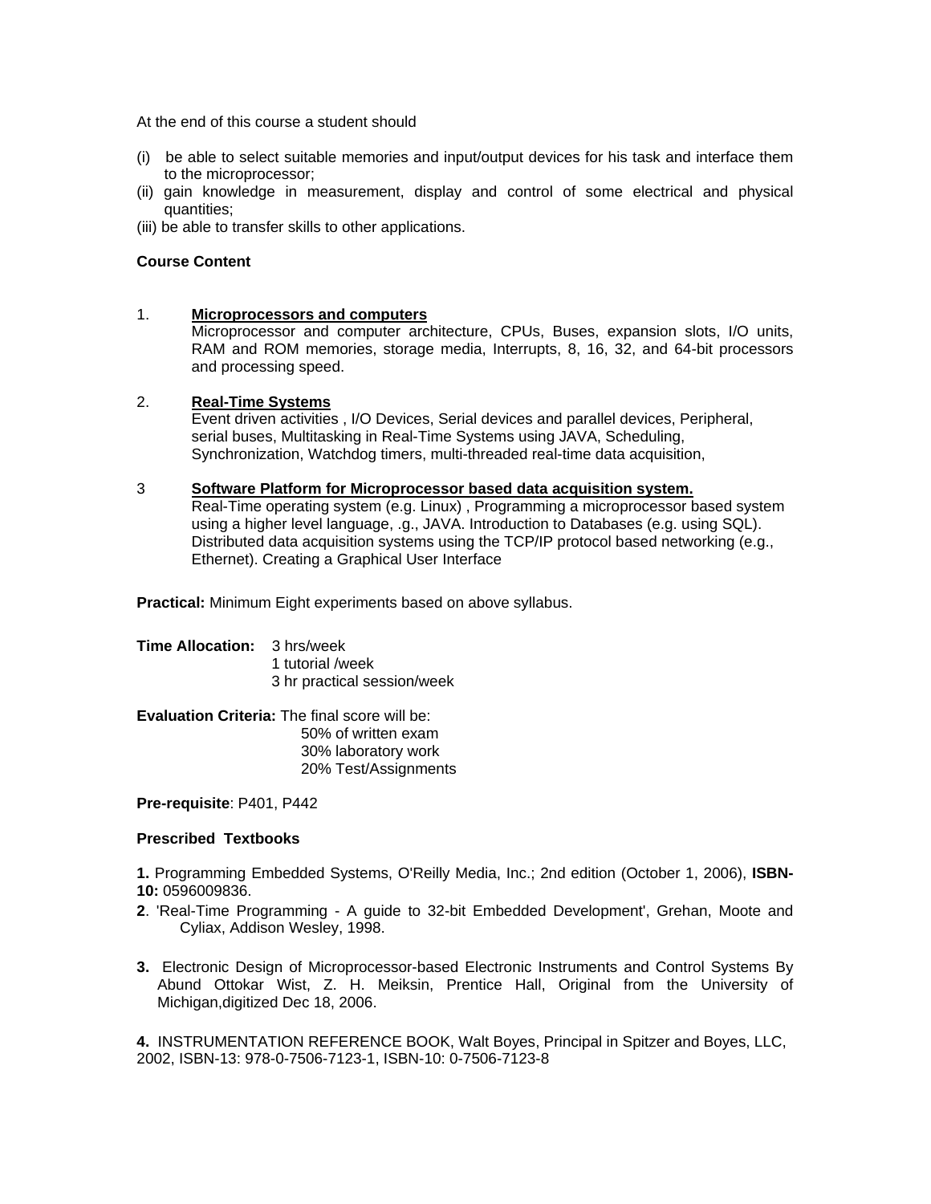At the end of this course a student should

(i) be able to select suitable memories and input/output devices for his task and interface them to the microprocessor;
(ii) gain knowledge in measurement, display and control of some electrical and physical quantities;
(iii) be able to transfer skills to other applications.

**Course Content**

1. **<u>Microprocessors and computers</u>**
   Microprocessor and computer architecture, CPUs, Buses, expansion slots, I/O units, RAM and ROM memories, storage media, Interrupts, 8, 16, 32, and 64-bit processors and processing speed.

2. **<u>Real-Time Systems</u>**
   Event driven activities , I/O Devices, Serial devices and parallel devices, Peripheral, serial buses, Multitasking in Real-Time Systems using JAVA, Scheduling, Synchronization, Watchdog timers, multi-threaded real-time data acquisition,

3 **<u>Software Platform for Microprocessor based data acquisition system.</u>**
   Real-Time operating system (e.g. Linux) , Programming a microprocessor based system using a higher level language, .g., JAVA. Introduction to Databases (e.g. using SQL). Distributed data acquisition systems using the TCP/IP protocol based networking (e.g., Ethernet). Creating a Graphical User Interface

**Practical:** Minimum Eight experiments based on above syllabus.

**Time Allocation:** 3 hrs/week
1 tutorial /week
3 hr practical session/week

**Evaluation Criteria:** The final score will be:
50% of written exam
30% laboratory work
20% Test/Assignments

**Pre-requisite**: P401, P442

**Prescribed Textbooks**

**1.** Programming Embedded Systems, O'Reilly Media, Inc.; 2nd edition (October 1, 2006), **ISBN-10:** 0596009836.

**2**. 'Real-Time Programming - A guide to 32-bit Embedded Development', Grehan, Moote and Cyliax, Addison Wesley, 1998.

**3.** Electronic Design of Microprocessor-based Electronic Instruments and Control Systems By Abund Ottokar Wist, Z. H. Meiksin, Prentice Hall, Original from the University of Michigan,digitized Dec 18, 2006.

**4.** INSTRUMENTATION REFERENCE BOOK, Walt Boyes, Principal in Spitzer and Boyes, LLC, 2002, ISBN-13: 978-0-7506-7123-1, ISBN-10: 0-7506-7123-8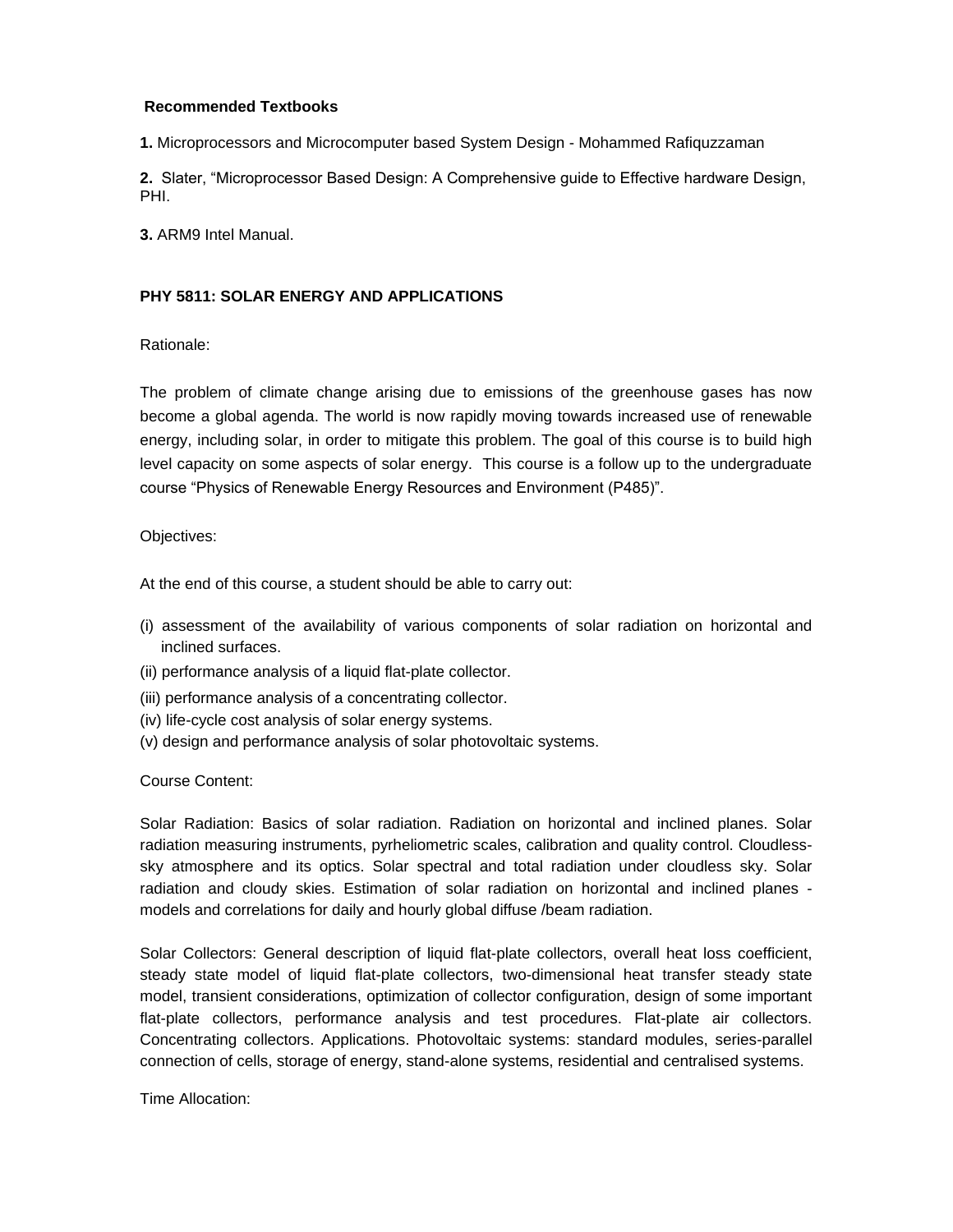**Recommended Textbooks**

**1.** Microprocessors and Microcomputer based System Design - Mohammed Rafiquzzaman

**2.** Slater, "Microprocessor Based Design: A Comprehensive guide to Effective hardware Design, PHI.

**3.** ARM9 Intel Manual.

## PHY 5811: SOLAR ENERGY AND APPLICATIONS

Rationale:

The problem of climate change arising due to emissions of the greenhouse gases has now become a global agenda. The world is now rapidly moving towards increased use of renewable energy, including solar, in order to mitigate this problem. The goal of this course is to build high level capacity on some aspects of solar energy. This course is a follow up to the undergraduate course "Physics of Renewable Energy Resources and Environment (P485)".

Objectives:

At the end of this course, a student should be able to carry out:

(i) assessment of the availability of various components of solar radiation on horizontal and inclined surfaces.
(ii) performance analysis of a liquid flat-plate collector.
(iii) performance analysis of a concentrating collector.
(iv) life-cycle cost analysis of solar energy systems.
(v) design and performance analysis of solar photovoltaic systems.

Course Content:

Solar Radiation: Basics of solar radiation. Radiation on horizontal and inclined planes. Solar radiation measuring instruments, pyrheliometric scales, calibration and quality control. Cloudless-sky atmosphere and its optics. Solar spectral and total radiation under cloudless sky. Solar radiation and cloudy skies. Estimation of solar radiation on horizontal and inclined planes - models and correlations for daily and hourly global diffuse /beam radiation.

Solar Collectors: General description of liquid flat-plate collectors, overall heat loss coefficient, steady state model of liquid flat-plate collectors, two-dimensional heat transfer steady state model, transient considerations, optimization of collector configuration, design of some important flat-plate collectors, performance analysis and test procedures. Flat-plate air collectors. Concentrating collectors. Applications. Photovoltaic systems: standard modules, series-parallel connection of cells, storage of energy, stand-alone systems, residential and centralised systems.

Time Allocation: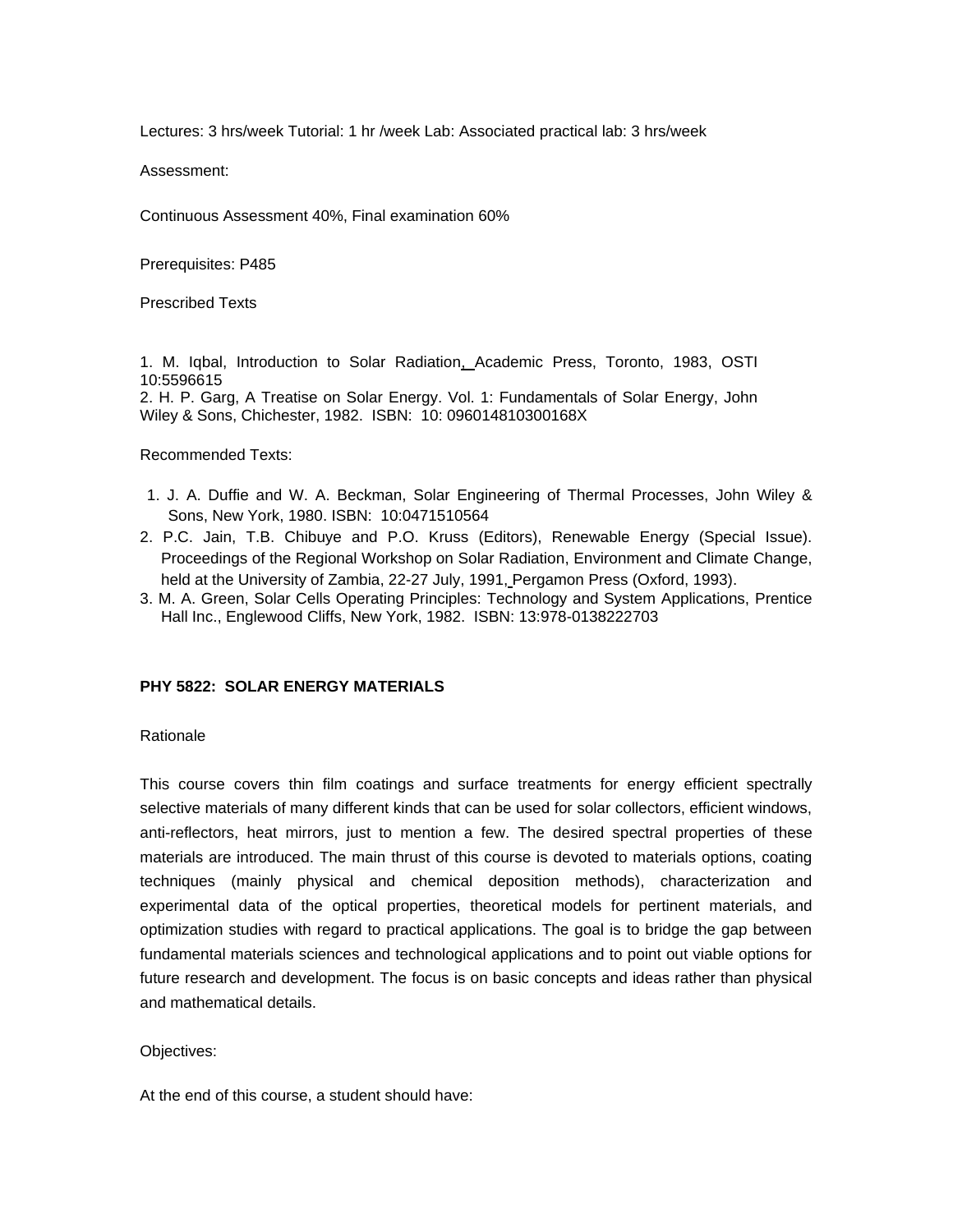Lectures: 3 hrs/week Tutorial: 1 hr /week Lab: Associated practical lab: 3 hrs/week

Assessment:

Continuous Assessment 40%, Final examination 60%

Prerequisites: P485

Prescribed Texts

1. M. Iqbal, Introduction to Solar Radiation, Academic Press, Toronto, 1983, OSTI 10:5596615
2. H. P. Garg, A Treatise on Solar Energy. Vol. 1: Fundamentals of Solar Energy, John Wiley & Sons, Chichester, 1982. ISBN: 10: 096014810300168X

Recommended Texts:

1. J. A. Duffie and W. A. Beckman, Solar Engineering of Thermal Processes, John Wiley & Sons, New York, 1980. ISBN: 10:0471510564
2. P.C. Jain, T.B. Chibuye and P.O. Kruss (Editors), Renewable Energy (Special Issue). Proceedings of the Regional Workshop on Solar Radiation, Environment and Climate Change, held at the University of Zambia, 22-27 July, 1991, Pergamon Press (Oxford, 1993).
3. M. A. Green, Solar Cells Operating Principles: Technology and System Applications, Prentice Hall Inc., Englewood Cliffs, New York, 1982. ISBN: 13:978-0138222703

**PHY 5822: SOLAR ENERGY MATERIALS**

Rationale

This course covers thin film coatings and surface treatments for energy efficient spectrally selective materials of many different kinds that can be used for solar collectors, efficient windows, anti-reflectors, heat mirrors, just to mention a few. The desired spectral properties of these materials are introduced. The main thrust of this course is devoted to materials options, coating techniques (mainly physical and chemical deposition methods), characterization and experimental data of the optical properties, theoretical models for pertinent materials, and optimization studies with regard to practical applications. The goal is to bridge the gap between fundamental materials sciences and technological applications and to point out viable options for future research and development. The focus is on basic concepts and ideas rather than physical and mathematical details.

Objectives:

At the end of this course, a student should have: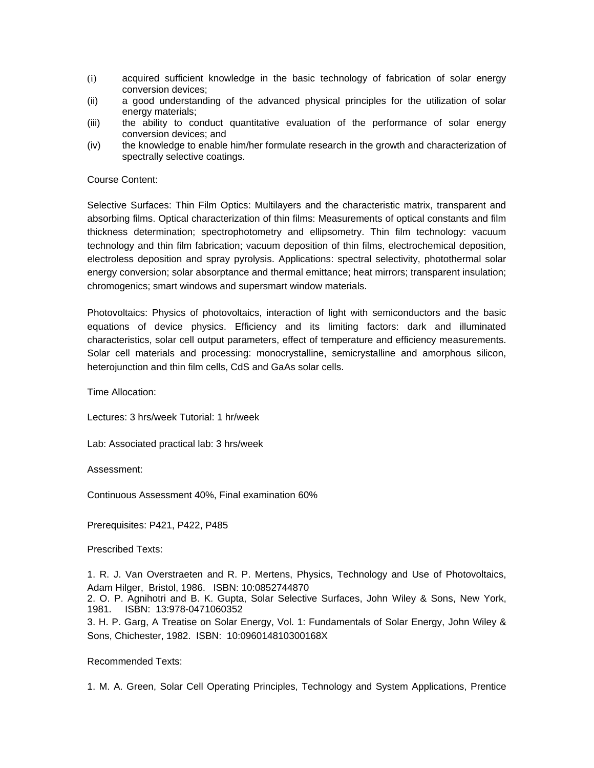(i) acquired sufficient knowledge in the basic technology of fabrication of solar energy conversion devices;
(ii) a good understanding of the advanced physical principles for the utilization of solar energy materials;
(iii) the ability to conduct quantitative evaluation of the performance of solar energy conversion devices; and
(iv) the knowledge to enable him/her formulate research in the growth and characterization of spectrally selective coatings.

Course Content:

Selective Surfaces: Thin Film Optics: Multilayers and the characteristic matrix, transparent and absorbing films. Optical characterization of thin films: Measurements of optical constants and film thickness determination; spectrophotometry and ellipsometry. Thin film technology: vacuum technology and thin film fabrication; vacuum deposition of thin films, electrochemical deposition, electroless deposition and spray pyrolysis. Applications: spectral selectivity, photothermal solar energy conversion; solar absorptance and thermal emittance; heat mirrors; transparent insulation; chromogenics; smart windows and supersmart window materials.

Photovoltaics: Physics of photovoltaics, interaction of light with semiconductors and the basic equations of device physics. Efficiency and its limiting factors: dark and illuminated characteristics, solar cell output parameters, effect of temperature and efficiency measurements. Solar cell materials and processing: monocrystalline, semicrystalline and amorphous silicon, heterojunction and thin film cells, CdS and GaAs solar cells.

Time Allocation:

Lectures: 3 hrs/week Tutorial: 1 hr/week

Lab: Associated practical lab: 3 hrs/week

Assessment:

Continuous Assessment 40%, Final examination 60%

Prerequisites: P421, P422, P485

Prescribed Texts:

1. R. J. Van Overstraeten and R. P. Mertens, Physics, Technology and Use of Photovoltaics, Adam Hilger, Bristol, 1986. ISBN: 10:0852744870
2. O. P. Agnihotri and B. K. Gupta, Solar Selective Surfaces, John Wiley & Sons, New York, 1981. ISBN: 13:978-0471060352
3. H. P. Garg, A Treatise on Solar Energy, Vol. 1: Fundamentals of Solar Energy, John Wiley & Sons, Chichester, 1982. ISBN: 10:096014810300168X

Recommended Texts:

1. M. A. Green, Solar Cell Operating Principles, Technology and System Applications, Prentice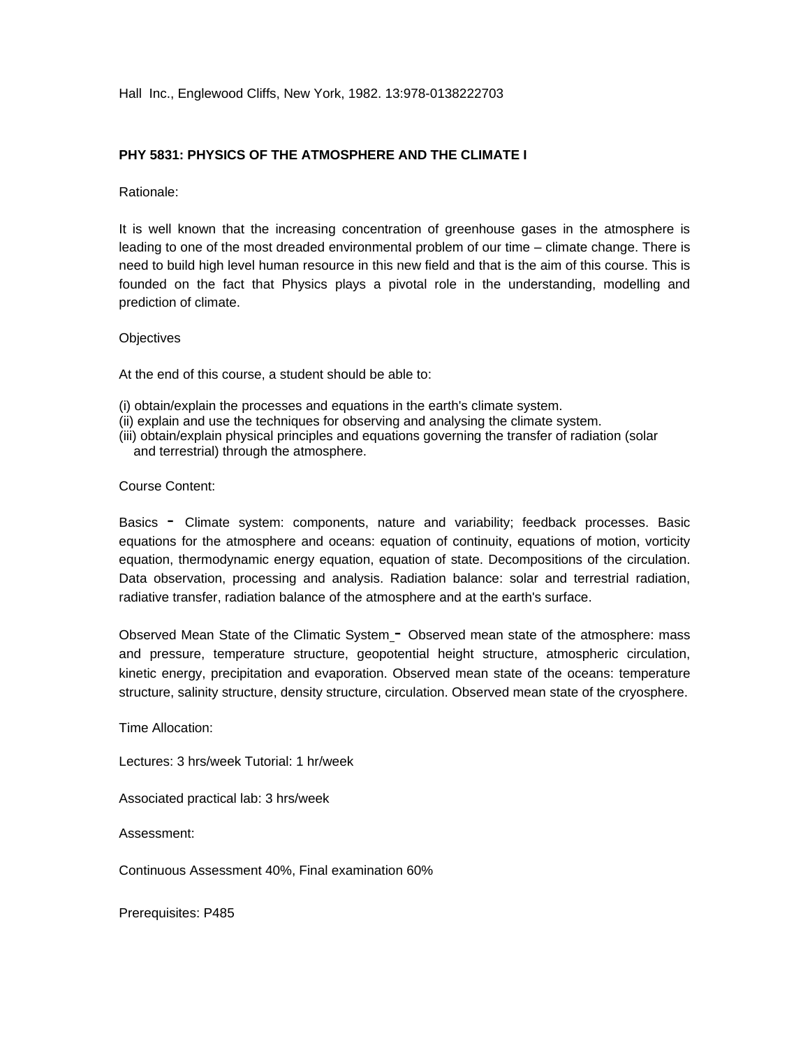Hall Inc., Englewood Cliffs, New York, 1982. 13:978-0138222703

**PHY 5831: PHYSICS OF THE ATMOSPHERE AND THE CLIMATE I**

Rationale:

It is well known that the increasing concentration of greenhouse gases in the atmosphere is leading to one of the most dreaded environmental problem of our time – climate change. There is need to build high level human resource in this new field and that is the aim of this course. This is founded on the fact that Physics plays a pivotal role in the understanding, modelling and prediction of climate.

Objectives

At the end of this course, a student should be able to:

(i) obtain/explain the processes and equations in the earth's climate system.
(ii) explain and use the techniques for observing and analysing the climate system.
(iii) obtain/explain physical principles and equations governing the transfer of radiation (solar and terrestrial) through the atmosphere.

Course Content:

Basics - Climate system: components, nature and variability; feedback processes. Basic equations for the atmosphere and oceans: equation of continuity, equations of motion, vorticity equation, thermodynamic energy equation, equation of state. Decompositions of the circulation. Data observation, processing and analysis. Radiation balance: solar and terrestrial radiation, radiative transfer, radiation balance of the atmosphere and at the earth's surface.

Observed Mean State of the Climatic System - Observed mean state of the atmosphere: mass and pressure, temperature structure, geopotential height structure, atmospheric circulation, kinetic energy, precipitation and evaporation. Observed mean state of the oceans: temperature structure, salinity structure, density structure, circulation. Observed mean state of the cryosphere.

Time Allocation:

Lectures: 3 hrs/week Tutorial: 1 hr/week

Associated practical lab: 3 hrs/week

Assessment:

Continuous Assessment 40%, Final examination 60%

Prerequisites: P485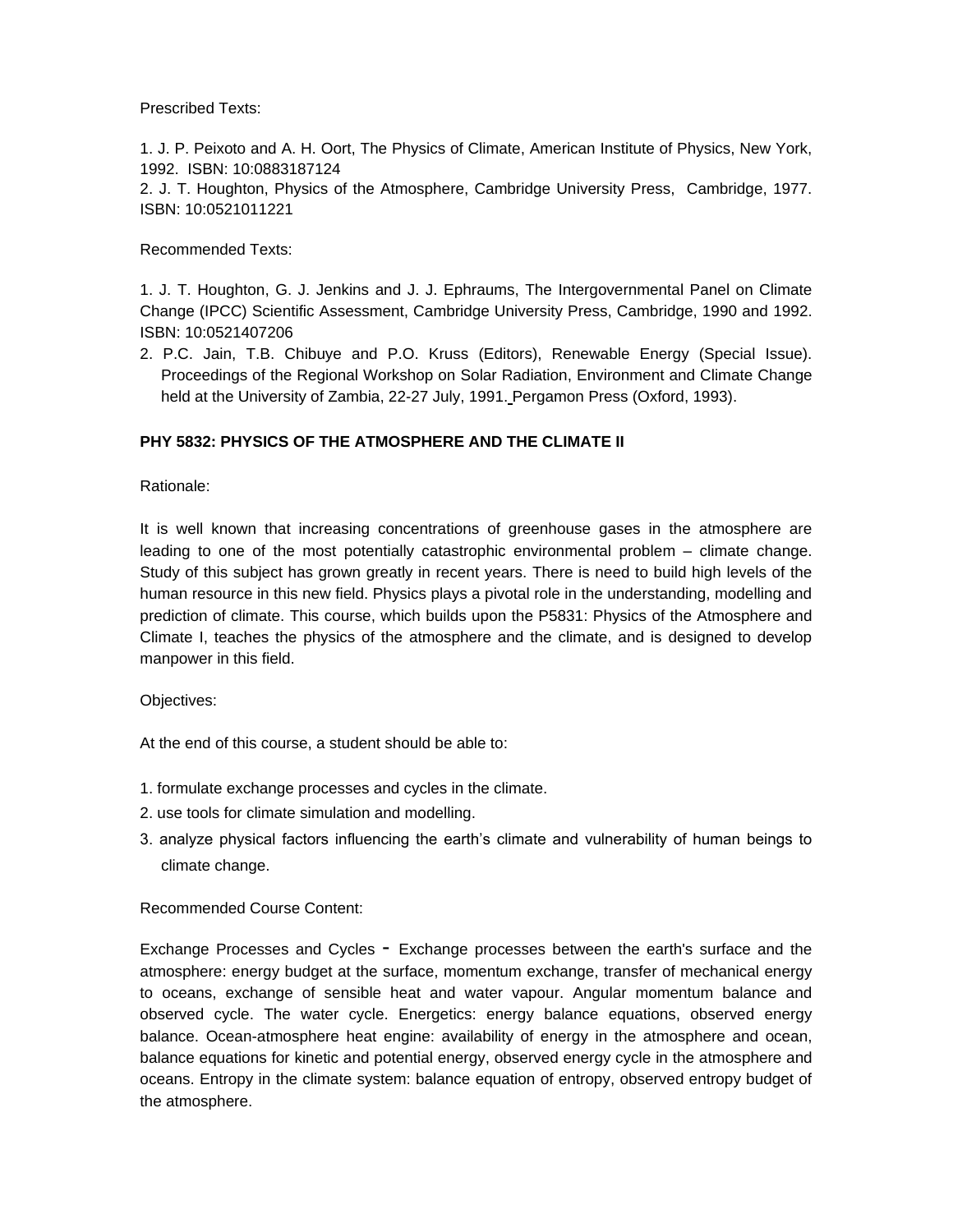Prescribed Texts:

1. J. P. Peixoto and A. H. Oort, The Physics of Climate, American Institute of Physics, New York, 1992. ISBN: 10:0883187124
2. J. T. Houghton, Physics of the Atmosphere, Cambridge University Press, Cambridge, 1977. ISBN: 10:0521011221

Recommended Texts:

1. J. T. Houghton, G. J. Jenkins and J. J. Ephraums, The Intergovernmental Panel on Climate Change (IPCC) Scientific Assessment, Cambridge University Press, Cambridge, 1990 and 1992. ISBN: 10:0521407206
2. P.C. Jain, T.B. Chibuye and P.O. Kruss (Editors), Renewable Energy (Special Issue). Proceedings of the Regional Workshop on Solar Radiation, Environment and Climate Change held at the University of Zambia, 22-27 July, 1991. Pergamon Press (Oxford, 1993).

**PHY 5832: PHYSICS OF THE ATMOSPHERE AND THE CLIMATE II**

Rationale:

It is well known that increasing concentrations of greenhouse gases in the atmosphere are leading to one of the most potentially catastrophic environmental problem – climate change. Study of this subject has grown greatly in recent years. There is need to build high levels of the human resource in this new field. Physics plays a pivotal role in the understanding, modelling and prediction of climate. This course, which builds upon the P5831: Physics of the Atmosphere and Climate I, teaches the physics of the atmosphere and the climate, and is designed to develop manpower in this field.

Objectives:

At the end of this course, a student should be able to:

1. formulate exchange processes and cycles in the climate.
2. use tools for climate simulation and modelling.
3. analyze physical factors influencing the earth's climate and vulnerability of human beings to climate change.

Recommended Course Content:

Exchange Processes and Cycles - Exchange processes between the earth's surface and the atmosphere: energy budget at the surface, momentum exchange, transfer of mechanical energy to oceans, exchange of sensible heat and water vapour. Angular momentum balance and observed cycle. The water cycle. Energetics: energy balance equations, observed energy balance. Ocean-atmosphere heat engine: availability of energy in the atmosphere and ocean, balance equations for kinetic and potential energy, observed energy cycle in the atmosphere and oceans. Entropy in the climate system: balance equation of entropy, observed entropy budget of the atmosphere.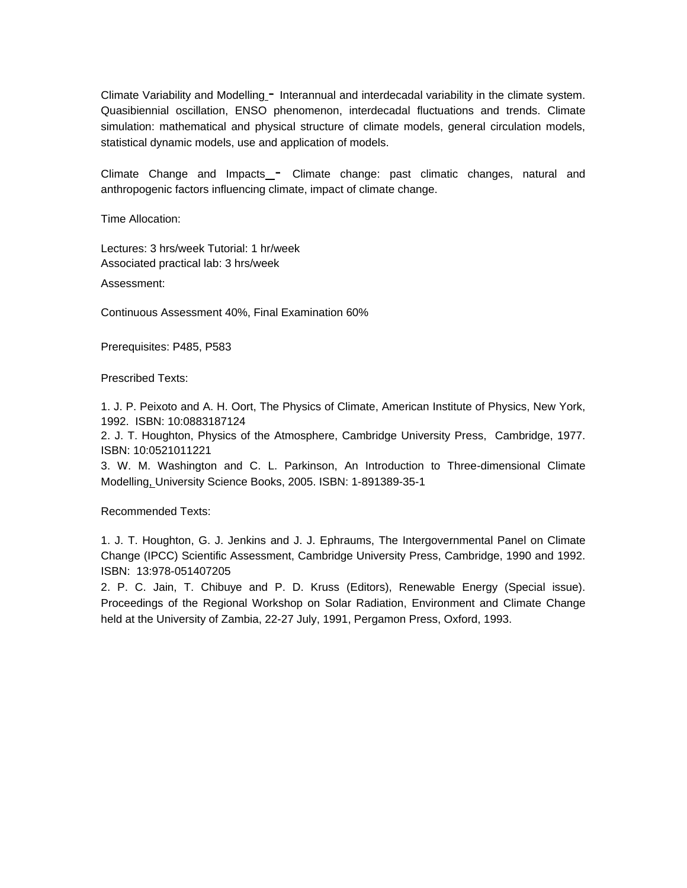Climate Variability and Modelling - Interannual and interdecadal variability in the climate system. Quasibiennial oscillation, ENSO phenomenon, interdecadal fluctuations and trends. Climate simulation: mathematical and physical structure of climate models, general circulation models, statistical dynamic models, use and application of models.

Climate Change and Impacts - Climate change: past climatic changes, natural and anthropogenic factors influencing climate, impact of climate change.

Time Allocation:

Lectures: 3 hrs/week Tutorial: 1 hr/week
Associated practical lab: 3 hrs/week

Assessment:

Continuous Assessment 40%, Final Examination 60%

Prerequisites: P485, P583

Prescribed Texts:

1. J. P. Peixoto and A. H. Oort, The Physics of Climate, American Institute of Physics, New York, 1992. ISBN: 10:0883187124
2. J. T. Houghton, Physics of the Atmosphere, Cambridge University Press, Cambridge, 1977. ISBN: 10:0521011221
3. W. M. Washington and C. L. Parkinson, An Introduction to Three-dimensional Climate Modelling, University Science Books, 2005. ISBN: 1-891389-35-1

Recommended Texts:

1. J. T. Houghton, G. J. Jenkins and J. J. Ephraums, The Intergovernmental Panel on Climate Change (IPCC) Scientific Assessment, Cambridge University Press, Cambridge, 1990 and 1992. ISBN: 13:978-051407205
2. P. C. Jain, T. Chibuye and P. D. Kruss (Editors), Renewable Energy (Special issue). Proceedings of the Regional Workshop on Solar Radiation, Environment and Climate Change held at the University of Zambia, 22-27 July, 1991, Pergamon Press, Oxford, 1993.